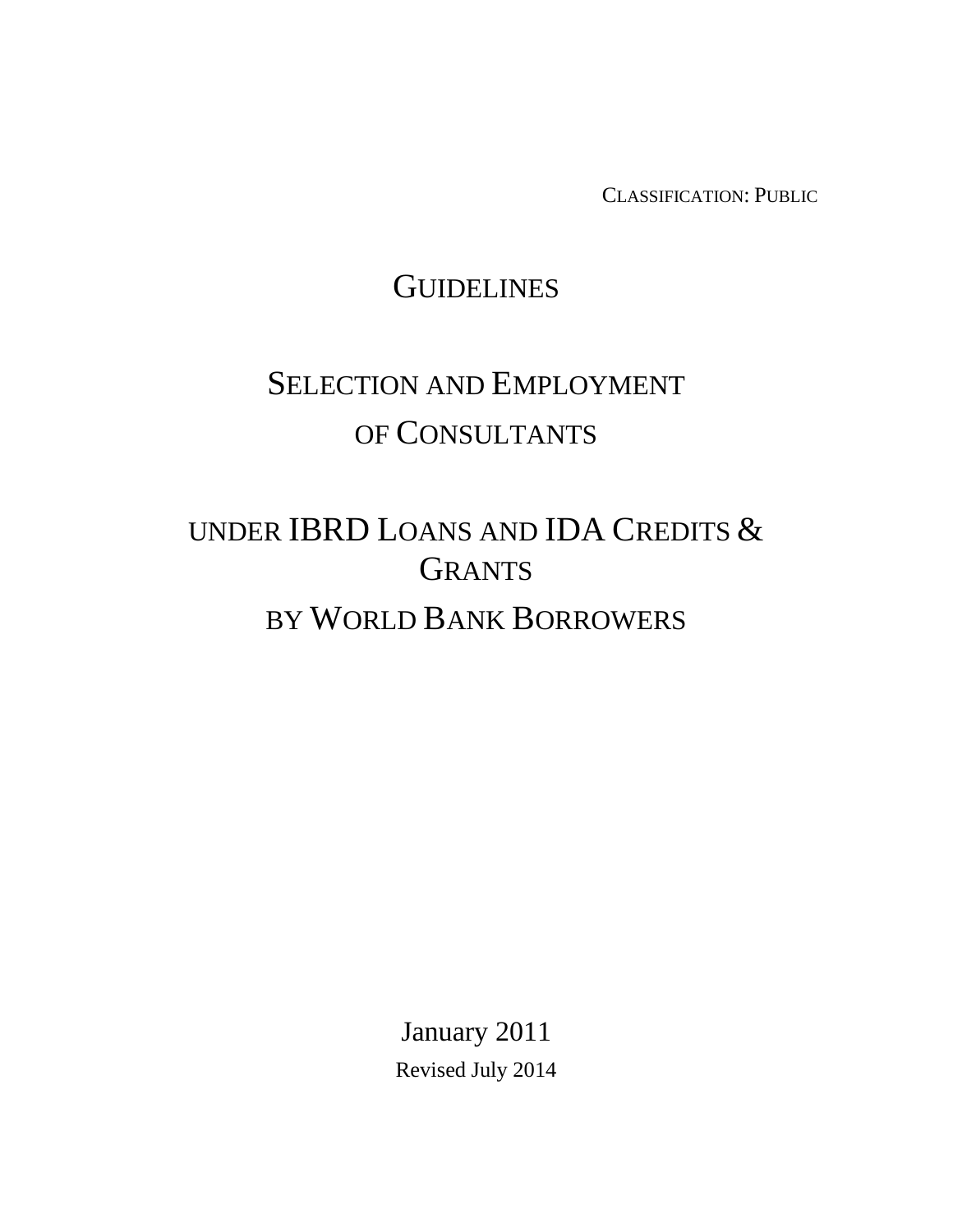CLASSIFICATION: PUBLIC

# GUIDELINES

# SELECTION AND EMPLOYMENT OF CONSULTANTS

# UNDER IBRD LOANS AND IDA CREDITS & GRANTS BY WORLD BANK BORROWERS

January 2011

Revised July 2014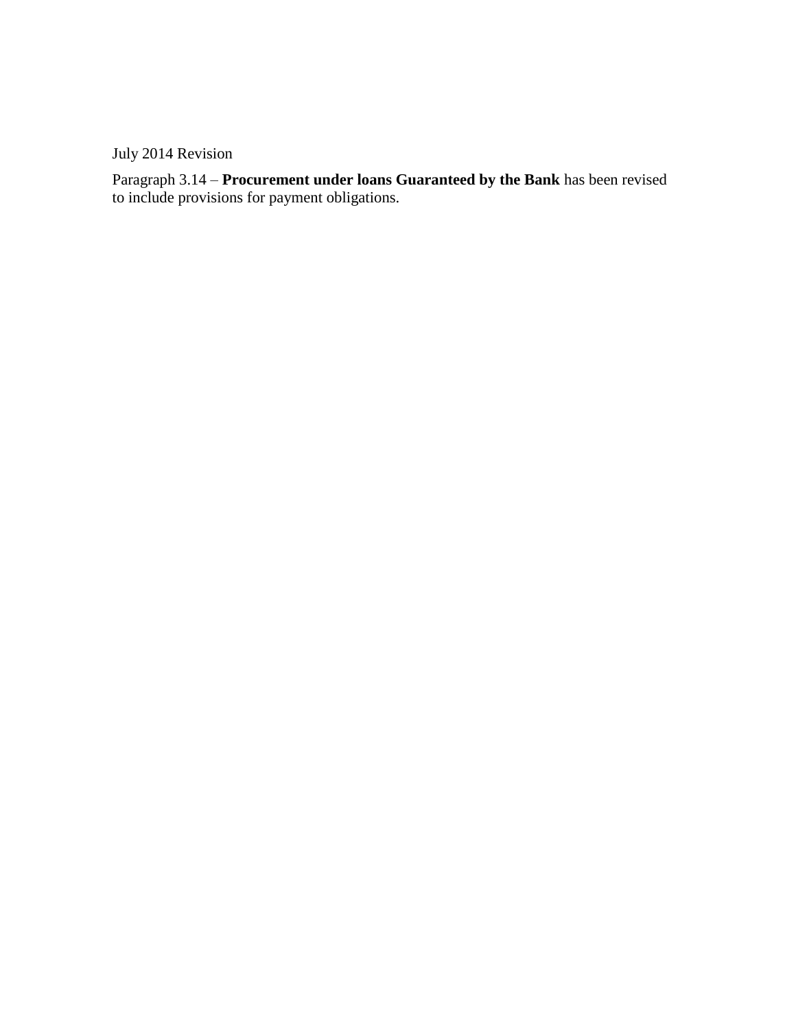July 2014 Revision

Paragraph 3.14 – **Procurement under loans Guaranteed by the Bank** has been revised to include provisions for payment obligations.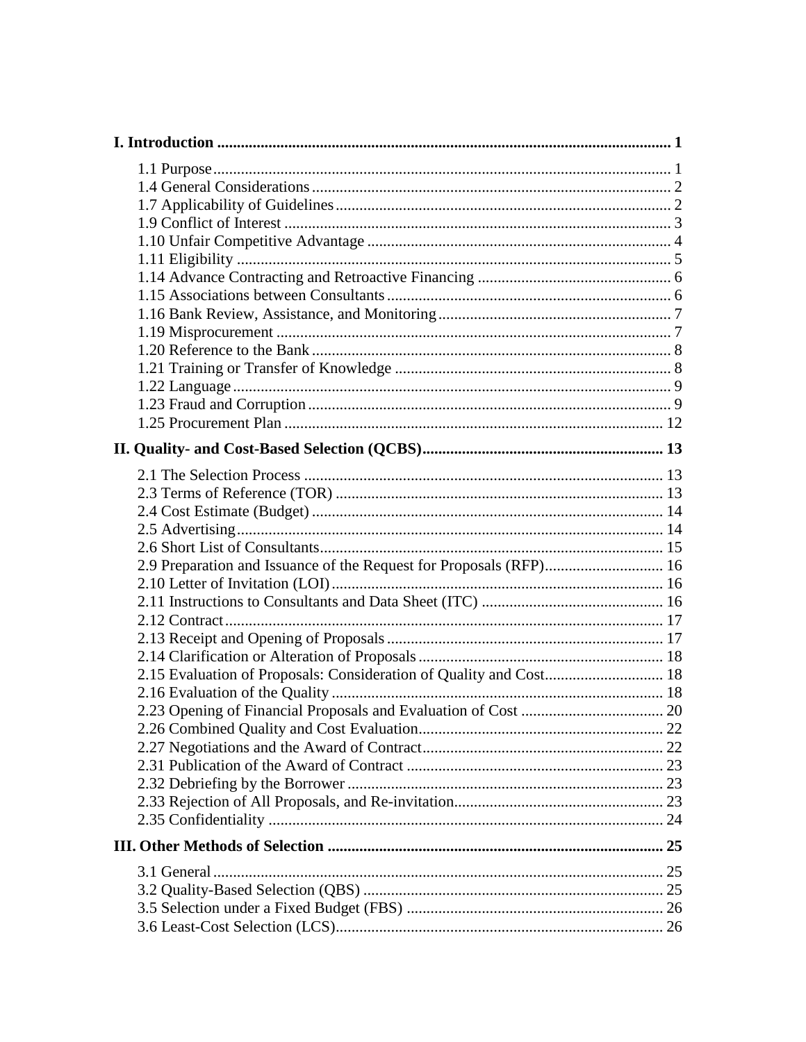**I. Introduction** .......... 1

1.1 Purpose .......... 1
1.4 General Considerations .......... 2
1.7 Applicability of Guidelines .......... 2
1.9 Conflict of Interest .......... 3
1.10 Unfair Competitive Advantage .......... 4
1.11 Eligibility .......... 5
1.14 Advance Contracting and Retroactive Financing .......... 6
1.15 Associations between Consultants .......... 6
1.16 Bank Review, Assistance, and Monitoring .......... 7
1.19 Misprocurement .......... 7
1.20 Reference to the Bank .......... 8
1.21 Training or Transfer of Knowledge .......... 8
1.22 Language .......... 9
1.23 Fraud and Corruption .......... 9
1.25 Procurement Plan .......... 12

**II. Quality- and Cost-Based Selection (QCBS)** .......... 13

2.1 The Selection Process .......... 13
2.3 Terms of Reference (TOR) .......... 13
2.4 Cost Estimate (Budget) .......... 14
2.5 Advertising .......... 14
2.6 Short List of Consultants .......... 15
2.9 Preparation and Issuance of the Request for Proposals (RFP) .......... 16
2.10 Letter of Invitation (LOI) .......... 16
2.11 Instructions to Consultants and Data Sheet (ITC) .......... 16
2.12 Contract .......... 17
2.13 Receipt and Opening of Proposals .......... 17
2.14 Clarification or Alteration of Proposals .......... 18
2.15 Evaluation of Proposals: Consideration of Quality and Cost .......... 18
2.16 Evaluation of the Quality .......... 18
2.23 Opening of Financial Proposals and Evaluation of Cost .......... 20
2.26 Combined Quality and Cost Evaluation .......... 22
2.27 Negotiations and the Award of Contract .......... 22
2.31 Publication of the Award of Contract .......... 23
2.32 Debriefing by the Borrower .......... 23
2.33 Rejection of All Proposals, and Re-invitation .......... 23
2.35 Confidentiality .......... 24

**III. Other Methods of Selection** .......... 25

3.1 General .......... 25
3.2 Quality-Based Selection (QBS) .......... 25
3.5 Selection under a Fixed Budget (FBS) .......... 26
3.6 Least-Cost Selection (LCS) .......... 26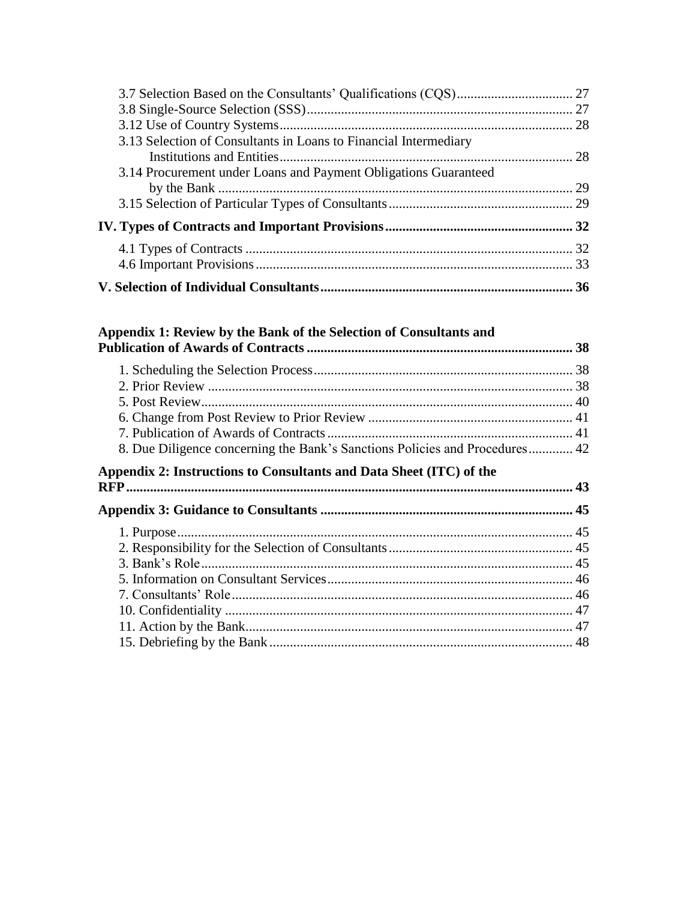3.7 Selection Based on the Consultants' Qualifications (CQS) .................................. 27
3.8 Single-Source Selection (SSS) ............................................................................. 27
3.12 Use of Country Systems ..................................................................................... 28
3.13 Selection of Consultants in Loans to Financial Intermediary Institutions and Entities ...................................................................................... 28
3.14 Procurement under Loans and Payment Obligations Guaranteed by the Bank ........................................................................................................ 29
3.15 Selection of Particular Types of Consultants ...................................................... 29

**IV. Types of Contracts and Important Provisions ...................................................... 32**

4.1 Types of Contracts ................................................................................................ 32
4.6 Important Provisions ............................................................................................. 33

**V. Selection of Individual Consultants ......................................................................... 36**

**Appendix 1: Review by the Bank of the Selection of Consultants and Publication of Awards of Contracts .............................................................................. 38**

1. Scheduling the Selection Process ............................................................................ 38
2. Prior Review ........................................................................................................... 38
5. Post Review ............................................................................................................. 40
6. Change from Post Review to Prior Review ............................................................ 41
7. Publication of Awards of Contracts ........................................................................ 41
8. Due Diligence concerning the Bank's Sanctions Policies and Procedures ............. 42

**Appendix 2: Instructions to Consultants and Data Sheet (ITC) of the RFP ................................................................................................................................. 43**

**Appendix 3: Guidance to Consultants ......................................................................... 45**

1. Purpose .................................................................................................................... 45
2. Responsibility for the Selection of Consultants ...................................................... 45
3. Bank's Role ............................................................................................................. 45
5. Information on Consultant Services ........................................................................ 46
7. Consultants' Role .................................................................................................... 46
10. Confidentiality ...................................................................................................... 47
11. Action by the Bank ................................................................................................ 47
15. Debriefing by the Bank ......................................................................................... 48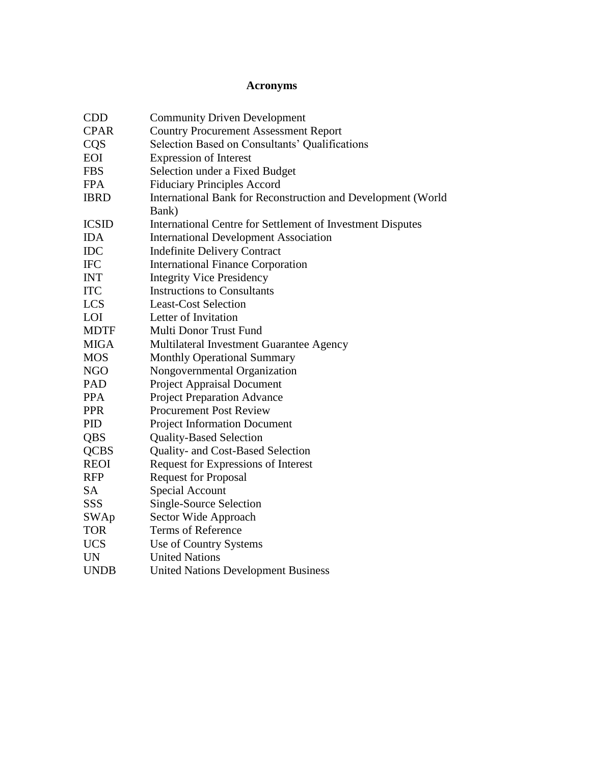# Acronyms

| | |
|---|---|
| CDD | Community Driven Development |
| CPAR | Country Procurement Assessment Report |
| CQS | Selection Based on Consultants' Qualifications |
| EOI | Expression of Interest |
| FBS | Selection under a Fixed Budget |
| FPA | Fiduciary Principles Accord |
| IBRD | International Bank for Reconstruction and Development (World Bank) |
| ICSID | International Centre for Settlement of Investment Disputes |
| IDA | International Development Association |
| IDC | Indefinite Delivery Contract |
| IFC | International Finance Corporation |
| INT | Integrity Vice Presidency |
| ITC | Instructions to Consultants |
| LCS | Least-Cost Selection |
| LOI | Letter of Invitation |
| MDTF | Multi Donor Trust Fund |
| MIGA | Multilateral Investment Guarantee Agency |
| MOS | Monthly Operational Summary |
| NGO | Nongovernmental Organization |
| PAD | Project Appraisal Document |
| PPA | Project Preparation Advance |
| PPR | Procurement Post Review |
| PID | Project Information Document |
| QBS | Quality-Based Selection |
| QCBS | Quality- and Cost-Based Selection |
| REOI | Request for Expressions of Interest |
| RFP | Request for Proposal |
| SA | Special Account |
| SSS | Single-Source Selection |
| SWAp | Sector Wide Approach |
| TOR | Terms of Reference |
| UCS | Use of Country Systems |
| UN | United Nations |
| UNDB | United Nations Development Business |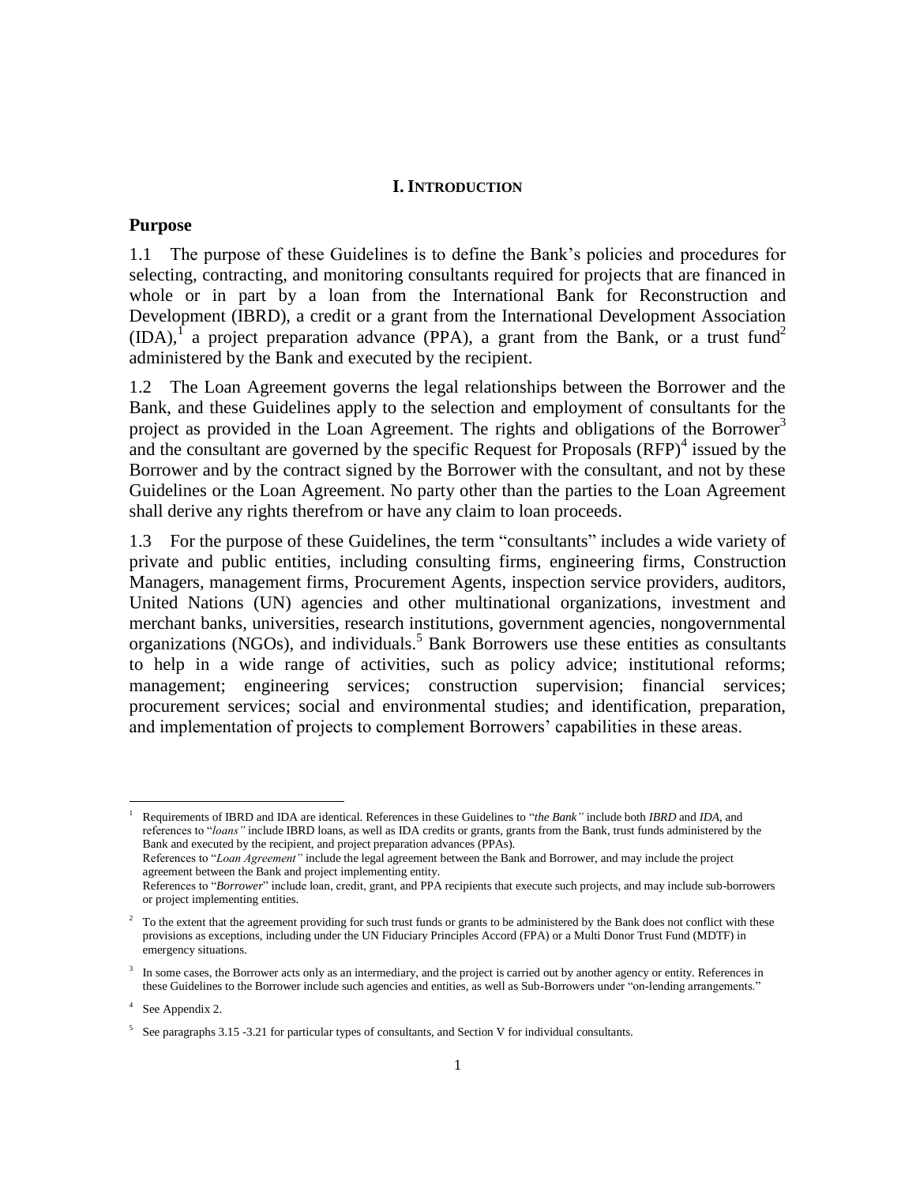## I. INTRODUCTION

### Purpose

1.1 The purpose of these Guidelines is to define the Bank's policies and procedures for selecting, contracting, and monitoring consultants required for projects that are financed in whole or in part by a loan from the International Bank for Reconstruction and Development (IBRD), a credit or a grant from the International Development Association (IDA),[1] a project preparation advance (PPA), a grant from the Bank, or a trust fund[2] administered by the Bank and executed by the recipient.

1.2 The Loan Agreement governs the legal relationships between the Borrower and the Bank, and these Guidelines apply to the selection and employment of consultants for the project as provided in the Loan Agreement. The rights and obligations of the Borrower[3] and the consultant are governed by the specific Request for Proposals (RFP)[4] issued by the Borrower and by the contract signed by the Borrower with the consultant, and not by these Guidelines or the Loan Agreement. No party other than the parties to the Loan Agreement shall derive any rights therefrom or have any claim to loan proceeds.

1.3 For the purpose of these Guidelines, the term "consultants" includes a wide variety of private and public entities, including consulting firms, engineering firms, Construction Managers, management firms, Procurement Agents, inspection service providers, auditors, United Nations (UN) agencies and other multinational organizations, investment and merchant banks, universities, research institutions, government agencies, nongovernmental organizations (NGOs), and individuals.[5] Bank Borrowers use these entities as consultants to help in a wide range of activities, such as policy advice; institutional reforms; management; engineering services; construction supervision; financial services; procurement services; social and environmental studies; and identification, preparation, and implementation of projects to complement Borrowers' capabilities in these areas.

---

[1] Requirements of IBRD and IDA are identical. References in these Guidelines to "*the Bank"* include both *IBRD* and *IDA*, and references to "*loans"* include IBRD loans, as well as IDA credits or grants, grants from the Bank, trust funds administered by the Bank and executed by the recipient, and project preparation advances (PPAs).
References to "*Loan Agreement"* include the legal agreement between the Bank and Borrower, and may include the project agreement between the Bank and project implementing entity.
References to "*Borrower*" include loan, credit, grant, and PPA recipients that execute such projects, and may include sub-borrowers or project implementing entities.

[2] To the extent that the agreement providing for such trust funds or grants to be administered by the Bank does not conflict with these provisions as exceptions, including under the UN Fiduciary Principles Accord (FPA) or a Multi Donor Trust Fund (MDTF) in emergency situations.

[3] In some cases, the Borrower acts only as an intermediary, and the project is carried out by another agency or entity. References in these Guidelines to the Borrower include such agencies and entities, as well as Sub-Borrowers under "on-lending arrangements."

[4] See Appendix 2.

[5] See paragraphs 3.15 -3.21 for particular types of consultants, and Section V for individual consultants.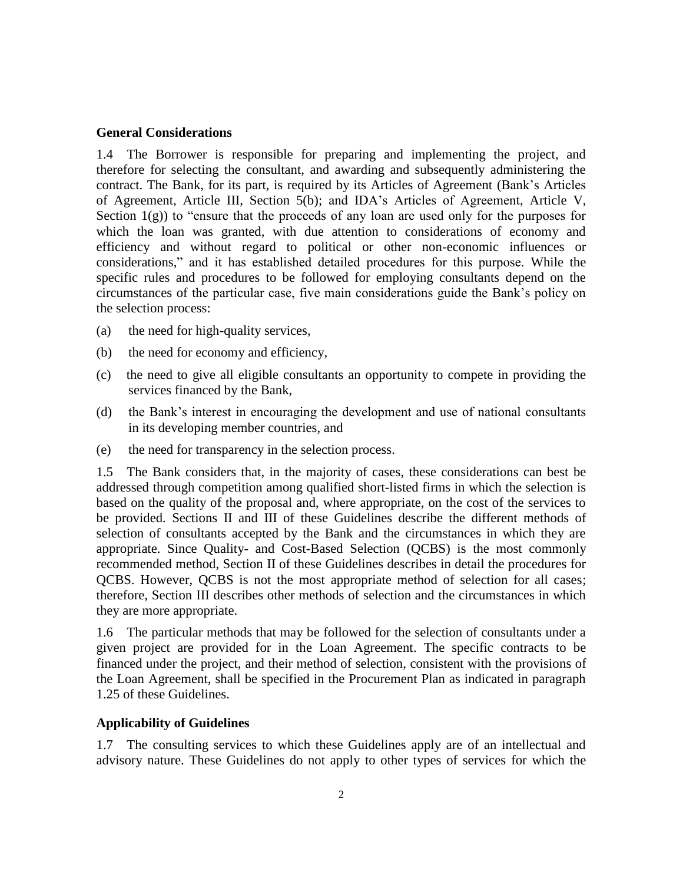### General Considerations

1.4 The Borrower is responsible for preparing and implementing the project, and therefore for selecting the consultant, and awarding and subsequently administering the contract. The Bank, for its part, is required by its Articles of Agreement (Bank's Articles of Agreement, Article III, Section 5(b); and IDA's Articles of Agreement, Article V, Section 1(g)) to "ensure that the proceeds of any loan are used only for the purposes for which the loan was granted, with due attention to considerations of economy and efficiency and without regard to political or other non-economic influences or considerations," and it has established detailed procedures for this purpose. While the specific rules and procedures to be followed for employing consultants depend on the circumstances of the particular case, five main considerations guide the Bank's policy on the selection process:

(a) the need for high-quality services,

(b) the need for economy and efficiency,

(c) the need to give all eligible consultants an opportunity to compete in providing the services financed by the Bank,

(d) the Bank's interest in encouraging the development and use of national consultants in its developing member countries, and

(e) the need for transparency in the selection process.

1.5 The Bank considers that, in the majority of cases, these considerations can best be addressed through competition among qualified short-listed firms in which the selection is based on the quality of the proposal and, where appropriate, on the cost of the services to be provided. Sections II and III of these Guidelines describe the different methods of selection of consultants accepted by the Bank and the circumstances in which they are appropriate. Since Quality- and Cost-Based Selection (QCBS) is the most commonly recommended method, Section II of these Guidelines describes in detail the procedures for QCBS. However, QCBS is not the most appropriate method of selection for all cases; therefore, Section III describes other methods of selection and the circumstances in which they are more appropriate.

1.6 The particular methods that may be followed for the selection of consultants under a given project are provided for in the Loan Agreement. The specific contracts to be financed under the project, and their method of selection, consistent with the provisions of the Loan Agreement, shall be specified in the Procurement Plan as indicated in paragraph 1.25 of these Guidelines.

### Applicability of Guidelines

1.7 The consulting services to which these Guidelines apply are of an intellectual and advisory nature. These Guidelines do not apply to other types of services for which the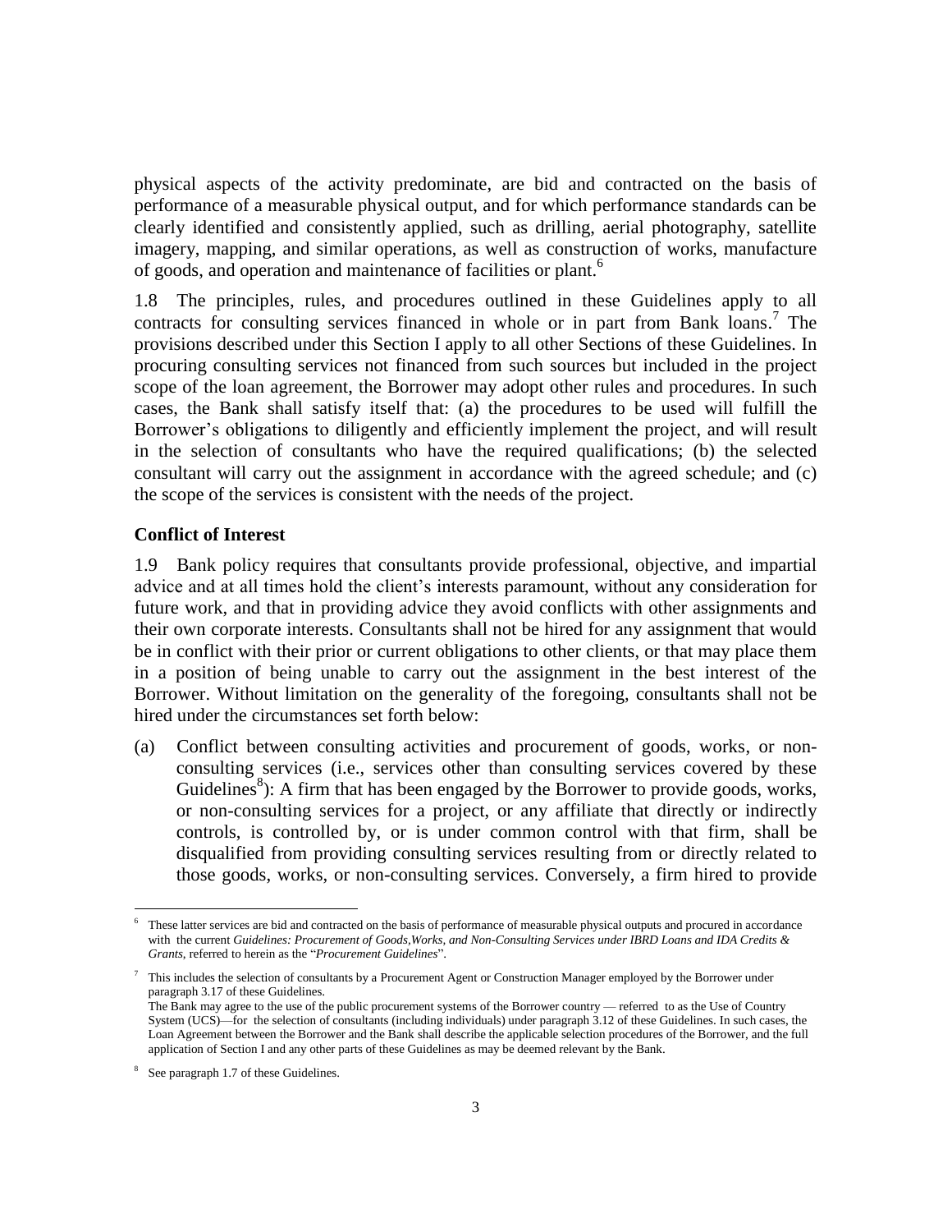physical aspects of the activity predominate, are bid and contracted on the basis of performance of a measurable physical output, and for which performance standards can be clearly identified and consistently applied, such as drilling, aerial photography, satellite imagery, mapping, and similar operations, as well as construction of works, manufacture of goods, and operation and maintenance of facilities or plant.[6]

1.8 The principles, rules, and procedures outlined in these Guidelines apply to all contracts for consulting services financed in whole or in part from Bank loans.[7] The provisions described under this Section I apply to all other Sections of these Guidelines. In procuring consulting services not financed from such sources but included in the project scope of the loan agreement, the Borrower may adopt other rules and procedures. In such cases, the Bank shall satisfy itself that: (a) the procedures to be used will fulfill the Borrower's obligations to diligently and efficiently implement the project, and will result in the selection of consultants who have the required qualifications; (b) the selected consultant will carry out the assignment in accordance with the agreed schedule; and (c) the scope of the services is consistent with the needs of the project.

**Conflict of Interest**

1.9 Bank policy requires that consultants provide professional, objective, and impartial advice and at all times hold the client's interests paramount, without any consideration for future work, and that in providing advice they avoid conflicts with other assignments and their own corporate interests. Consultants shall not be hired for any assignment that would be in conflict with their prior or current obligations to other clients, or that may place them in a position of being unable to carry out the assignment in the best interest of the Borrower. Without limitation on the generality of the foregoing, consultants shall not be hired under the circumstances set forth below:

(a) Conflict between consulting activities and procurement of goods, works, or non-consulting services (i.e., services other than consulting services covered by these Guidelines[8]): A firm that has been engaged by the Borrower to provide goods, works, or non-consulting services for a project, or any affiliate that directly or indirectly controls, is controlled by, or is under common control with that firm, shall be disqualified from providing consulting services resulting from or directly related to those goods, works, or non-consulting services. Conversely, a firm hired to provide

---

[6] These latter services are bid and contracted on the basis of performance of measurable physical outputs and procured in accordance with the current *Guidelines: Procurement of Goods,Works, and Non-Consulting Services under IBRD Loans and IDA Credits & Grants*, referred to herein as the "*Procurement Guidelines*".

[7] This includes the selection of consultants by a Procurement Agent or Construction Manager employed by the Borrower under paragraph 3.17 of these Guidelines.
The Bank may agree to the use of the public procurement systems of the Borrower country — referred to as the Use of Country System (UCS)—for the selection of consultants (including individuals) under paragraph 3.12 of these Guidelines. In such cases, the Loan Agreement between the Borrower and the Bank shall describe the applicable selection procedures of the Borrower, and the full application of Section I and any other parts of these Guidelines as may be deemed relevant by the Bank.

[8] See paragraph 1.7 of these Guidelines.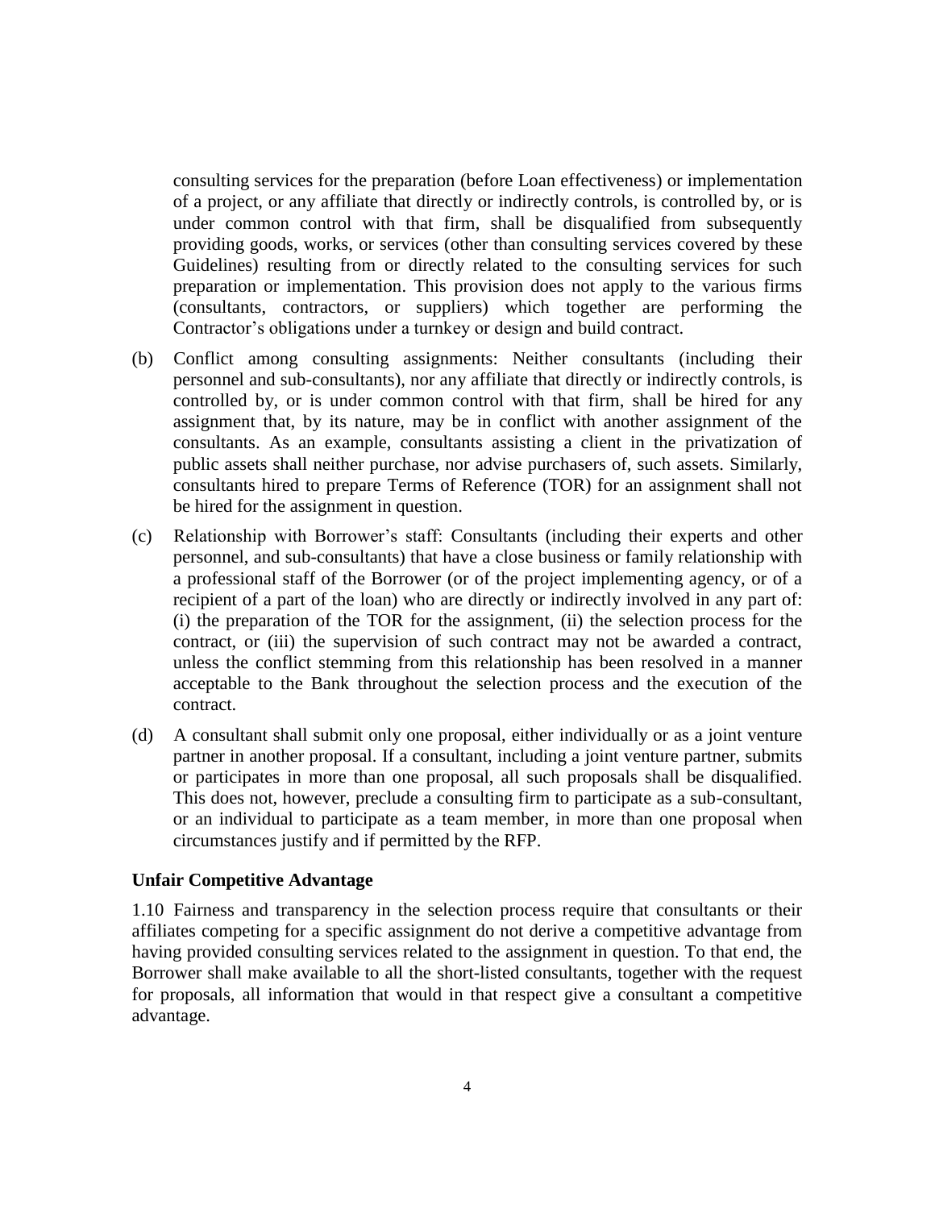consulting services for the preparation (before Loan effectiveness) or implementation of a project, or any affiliate that directly or indirectly controls, is controlled by, or is under common control with that firm, shall be disqualified from subsequently providing goods, works, or services (other than consulting services covered by these Guidelines) resulting from or directly related to the consulting services for such preparation or implementation. This provision does not apply to the various firms (consultants, contractors, or suppliers) which together are performing the Contractor's obligations under a turnkey or design and build contract.

(b) Conflict among consulting assignments: Neither consultants (including their personnel and sub-consultants), nor any affiliate that directly or indirectly controls, is controlled by, or is under common control with that firm, shall be hired for any assignment that, by its nature, may be in conflict with another assignment of the consultants. As an example, consultants assisting a client in the privatization of public assets shall neither purchase, nor advise purchasers of, such assets. Similarly, consultants hired to prepare Terms of Reference (TOR) for an assignment shall not be hired for the assignment in question.

(c) Relationship with Borrower's staff: Consultants (including their experts and other personnel, and sub-consultants) that have a close business or family relationship with a professional staff of the Borrower (or of the project implementing agency, or of a recipient of a part of the loan) who are directly or indirectly involved in any part of: (i) the preparation of the TOR for the assignment, (ii) the selection process for the contract, or (iii) the supervision of such contract may not be awarded a contract, unless the conflict stemming from this relationship has been resolved in a manner acceptable to the Bank throughout the selection process and the execution of the contract.

(d) A consultant shall submit only one proposal, either individually or as a joint venture partner in another proposal. If a consultant, including a joint venture partner, submits or participates in more than one proposal, all such proposals shall be disqualified. This does not, however, preclude a consulting firm to participate as a sub-consultant, or an individual to participate as a team member, in more than one proposal when circumstances justify and if permitted by the RFP.

**Unfair Competitive Advantage**

1.10 Fairness and transparency in the selection process require that consultants or their affiliates competing for a specific assignment do not derive a competitive advantage from having provided consulting services related to the assignment in question. To that end, the Borrower shall make available to all the short-listed consultants, together with the request for proposals, all information that would in that respect give a consultant a competitive advantage.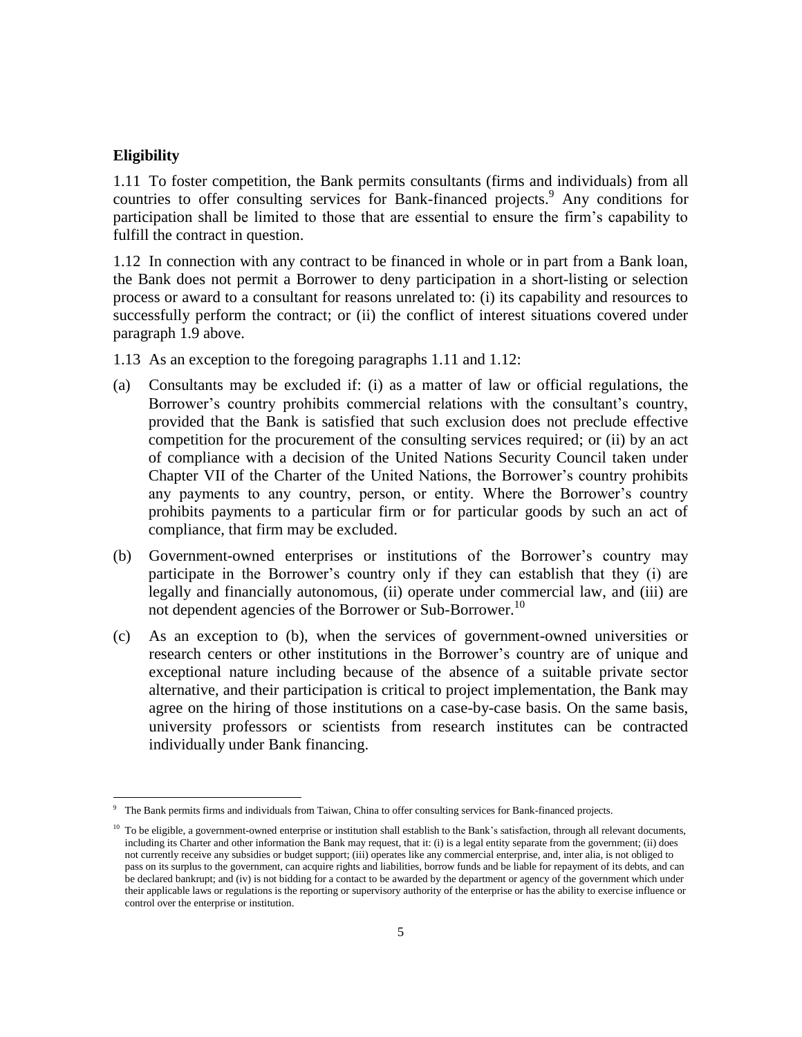**Eligibility**

1.11 To foster competition, the Bank permits consultants (firms and individuals) from all countries to offer consulting services for Bank-financed projects.[9] Any conditions for participation shall be limited to those that are essential to ensure the firm's capability to fulfill the contract in question.

1.12 In connection with any contract to be financed in whole or in part from a Bank loan, the Bank does not permit a Borrower to deny participation in a short-listing or selection process or award to a consultant for reasons unrelated to: (i) its capability and resources to successfully perform the contract; or (ii) the conflict of interest situations covered under paragraph 1.9 above.

1.13 As an exception to the foregoing paragraphs 1.11 and 1.12:

(a) Consultants may be excluded if: (i) as a matter of law or official regulations, the Borrower's country prohibits commercial relations with the consultant's country, provided that the Bank is satisfied that such exclusion does not preclude effective competition for the procurement of the consulting services required; or (ii) by an act of compliance with a decision of the United Nations Security Council taken under Chapter VII of the Charter of the United Nations, the Borrower's country prohibits any payments to any country, person, or entity. Where the Borrower's country prohibits payments to a particular firm or for particular goods by such an act of compliance, that firm may be excluded.

(b) Government-owned enterprises or institutions of the Borrower's country may participate in the Borrower's country only if they can establish that they (i) are legally and financially autonomous, (ii) operate under commercial law, and (iii) are not dependent agencies of the Borrower or Sub-Borrower.[10]

(c) As an exception to (b), when the services of government-owned universities or research centers or other institutions in the Borrower's country are of unique and exceptional nature including because of the absence of a suitable private sector alternative, and their participation is critical to project implementation, the Bank may agree on the hiring of those institutions on a case-by-case basis. On the same basis, university professors or scientists from research institutes can be contracted individually under Bank financing.

---

[9] The Bank permits firms and individuals from Taiwan, China to offer consulting services for Bank-financed projects.

[10] To be eligible, a government-owned enterprise or institution shall establish to the Bank's satisfaction, through all relevant documents, including its Charter and other information the Bank may request, that it: (i) is a legal entity separate from the government; (ii) does not currently receive any subsidies or budget support; (iii) operates like any commercial enterprise, and, inter alia, is not obliged to pass on its surplus to the government, can acquire rights and liabilities, borrow funds and be liable for repayment of its debts, and can be declared bankrupt; and (iv) is not bidding for a contact to be awarded by the department or agency of the government which under their applicable laws or regulations is the reporting or supervisory authority of the enterprise or has the ability to exercise influence or control over the enterprise or institution.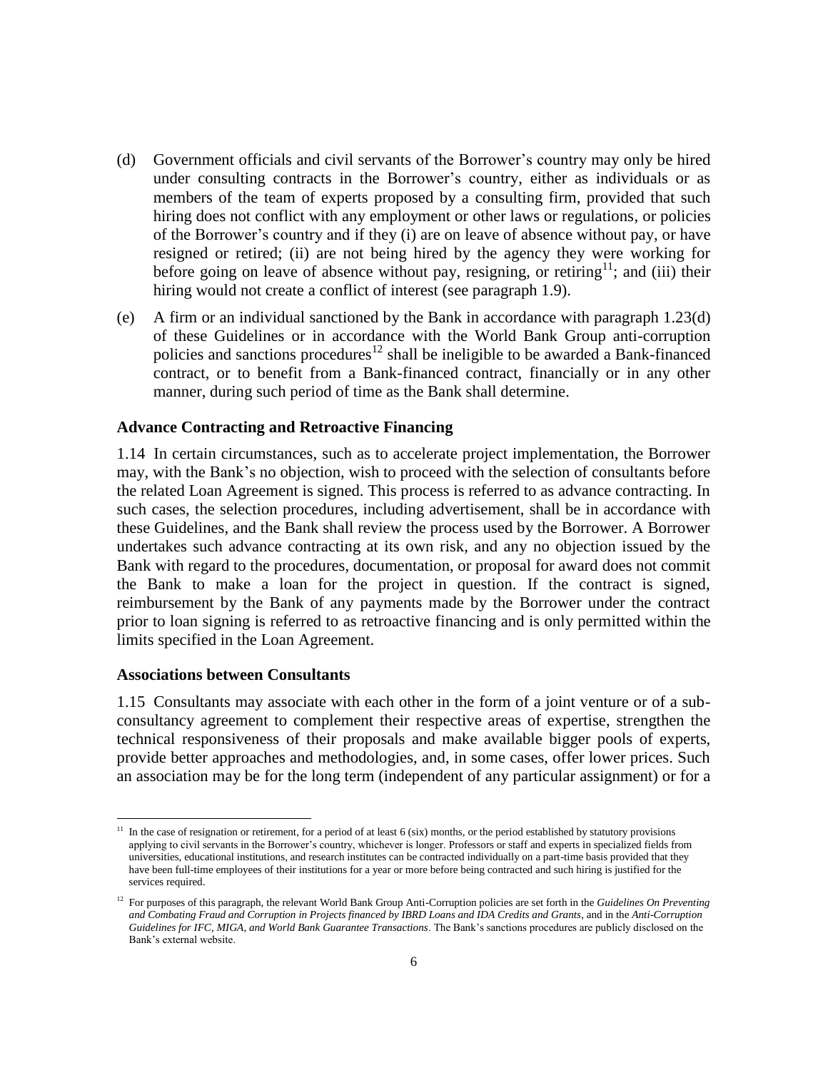(d) Government officials and civil servants of the Borrower's country may only be hired under consulting contracts in the Borrower's country, either as individuals or as members of the team of experts proposed by a consulting firm, provided that such hiring does not conflict with any employment or other laws or regulations, or policies of the Borrower's country and if they (i) are on leave of absence without pay, or have resigned or retired; (ii) are not being hired by the agency they were working for before going on leave of absence without pay, resigning, or retiring[11]; and (iii) their hiring would not create a conflict of interest (see paragraph 1.9).

(e) A firm or an individual sanctioned by the Bank in accordance with paragraph 1.23(d) of these Guidelines or in accordance with the World Bank Group anti-corruption policies and sanctions procedures[12] shall be ineligible to be awarded a Bank-financed contract, or to benefit from a Bank-financed contract, financially or in any other manner, during such period of time as the Bank shall determine.

### Advance Contracting and Retroactive Financing

1.14 In certain circumstances, such as to accelerate project implementation, the Borrower may, with the Bank's no objection, wish to proceed with the selection of consultants before the related Loan Agreement is signed. This process is referred to as advance contracting. In such cases, the selection procedures, including advertisement, shall be in accordance with these Guidelines, and the Bank shall review the process used by the Borrower. A Borrower undertakes such advance contracting at its own risk, and any no objection issued by the Bank with regard to the procedures, documentation, or proposal for award does not commit the Bank to make a loan for the project in question. If the contract is signed, reimbursement by the Bank of any payments made by the Borrower under the contract prior to loan signing is referred to as retroactive financing and is only permitted within the limits specified in the Loan Agreement.

### Associations between Consultants

1.15 Consultants may associate with each other in the form of a joint venture or of a sub-consultancy agreement to complement their respective areas of expertise, strengthen the technical responsiveness of their proposals and make available bigger pools of experts, provide better approaches and methodologies, and, in some cases, offer lower prices. Such an association may be for the long term (independent of any particular assignment) or for a

---

[11] In the case of resignation or retirement, for a period of at least 6 (six) months, or the period established by statutory provisions applying to civil servants in the Borrower's country, whichever is longer. Professors or staff and experts in specialized fields from universities, educational institutions, and research institutes can be contracted individually on a part-time basis provided that they have been full-time employees of their institutions for a year or more before being contracted and such hiring is justified for the services required.

[12] For purposes of this paragraph, the relevant World Bank Group Anti-Corruption policies are set forth in the *Guidelines On Preventing and Combating Fraud and Corruption in Projects financed by IBRD Loans and IDA Credits and Grants*, and in the *Anti-Corruption Guidelines for IFC, MIGA, and World Bank Guarantee Transactions*. The Bank's sanctions procedures are publicly disclosed on the Bank's external website.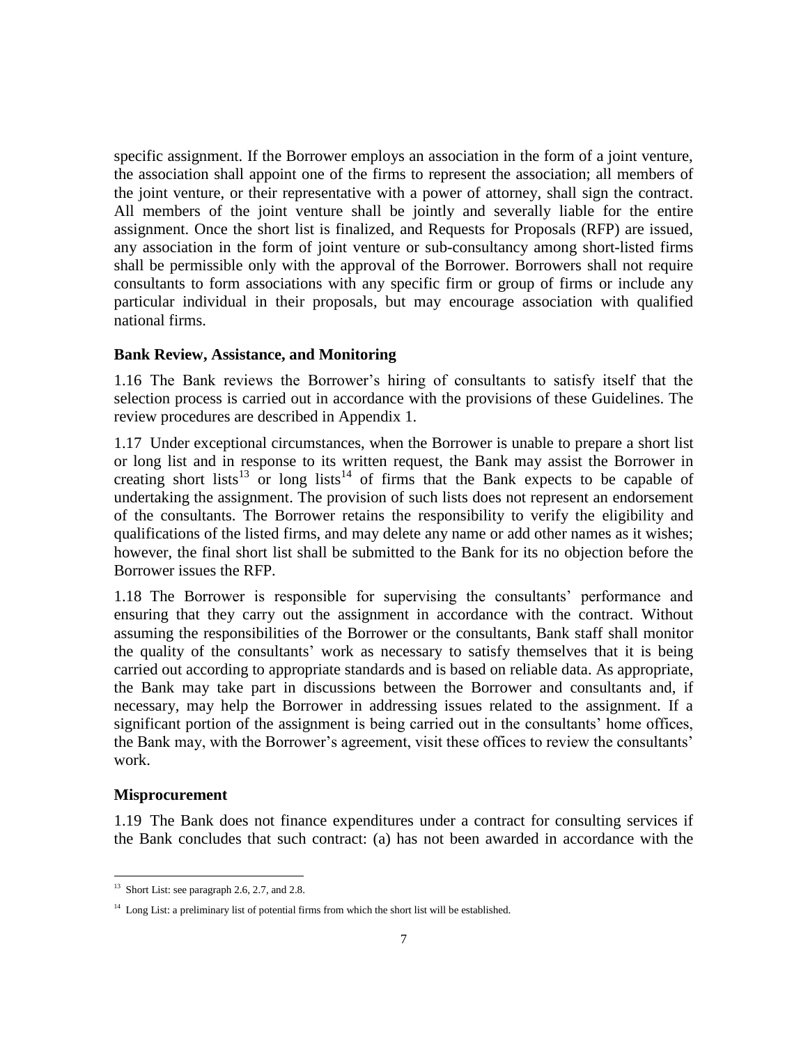specific assignment. If the Borrower employs an association in the form of a joint venture, the association shall appoint one of the firms to represent the association; all members of the joint venture, or their representative with a power of attorney, shall sign the contract. All members of the joint venture shall be jointly and severally liable for the entire assignment. Once the short list is finalized, and Requests for Proposals (RFP) are issued, any association in the form of joint venture or sub-consultancy among short-listed firms shall be permissible only with the approval of the Borrower. Borrowers shall not require consultants to form associations with any specific firm or group of firms or include any particular individual in their proposals, but may encourage association with qualified national firms.

**Bank Review, Assistance, and Monitoring**

1.16 The Bank reviews the Borrower's hiring of consultants to satisfy itself that the selection process is carried out in accordance with the provisions of these Guidelines. The review procedures are described in Appendix 1.

1.17 Under exceptional circumstances, when the Borrower is unable to prepare a short list or long list and in response to its written request, the Bank may assist the Borrower in creating short lists[13] or long lists[14] of firms that the Bank expects to be capable of undertaking the assignment. The provision of such lists does not represent an endorsement of the consultants. The Borrower retains the responsibility to verify the eligibility and qualifications of the listed firms, and may delete any name or add other names as it wishes; however, the final short list shall be submitted to the Bank for its no objection before the Borrower issues the RFP.

1.18 The Borrower is responsible for supervising the consultants' performance and ensuring that they carry out the assignment in accordance with the contract. Without assuming the responsibilities of the Borrower or the consultants, Bank staff shall monitor the quality of the consultants' work as necessary to satisfy themselves that it is being carried out according to appropriate standards and is based on reliable data. As appropriate, the Bank may take part in discussions between the Borrower and consultants and, if necessary, may help the Borrower in addressing issues related to the assignment. If a significant portion of the assignment is being carried out in the consultants' home offices, the Bank may, with the Borrower's agreement, visit these offices to review the consultants' work.

**Misprocurement**

1.19 The Bank does not finance expenditures under a contract for consulting services if the Bank concludes that such contract: (a) has not been awarded in accordance with the

---

[13] Short List: see paragraph 2.6, 2.7, and 2.8.

[14] Long List: a preliminary list of potential firms from which the short list will be established.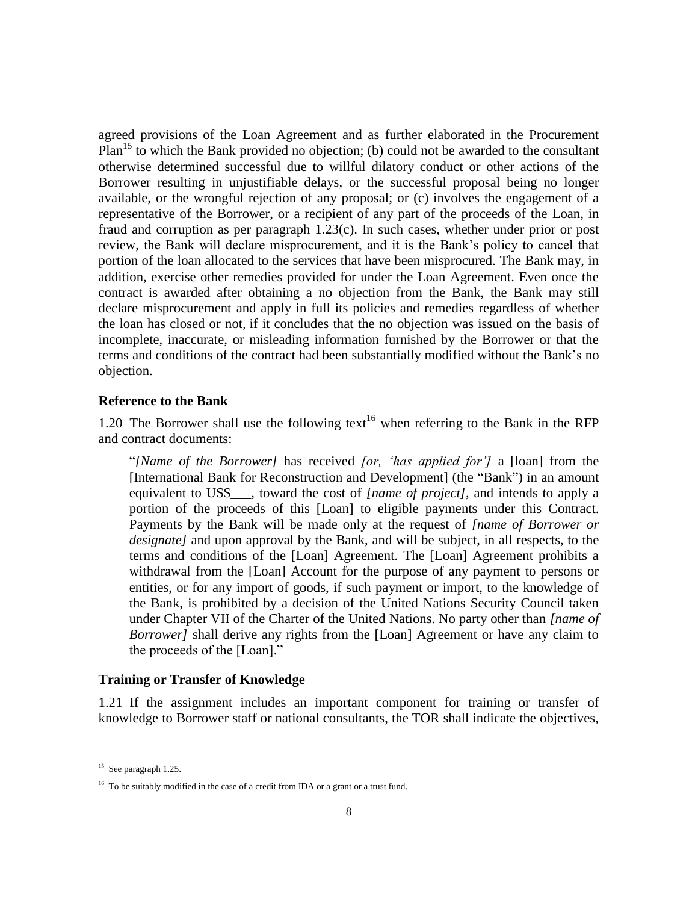agreed provisions of the Loan Agreement and as further elaborated in the Procurement Plan[15] to which the Bank provided no objection; (b) could not be awarded to the consultant otherwise determined successful due to willful dilatory conduct or other actions of the Borrower resulting in unjustifiable delays, or the successful proposal being no longer available, or the wrongful rejection of any proposal; or (c) involves the engagement of a representative of the Borrower, or a recipient of any part of the proceeds of the Loan, in fraud and corruption as per paragraph 1.23(c). In such cases, whether under prior or post review, the Bank will declare misprocurement, and it is the Bank's policy to cancel that portion of the loan allocated to the services that have been misprocured. The Bank may, in addition, exercise other remedies provided for under the Loan Agreement. Even once the contract is awarded after obtaining a no objection from the Bank, the Bank may still declare misprocurement and apply in full its policies and remedies regardless of whether the loan has closed or not, if it concludes that the no objection was issued on the basis of incomplete, inaccurate, or misleading information furnished by the Borrower or that the terms and conditions of the contract had been substantially modified without the Bank's no objection.

### Reference to the Bank

1.20 The Borrower shall use the following text[16] when referring to the Bank in the RFP and contract documents:

> "*[Name of the Borrower]* has received *[or, 'has applied for']* a [loan] from the [International Bank for Reconstruction and Development] (the "Bank") in an amount equivalent to US$___, toward the cost of *[name of project]*, and intends to apply a portion of the proceeds of this [Loan] to eligible payments under this Contract. Payments by the Bank will be made only at the request of *[name of Borrower or designate]* and upon approval by the Bank, and will be subject, in all respects, to the terms and conditions of the [Loan] Agreement. The [Loan] Agreement prohibits a withdrawal from the [Loan] Account for the purpose of any payment to persons or entities, or for any import of goods, if such payment or import, to the knowledge of the Bank, is prohibited by a decision of the United Nations Security Council taken under Chapter VII of the Charter of the United Nations. No party other than *[name of Borrower]* shall derive any rights from the [Loan] Agreement or have any claim to the proceeds of the [Loan]."

### Training or Transfer of Knowledge

1.21 If the assignment includes an important component for training or transfer of knowledge to Borrower staff or national consultants, the TOR shall indicate the objectives,

---

[15] See paragraph 1.25.

[16] To be suitably modified in the case of a credit from IDA or a grant or a trust fund.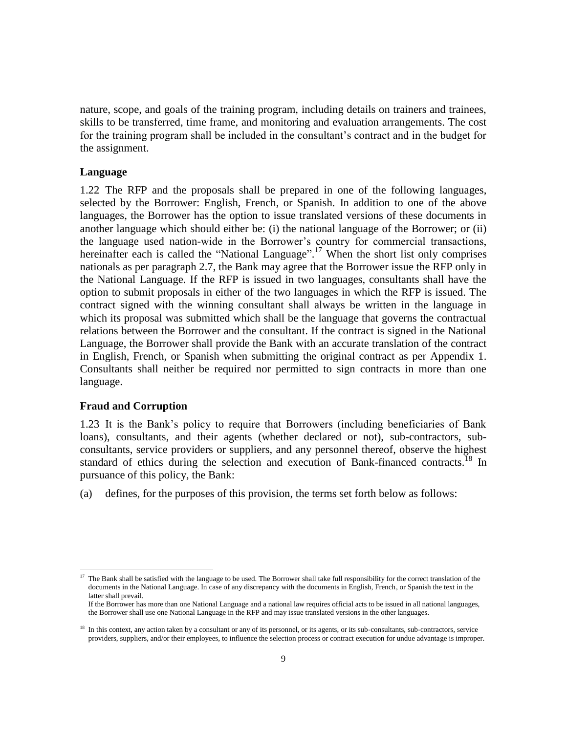nature, scope, and goals of the training program, including details on trainers and trainees, skills to be transferred, time frame, and monitoring and evaluation arrangements. The cost for the training program shall be included in the consultant's contract and in the budget for the assignment.

### Language

1.22 The RFP and the proposals shall be prepared in one of the following languages, selected by the Borrower: English, French, or Spanish. In addition to one of the above languages, the Borrower has the option to issue translated versions of these documents in another language which should either be: (i) the national language of the Borrower; or (ii) the language used nation-wide in the Borrower's country for commercial transactions, hereinafter each is called the "National Language".[17] When the short list only comprises nationals as per paragraph 2.7, the Bank may agree that the Borrower issue the RFP only in the National Language. If the RFP is issued in two languages, consultants shall have the option to submit proposals in either of the two languages in which the RFP is issued. The contract signed with the winning consultant shall always be written in the language in which its proposal was submitted which shall be the language that governs the contractual relations between the Borrower and the consultant. If the contract is signed in the National Language, the Borrower shall provide the Bank with an accurate translation of the contract in English, French, or Spanish when submitting the original contract as per Appendix 1. Consultants shall neither be required nor permitted to sign contracts in more than one language.

### Fraud and Corruption

1.23 It is the Bank's policy to require that Borrowers (including beneficiaries of Bank loans), consultants, and their agents (whether declared or not), sub-contractors, sub-consultants, service providers or suppliers, and any personnel thereof, observe the highest standard of ethics during the selection and execution of Bank-financed contracts.[18] In pursuance of this policy, the Bank:

(a) defines, for the purposes of this provision, the terms set forth below as follows:

---

[17] The Bank shall be satisfied with the language to be used. The Borrower shall take full responsibility for the correct translation of the documents in the National Language. In case of any discrepancy with the documents in English, French, or Spanish the text in the latter shall prevail.
If the Borrower has more than one National Language and a national law requires official acts to be issued in all national languages, the Borrower shall use one National Language in the RFP and may issue translated versions in the other languages.

[18] In this context, any action taken by a consultant or any of its personnel, or its agents, or its sub-consultants, sub-contractors, service providers, suppliers, and/or their employees, to influence the selection process or contract execution for undue advantage is improper.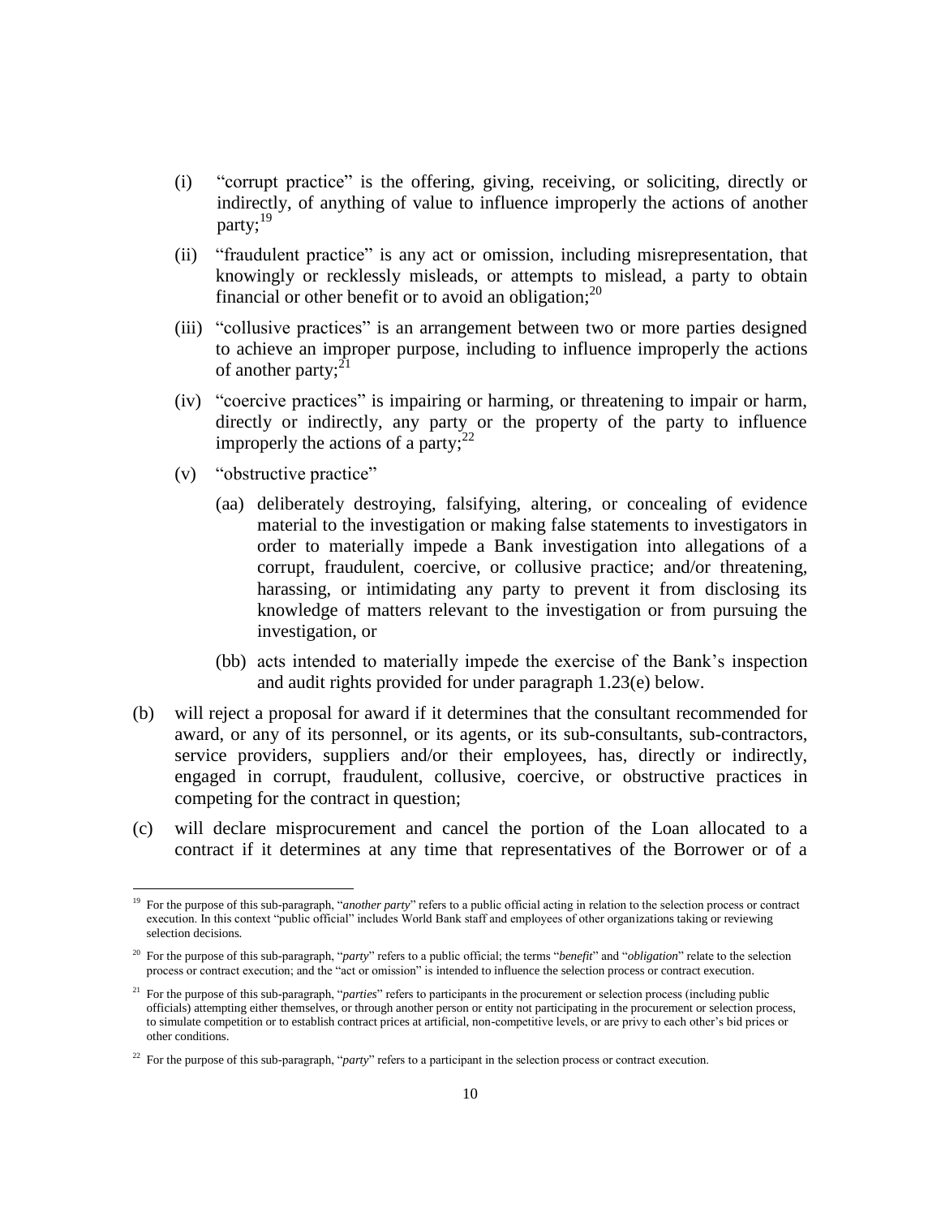(i) "corrupt practice" is the offering, giving, receiving, or soliciting, directly or indirectly, of anything of value to influence improperly the actions of another party;[19]

(ii) "fraudulent practice" is any act or omission, including misrepresentation, that knowingly or recklessly misleads, or attempts to mislead, a party to obtain financial or other benefit or to avoid an obligation;[20]

(iii) "collusive practices" is an arrangement between two or more parties designed to achieve an improper purpose, including to influence improperly the actions of another party;[21]

(iv) "coercive practices" is impairing or harming, or threatening to impair or harm, directly or indirectly, any party or the property of the party to influence improperly the actions of a party;[22]

(v) "obstructive practice"

(aa) deliberately destroying, falsifying, altering, or concealing of evidence material to the investigation or making false statements to investigators in order to materially impede a Bank investigation into allegations of a corrupt, fraudulent, coercive, or collusive practice; and/or threatening, harassing, or intimidating any party to prevent it from disclosing its knowledge of matters relevant to the investigation or from pursuing the investigation, or

(bb) acts intended to materially impede the exercise of the Bank's inspection and audit rights provided for under paragraph 1.23(e) below.

(b) will reject a proposal for award if it determines that the consultant recommended for award, or any of its personnel, or its agents, or its sub-consultants, sub-contractors, service providers, suppliers and/or their employees, has, directly or indirectly, engaged in corrupt, fraudulent, collusive, coercive, or obstructive practices in competing for the contract in question;

(c) will declare misprocurement and cancel the portion of the Loan allocated to a contract if it determines at any time that representatives of the Borrower or of a

---

[19] For the purpose of this sub-paragraph, "*another party*" refers to a public official acting in relation to the selection process or contract execution. In this context "public official" includes World Bank staff and employees of other organizations taking or reviewing selection decisions.

[20] For the purpose of this sub-paragraph, "*party*" refers to a public official; the terms "*benefit*" and "*obligation*" relate to the selection process or contract execution; and the "act or omission" is intended to influence the selection process or contract execution.

[21] For the purpose of this sub-paragraph, "*parties*" refers to participants in the procurement or selection process (including public officials) attempting either themselves, or through another person or entity not participating in the procurement or selection process, to simulate competition or to establish contract prices at artificial, non-competitive levels, or are privy to each other's bid prices or other conditions.

[22] For the purpose of this sub-paragraph, "*party*" refers to a participant in the selection process or contract execution.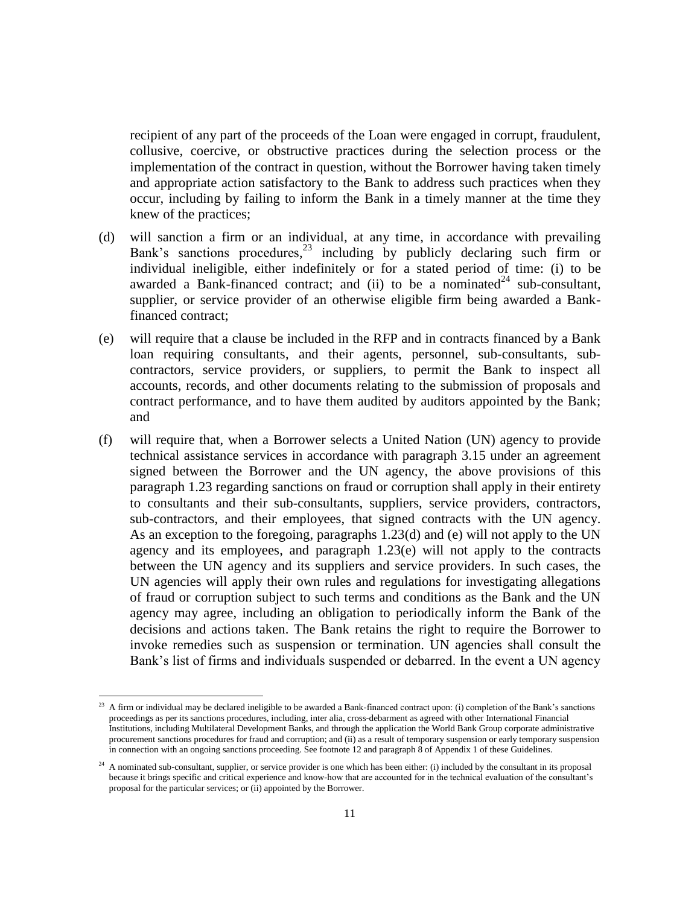recipient of any part of the proceeds of the Loan were engaged in corrupt, fraudulent, collusive, coercive, or obstructive practices during the selection process or the implementation of the contract in question, without the Borrower having taken timely and appropriate action satisfactory to the Bank to address such practices when they occur, including by failing to inform the Bank in a timely manner at the time they knew of the practices;

(d) will sanction a firm or an individual, at any time, in accordance with prevailing Bank's sanctions procedures,[23] including by publicly declaring such firm or individual ineligible, either indefinitely or for a stated period of time: (i) to be awarded a Bank-financed contract; and (ii) to be a nominated[24] sub-consultant, supplier, or service provider of an otherwise eligible firm being awarded a Bank-financed contract;

(e) will require that a clause be included in the RFP and in contracts financed by a Bank loan requiring consultants, and their agents, personnel, sub-consultants, sub-contractors, service providers, or suppliers, to permit the Bank to inspect all accounts, records, and other documents relating to the submission of proposals and contract performance, and to have them audited by auditors appointed by the Bank; and

(f) will require that, when a Borrower selects a United Nation (UN) agency to provide technical assistance services in accordance with paragraph 3.15 under an agreement signed between the Borrower and the UN agency, the above provisions of this paragraph 1.23 regarding sanctions on fraud or corruption shall apply in their entirety to consultants and their sub-consultants, suppliers, service providers, contractors, sub-contractors, and their employees, that signed contracts with the UN agency. As an exception to the foregoing, paragraphs 1.23(d) and (e) will not apply to the UN agency and its employees, and paragraph 1.23(e) will not apply to the contracts between the UN agency and its suppliers and service providers. In such cases, the UN agencies will apply their own rules and regulations for investigating allegations of fraud or corruption subject to such terms and conditions as the Bank and the UN agency may agree, including an obligation to periodically inform the Bank of the decisions and actions taken. The Bank retains the right to require the Borrower to invoke remedies such as suspension or termination. UN agencies shall consult the Bank's list of firms and individuals suspended or debarred. In the event a UN agency

---

[23] A firm or individual may be declared ineligible to be awarded a Bank-financed contract upon: (i) completion of the Bank's sanctions proceedings as per its sanctions procedures, including, inter alia, cross-debarment as agreed with other International Financial Institutions, including Multilateral Development Banks, and through the application the World Bank Group corporate administrative procurement sanctions procedures for fraud and corruption; and (ii) as a result of temporary suspension or early temporary suspension in connection with an ongoing sanctions proceeding. See footnote 12 and paragraph 8 of Appendix 1 of these Guidelines.

[24] A nominated sub-consultant, supplier, or service provider is one which has been either: (i) included by the consultant in its proposal because it brings specific and critical experience and know-how that are accounted for in the technical evaluation of the consultant's proposal for the particular services; or (ii) appointed by the Borrower.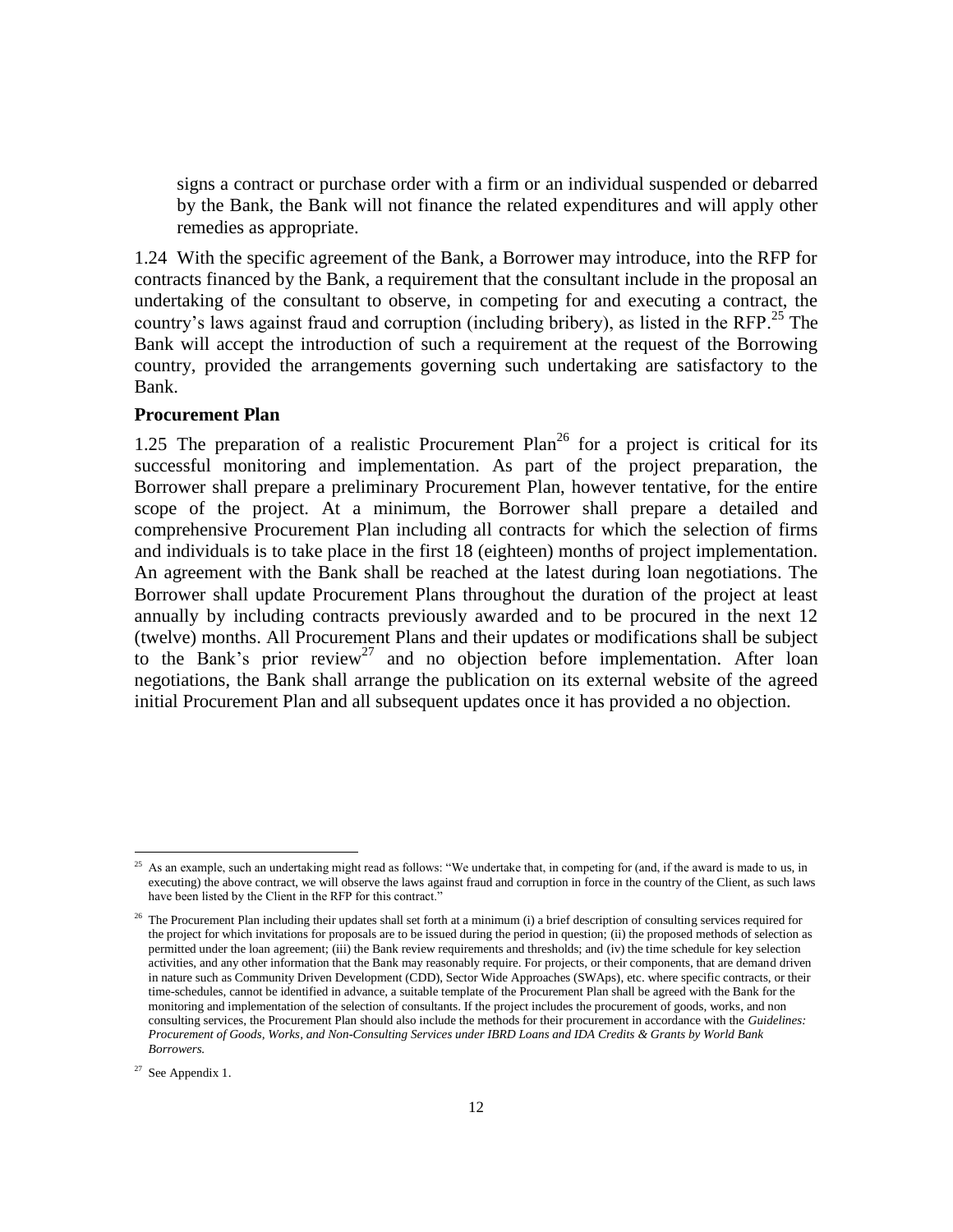signs a contract or purchase order with a firm or an individual suspended or debarred by the Bank, the Bank will not finance the related expenditures and will apply other remedies as appropriate.

1.24 With the specific agreement of the Bank, a Borrower may introduce, into the RFP for contracts financed by the Bank, a requirement that the consultant include in the proposal an undertaking of the consultant to observe, in competing for and executing a contract, the country's laws against fraud and corruption (including bribery), as listed in the RFP.[25] The Bank will accept the introduction of such a requirement at the request of the Borrowing country, provided the arrangements governing such undertaking are satisfactory to the Bank.

**Procurement Plan**

1.25 The preparation of a realistic Procurement Plan[26] for a project is critical for its successful monitoring and implementation. As part of the project preparation, the Borrower shall prepare a preliminary Procurement Plan, however tentative, for the entire scope of the project. At a minimum, the Borrower shall prepare a detailed and comprehensive Procurement Plan including all contracts for which the selection of firms and individuals is to take place in the first 18 (eighteen) months of project implementation. An agreement with the Bank shall be reached at the latest during loan negotiations. The Borrower shall update Procurement Plans throughout the duration of the project at least annually by including contracts previously awarded and to be procured in the next 12 (twelve) months. All Procurement Plans and their updates or modifications shall be subject to the Bank's prior review[27] and no objection before implementation. After loan negotiations, the Bank shall arrange the publication on its external website of the agreed initial Procurement Plan and all subsequent updates once it has provided a no objection.

---

[25] As an example, such an undertaking might read as follows: "We undertake that, in competing for (and, if the award is made to us, in executing) the above contract, we will observe the laws against fraud and corruption in force in the country of the Client, as such laws have been listed by the Client in the RFP for this contract."

[26] The Procurement Plan including their updates shall set forth at a minimum (i) a brief description of consulting services required for the project for which invitations for proposals are to be issued during the period in question; (ii) the proposed methods of selection as permitted under the loan agreement; (iii) the Bank review requirements and thresholds; and (iv) the time schedule for key selection activities, and any other information that the Bank may reasonably require. For projects, or their components, that are demand driven in nature such as Community Driven Development (CDD), Sector Wide Approaches (SWAps), etc. where specific contracts, or their time-schedules, cannot be identified in advance, a suitable template of the Procurement Plan shall be agreed with the Bank for the monitoring and implementation of the selection of consultants. If the project includes the procurement of goods, works, and non consulting services, the Procurement Plan should also include the methods for their procurement in accordance with the *Guidelines: Procurement of Goods, Works, and Non-Consulting Services under IBRD Loans and IDA Credits & Grants by World Bank Borrowers.*

[27] See Appendix 1.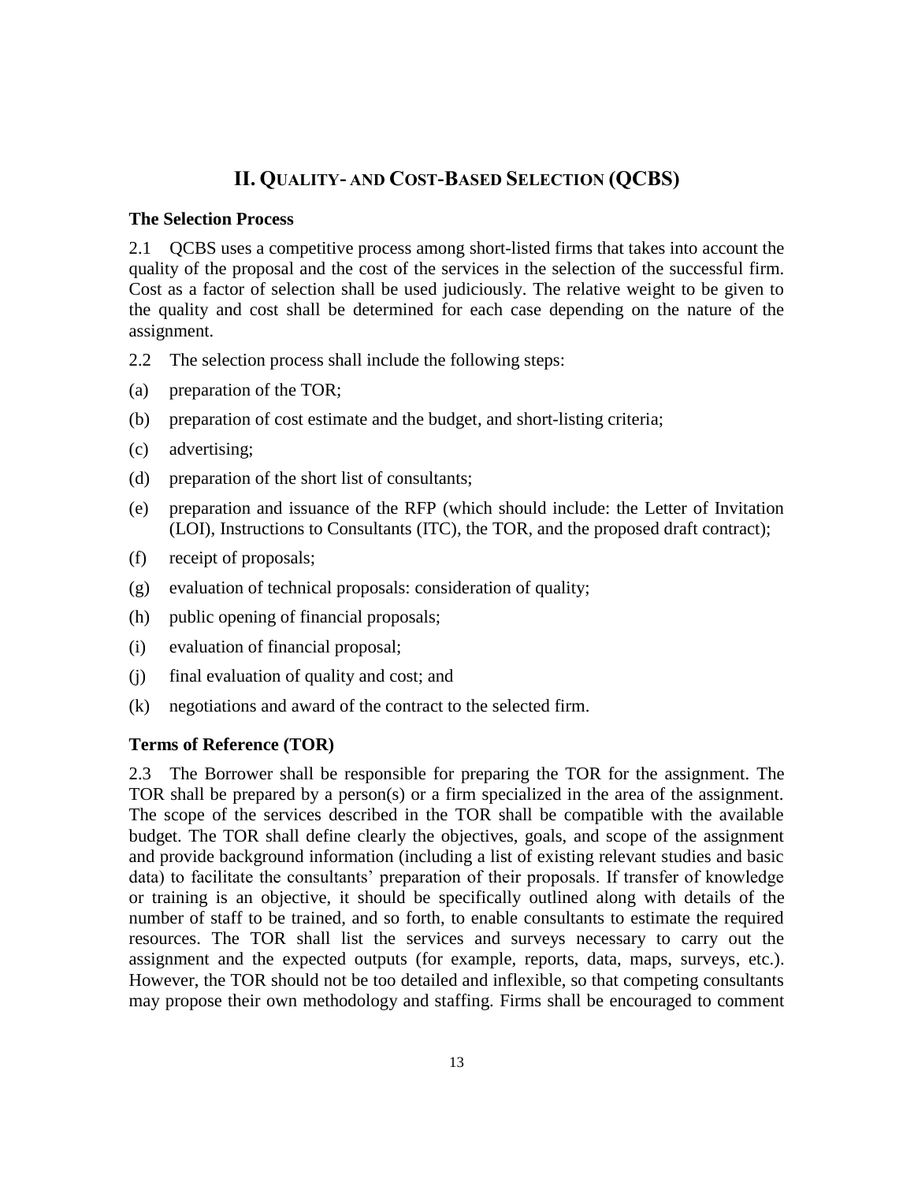## II. Quality- and Cost-Based Selection (QCBS)

### The Selection Process

2.1 QCBS uses a competitive process among short-listed firms that takes into account the quality of the proposal and the cost of the services in the selection of the successful firm. Cost as a factor of selection shall be used judiciously. The relative weight to be given to the quality and cost shall be determined for each case depending on the nature of the assignment.

2.2 The selection process shall include the following steps:

(a) preparation of the TOR;

(b) preparation of cost estimate and the budget, and short-listing criteria;

(c) advertising;

(d) preparation of the short list of consultants;

(e) preparation and issuance of the RFP (which should include: the Letter of Invitation (LOI), Instructions to Consultants (ITC), the TOR, and the proposed draft contract);

(f) receipt of proposals;

(g) evaluation of technical proposals: consideration of quality;

(h) public opening of financial proposals;

(i) evaluation of financial proposal;

(j) final evaluation of quality and cost; and

(k) negotiations and award of the contract to the selected firm.

### Terms of Reference (TOR)

2.3 The Borrower shall be responsible for preparing the TOR for the assignment. The TOR shall be prepared by a person(s) or a firm specialized in the area of the assignment. The scope of the services described in the TOR shall be compatible with the available budget. The TOR shall define clearly the objectives, goals, and scope of the assignment and provide background information (including a list of existing relevant studies and basic data) to facilitate the consultants' preparation of their proposals. If transfer of knowledge or training is an objective, it should be specifically outlined along with details of the number of staff to be trained, and so forth, to enable consultants to estimate the required resources. The TOR shall list the services and surveys necessary to carry out the assignment and the expected outputs (for example, reports, data, maps, surveys, etc.). However, the TOR should not be too detailed and inflexible, so that competing consultants may propose their own methodology and staffing. Firms shall be encouraged to comment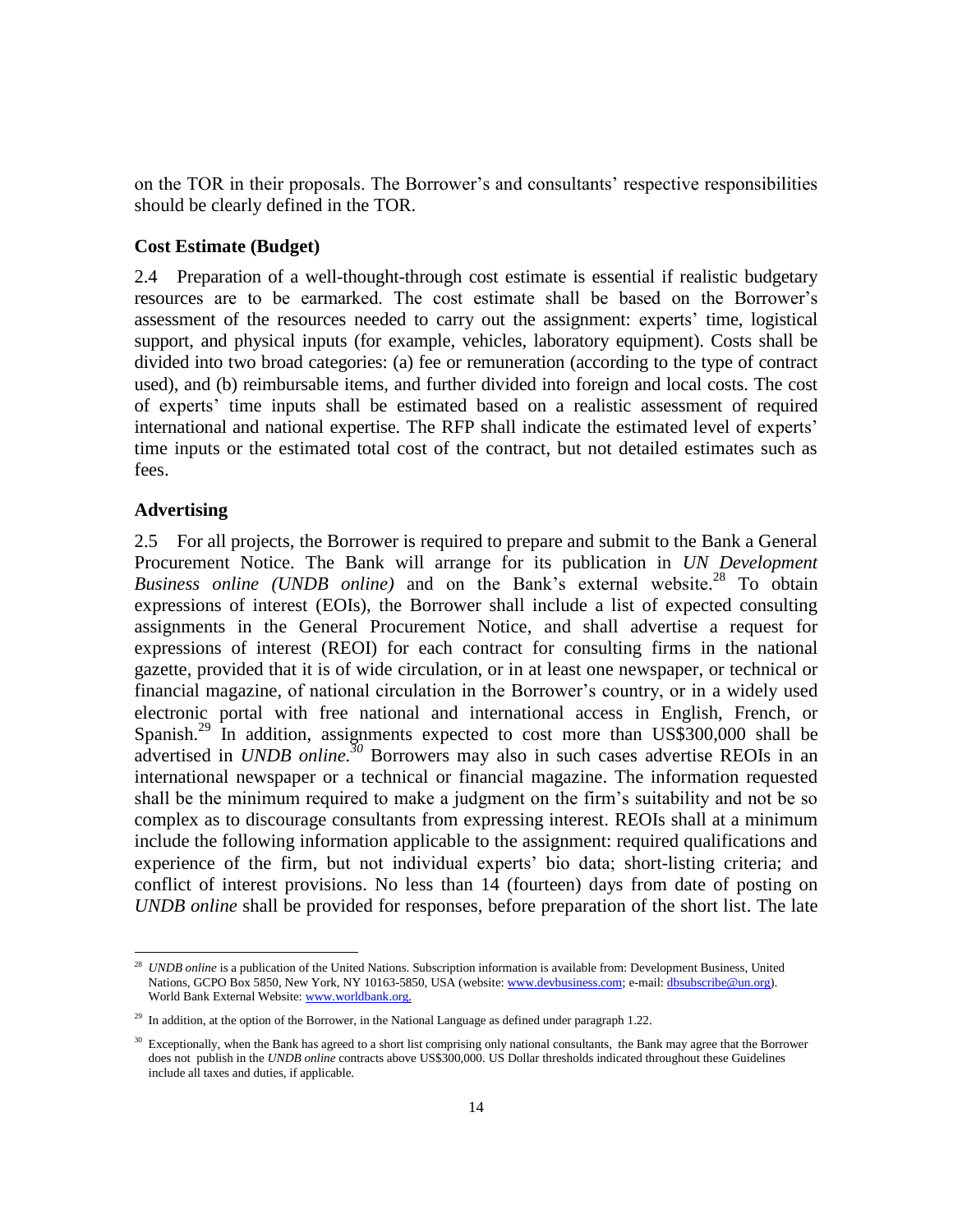on the TOR in their proposals. The Borrower's and consultants' respective responsibilities should be clearly defined in the TOR.

**Cost Estimate (Budget)**

2.4 Preparation of a well-thought-through cost estimate is essential if realistic budgetary resources are to be earmarked. The cost estimate shall be based on the Borrower's assessment of the resources needed to carry out the assignment: experts' time, logistical support, and physical inputs (for example, vehicles, laboratory equipment). Costs shall be divided into two broad categories: (a) fee or remuneration (according to the type of contract used), and (b) reimbursable items, and further divided into foreign and local costs. The cost of experts' time inputs shall be estimated based on a realistic assessment of required international and national expertise. The RFP shall indicate the estimated level of experts' time inputs or the estimated total cost of the contract, but not detailed estimates such as fees.

**Advertising**

2.5 For all projects, the Borrower is required to prepare and submit to the Bank a General Procurement Notice. The Bank will arrange for its publication in *UN Development Business online (UNDB online)* and on the Bank's external website.[28] To obtain expressions of interest (EOIs), the Borrower shall include a list of expected consulting assignments in the General Procurement Notice, and shall advertise a request for expressions of interest (REOI) for each contract for consulting firms in the national gazette, provided that it is of wide circulation, or in at least one newspaper, or technical or financial magazine, of national circulation in the Borrower's country, or in a widely used electronic portal with free national and international access in English, French, or Spanish.[29] In addition, assignments expected to cost more than US$300,000 shall be advertised in *UNDB online*.[30] Borrowers may also in such cases advertise REOIs in an international newspaper or a technical or financial magazine. The information requested shall be the minimum required to make a judgment on the firm's suitability and not be so complex as to discourage consultants from expressing interest. REOIs shall at a minimum include the following information applicable to the assignment: required qualifications and experience of the firm, but not individual experts' bio data; short-listing criteria; and conflict of interest provisions. No less than 14 (fourteen) days from date of posting on *UNDB online* shall be provided for responses, before preparation of the short list. The late

---

[28] *UNDB online* is a publication of the United Nations. Subscription information is available from: Development Business, United Nations, GCPO Box 5850, New York, NY 10163-5850, USA (website: www.devbusiness.com; e-mail: dbsubscribe@un.org). World Bank External Website: www.worldbank.org.

[29] In addition, at the option of the Borrower, in the National Language as defined under paragraph 1.22.

[30] Exceptionally, when the Bank has agreed to a short list comprising only national consultants, the Bank may agree that the Borrower does not publish in the *UNDB online* contracts above US$300,000. US Dollar thresholds indicated throughout these Guidelines include all taxes and duties, if applicable.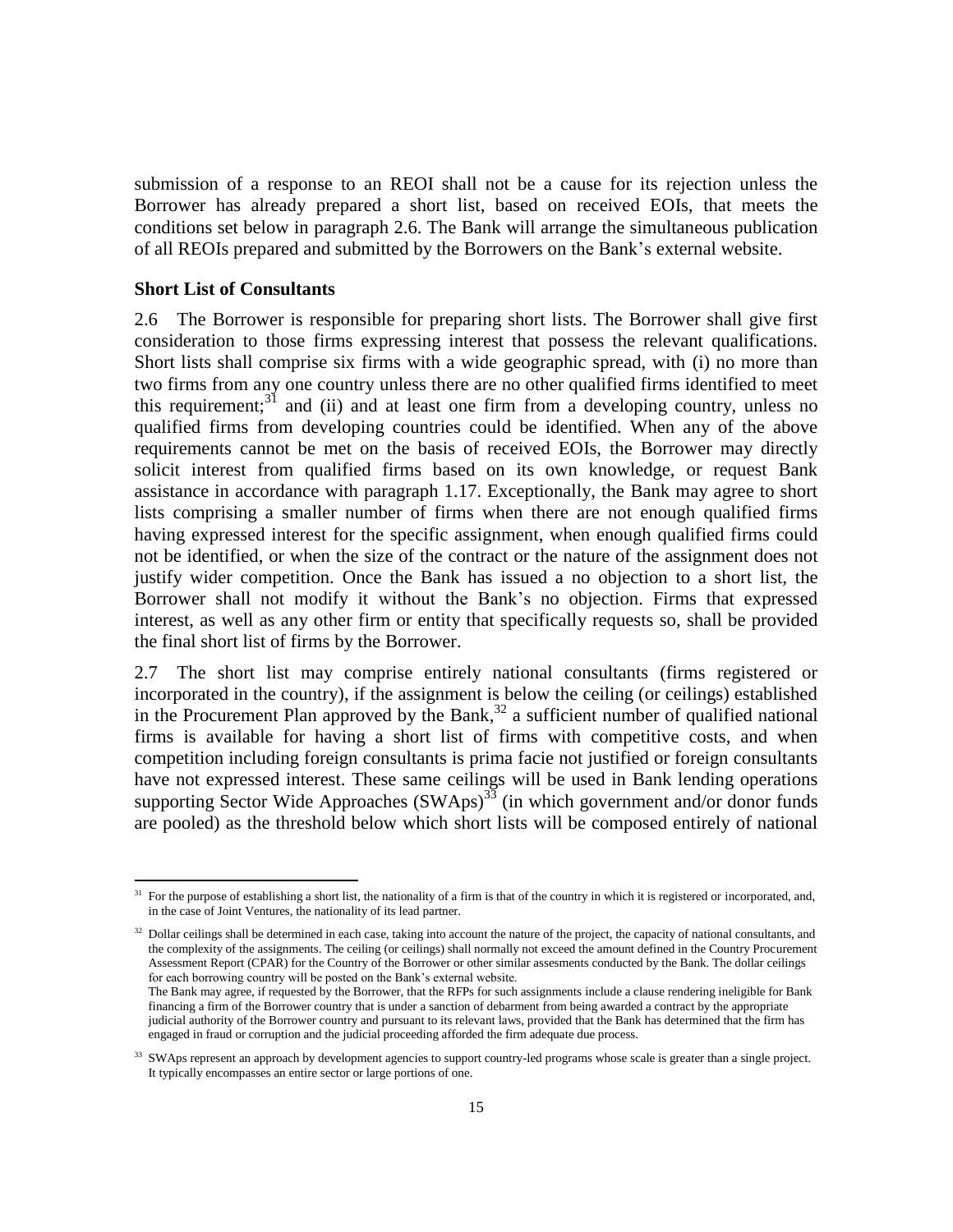submission of a response to an REOI shall not be a cause for its rejection unless the Borrower has already prepared a short list, based on received EOIs, that meets the conditions set below in paragraph 2.6. The Bank will arrange the simultaneous publication of all REOIs prepared and submitted by the Borrowers on the Bank's external website.

**Short List of Consultants**

2.6 The Borrower is responsible for preparing short lists. The Borrower shall give first consideration to those firms expressing interest that possess the relevant qualifications. Short lists shall comprise six firms with a wide geographic spread, with (i) no more than two firms from any one country unless there are no other qualified firms identified to meet this requirement;[31] and (ii) and at least one firm from a developing country, unless no qualified firms from developing countries could be identified. When any of the above requirements cannot be met on the basis of received EOIs, the Borrower may directly solicit interest from qualified firms based on its own knowledge, or request Bank assistance in accordance with paragraph 1.17. Exceptionally, the Bank may agree to short lists comprising a smaller number of firms when there are not enough qualified firms having expressed interest for the specific assignment, when enough qualified firms could not be identified, or when the size of the contract or the nature of the assignment does not justify wider competition. Once the Bank has issued a no objection to a short list, the Borrower shall not modify it without the Bank's no objection. Firms that expressed interest, as well as any other firm or entity that specifically requests so, shall be provided the final short list of firms by the Borrower.

2.7 The short list may comprise entirely national consultants (firms registered or incorporated in the country), if the assignment is below the ceiling (or ceilings) established in the Procurement Plan approved by the Bank,[32] a sufficient number of qualified national firms is available for having a short list of firms with competitive costs, and when competition including foreign consultants is prima facie not justified or foreign consultants have not expressed interest. These same ceilings will be used in Bank lending operations supporting Sector Wide Approaches (SWAps)[33] (in which government and/or donor funds are pooled) as the threshold below which short lists will be composed entirely of national

---

[31] For the purpose of establishing a short list, the nationality of a firm is that of the country in which it is registered or incorporated, and, in the case of Joint Ventures, the nationality of its lead partner.

[32] Dollar ceilings shall be determined in each case, taking into account the nature of the project, the capacity of national consultants, and the complexity of the assignments. The ceiling (or ceilings) shall normally not exceed the amount defined in the Country Procurement Assessment Report (CPAR) for the Country of the Borrower or other similar assesments conducted by the Bank. The dollar ceilings for each borrowing country will be posted on the Bank's external website.
The Bank may agree, if requested by the Borrower, that the RFPs for such assignments include a clause rendering ineligible for Bank financing a firm of the Borrower country that is under a sanction of debarment from being awarded a contract by the appropriate judicial authority of the Borrower country and pursuant to its relevant laws, provided that the Bank has determined that the firm has engaged in fraud or corruption and the judicial proceeding afforded the firm adequate due process.

[33] SWAps represent an approach by development agencies to support country-led programs whose scale is greater than a single project. It typically encompasses an entire sector or large portions of one.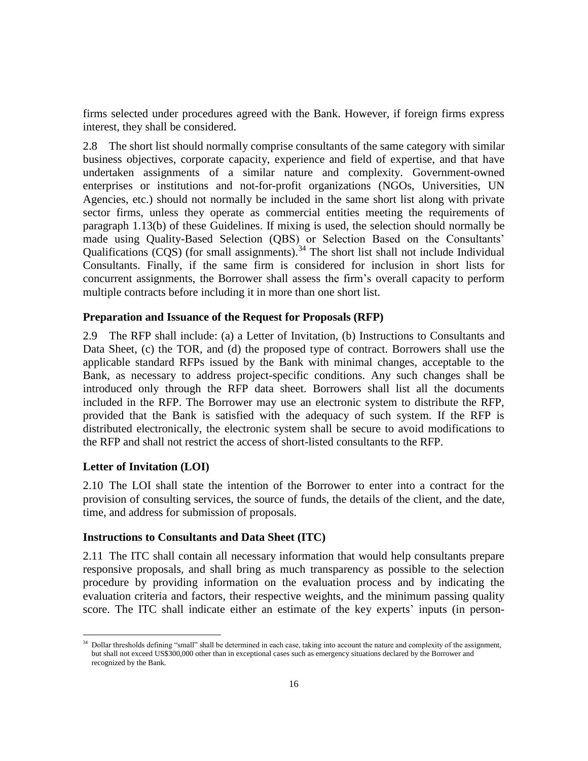firms selected under procedures agreed with the Bank. However, if foreign firms express interest, they shall be considered.

2.8 The short list should normally comprise consultants of the same category with similar business objectives, corporate capacity, experience and field of expertise, and that have undertaken assignments of a similar nature and complexity. Government-owned enterprises or institutions and not-for-profit organizations (NGOs, Universities, UN Agencies, etc.) should not normally be included in the same short list along with private sector firms, unless they operate as commercial entities meeting the requirements of paragraph 1.13(b) of these Guidelines. If mixing is used, the selection should normally be made using Quality-Based Selection (QBS) or Selection Based on the Consultants' Qualifications (CQS) (for small assignments).[34] The short list shall not include Individual Consultants. Finally, if the same firm is considered for inclusion in short lists for concurrent assignments, the Borrower shall assess the firm's overall capacity to perform multiple contracts before including it in more than one short list.

### Preparation and Issuance of the Request for Proposals (RFP)

2.9 The RFP shall include: (a) a Letter of Invitation, (b) Instructions to Consultants and Data Sheet, (c) the TOR, and (d) the proposed type of contract. Borrowers shall use the applicable standard RFPs issued by the Bank with minimal changes, acceptable to the Bank, as necessary to address project-specific conditions. Any such changes shall be introduced only through the RFP data sheet. Borrowers shall list all the documents included in the RFP. The Borrower may use an electronic system to distribute the RFP, provided that the Bank is satisfied with the adequacy of such system. If the RFP is distributed electronically, the electronic system shall be secure to avoid modifications to the RFP and shall not restrict the access of short-listed consultants to the RFP.

### Letter of Invitation (LOI)

2.10 The LOI shall state the intention of the Borrower to enter into a contract for the provision of consulting services, the source of funds, the details of the client, and the date, time, and address for submission of proposals.

### Instructions to Consultants and Data Sheet (ITC)

2.11 The ITC shall contain all necessary information that would help consultants prepare responsive proposals, and shall bring as much transparency as possible to the selection procedure by providing information on the evaluation process and by indicating the evaluation criteria and factors, their respective weights, and the minimum passing quality score. The ITC shall indicate either an estimate of the key experts' inputs (in person-

[34] Dollar thresholds defining "small" shall be determined in each case, taking into account the nature and complexity of the assignment, but shall not exceed US$300,000 other than in exceptional cases such as emergency situations declared by the Borrower and recognized by the Bank.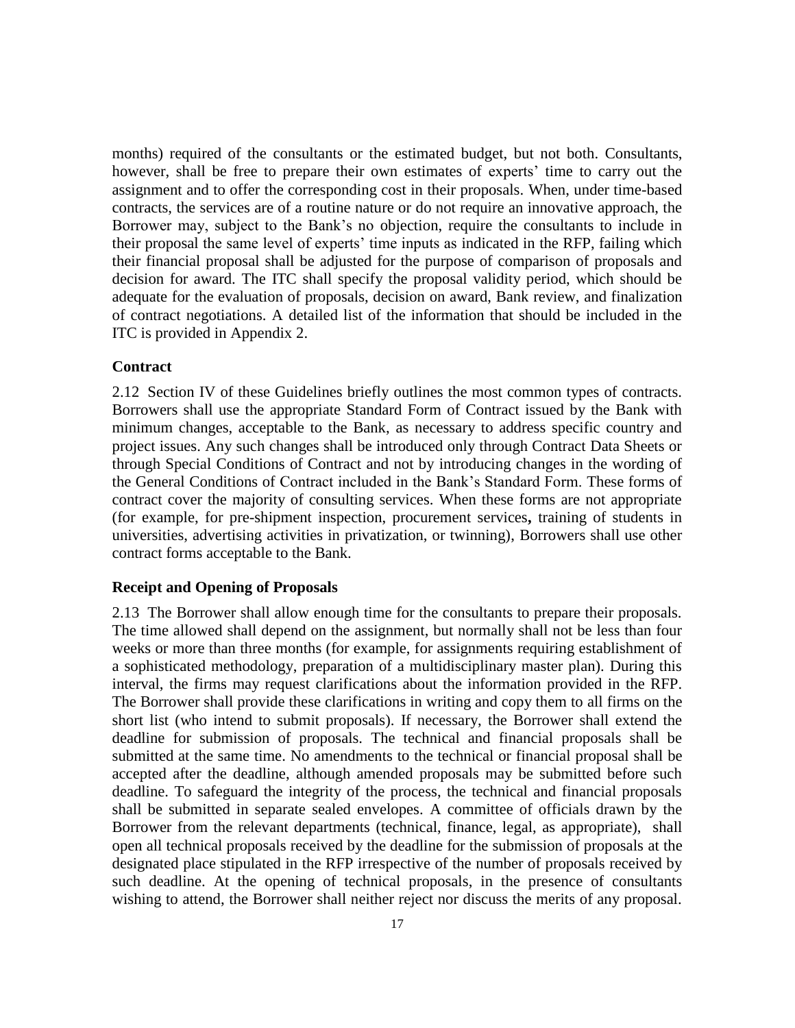months) required of the consultants or the estimated budget, but not both. Consultants, however, shall be free to prepare their own estimates of experts' time to carry out the assignment and to offer the corresponding cost in their proposals. When, under time-based contracts, the services are of a routine nature or do not require an innovative approach, the Borrower may, subject to the Bank's no objection, require the consultants to include in their proposal the same level of experts' time inputs as indicated in the RFP, failing which their financial proposal shall be adjusted for the purpose of comparison of proposals and decision for award. The ITC shall specify the proposal validity period, which should be adequate for the evaluation of proposals, decision on award, Bank review, and finalization of contract negotiations. A detailed list of the information that should be included in the ITC is provided in Appendix 2.

### Contract

2.12 Section IV of these Guidelines briefly outlines the most common types of contracts. Borrowers shall use the appropriate Standard Form of Contract issued by the Bank with minimum changes, acceptable to the Bank, as necessary to address specific country and project issues. Any such changes shall be introduced only through Contract Data Sheets or through Special Conditions of Contract and not by introducing changes in the wording of the General Conditions of Contract included in the Bank's Standard Form. These forms of contract cover the majority of consulting services. When these forms are not appropriate (for example, for pre-shipment inspection, procurement services**,** training of students in universities, advertising activities in privatization, or twinning), Borrowers shall use other contract forms acceptable to the Bank.

### Receipt and Opening of Proposals

2.13 The Borrower shall allow enough time for the consultants to prepare their proposals. The time allowed shall depend on the assignment, but normally shall not be less than four weeks or more than three months (for example, for assignments requiring establishment of a sophisticated methodology, preparation of a multidisciplinary master plan). During this interval, the firms may request clarifications about the information provided in the RFP. The Borrower shall provide these clarifications in writing and copy them to all firms on the short list (who intend to submit proposals). If necessary, the Borrower shall extend the deadline for submission of proposals. The technical and financial proposals shall be submitted at the same time. No amendments to the technical or financial proposal shall be accepted after the deadline, although amended proposals may be submitted before such deadline. To safeguard the integrity of the process, the technical and financial proposals shall be submitted in separate sealed envelopes. A committee of officials drawn by the Borrower from the relevant departments (technical, finance, legal, as appropriate), shall open all technical proposals received by the deadline for the submission of proposals at the designated place stipulated in the RFP irrespective of the number of proposals received by such deadline. At the opening of technical proposals, in the presence of consultants wishing to attend, the Borrower shall neither reject nor discuss the merits of any proposal.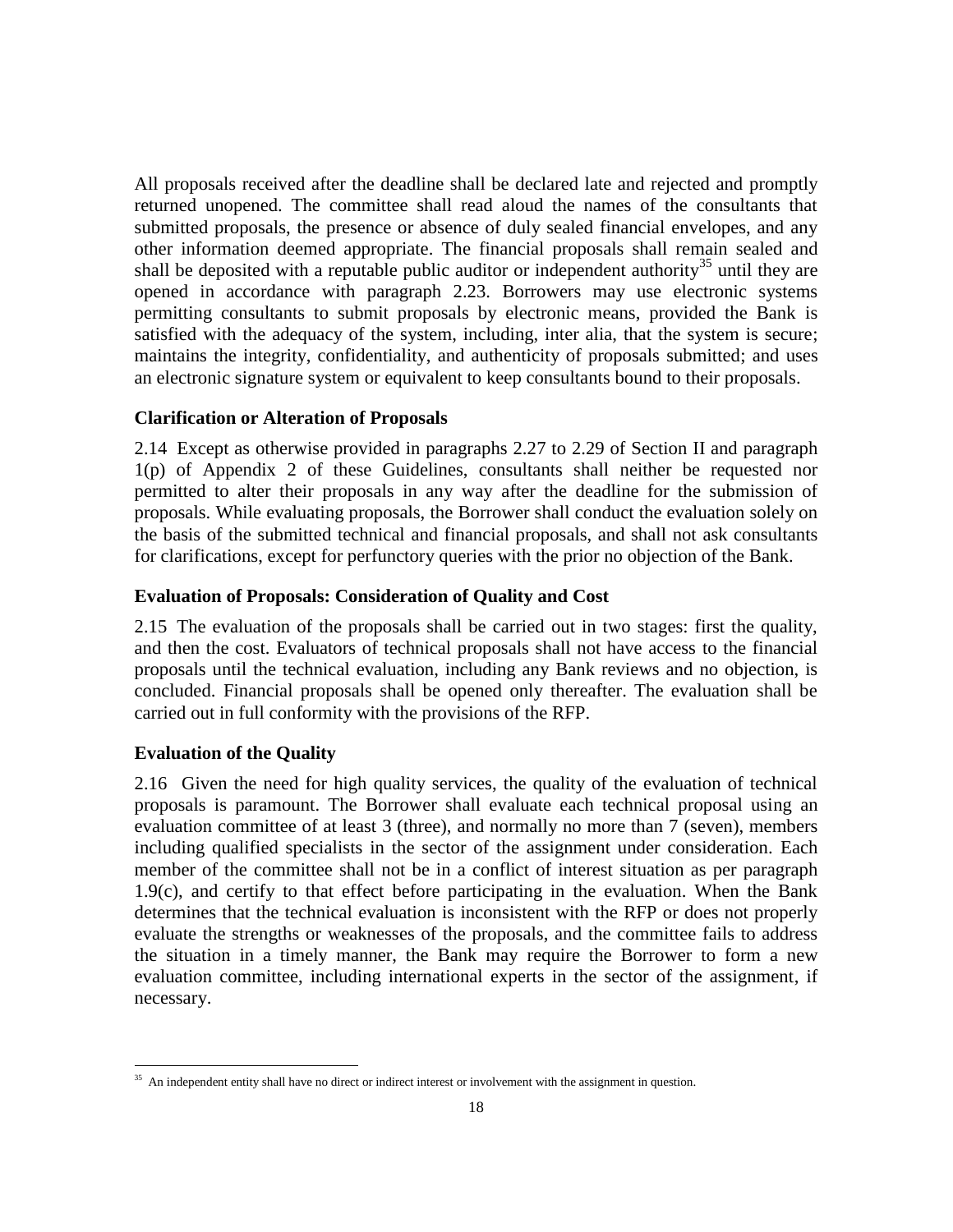All proposals received after the deadline shall be declared late and rejected and promptly returned unopened. The committee shall read aloud the names of the consultants that submitted proposals, the presence or absence of duly sealed financial envelopes, and any other information deemed appropriate. The financial proposals shall remain sealed and shall be deposited with a reputable public auditor or independent authority[35] until they are opened in accordance with paragraph 2.23. Borrowers may use electronic systems permitting consultants to submit proposals by electronic means, provided the Bank is satisfied with the adequacy of the system, including, inter alia, that the system is secure; maintains the integrity, confidentiality, and authenticity of proposals submitted; and uses an electronic signature system or equivalent to keep consultants bound to their proposals.

### Clarification or Alteration of Proposals

2.14 Except as otherwise provided in paragraphs 2.27 to 2.29 of Section II and paragraph 1(p) of Appendix 2 of these Guidelines, consultants shall neither be requested nor permitted to alter their proposals in any way after the deadline for the submission of proposals. While evaluating proposals, the Borrower shall conduct the evaluation solely on the basis of the submitted technical and financial proposals, and shall not ask consultants for clarifications, except for perfunctory queries with the prior no objection of the Bank.

### Evaluation of Proposals: Consideration of Quality and Cost

2.15 The evaluation of the proposals shall be carried out in two stages: first the quality, and then the cost. Evaluators of technical proposals shall not have access to the financial proposals until the technical evaluation, including any Bank reviews and no objection, is concluded. Financial proposals shall be opened only thereafter. The evaluation shall be carried out in full conformity with the provisions of the RFP.

### Evaluation of the Quality

2.16 Given the need for high quality services, the quality of the evaluation of technical proposals is paramount. The Borrower shall evaluate each technical proposal using an evaluation committee of at least 3 (three), and normally no more than 7 (seven), members including qualified specialists in the sector of the assignment under consideration. Each member of the committee shall not be in a conflict of interest situation as per paragraph 1.9(c), and certify to that effect before participating in the evaluation. When the Bank determines that the technical evaluation is inconsistent with the RFP or does not properly evaluate the strengths or weaknesses of the proposals, and the committee fails to address the situation in a timely manner, the Bank may require the Borrower to form a new evaluation committee, including international experts in the sector of the assignment, if necessary.

---

[35] An independent entity shall have no direct or indirect interest or involvement with the assignment in question.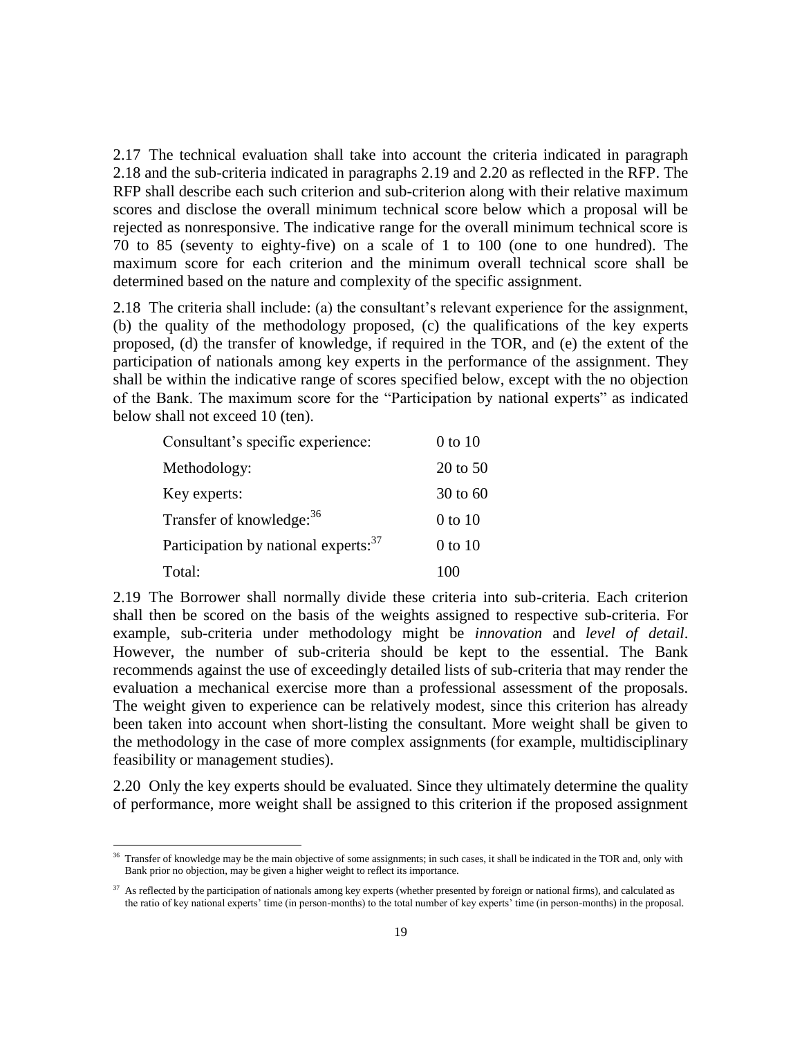2.17 The technical evaluation shall take into account the criteria indicated in paragraph 2.18 and the sub-criteria indicated in paragraphs 2.19 and 2.20 as reflected in the RFP. The RFP shall describe each such criterion and sub-criterion along with their relative maximum scores and disclose the overall minimum technical score below which a proposal will be rejected as nonresponsive. The indicative range for the overall minimum technical score is 70 to 85 (seventy to eighty-five) on a scale of 1 to 100 (one to one hundred). The maximum score for each criterion and the minimum overall technical score shall be determined based on the nature and complexity of the specific assignment.

2.18 The criteria shall include: (a) the consultant's relevant experience for the assignment, (b) the quality of the methodology proposed, (c) the qualifications of the key experts proposed, (d) the transfer of knowledge, if required in the TOR, and (e) the extent of the participation of nationals among key experts in the performance of the assignment. They shall be within the indicative range of scores specified below, except with the no objection of the Bank. The maximum score for the "Participation by national experts" as indicated below shall not exceed 10 (ten).

| | |
|---|---|
| Consultant's specific experience: | 0 to 10 |
| Methodology: | 20 to 50 |
| Key experts: | 30 to 60 |
| Transfer of knowledge:[36] | 0 to 10 |
| Participation by national experts:[37] | 0 to 10 |
| Total: | 100 |

2.19 The Borrower shall normally divide these criteria into sub-criteria. Each criterion shall then be scored on the basis of the weights assigned to respective sub-criteria. For example, sub-criteria under methodology might be *innovation* and *level of detail*. However, the number of sub-criteria should be kept to the essential. The Bank recommends against the use of exceedingly detailed lists of sub-criteria that may render the evaluation a mechanical exercise more than a professional assessment of the proposals. The weight given to experience can be relatively modest, since this criterion has already been taken into account when short-listing the consultant. More weight shall be given to the methodology in the case of more complex assignments (for example, multidisciplinary feasibility or management studies).

2.20 Only the key experts should be evaluated. Since they ultimately determine the quality of performance, more weight shall be assigned to this criterion if the proposed assignment

---

[36] Transfer of knowledge may be the main objective of some assignments; in such cases, it shall be indicated in the TOR and, only with Bank prior no objection, may be given a higher weight to reflect its importance.

[37] As reflected by the participation of nationals among key experts (whether presented by foreign or national firms), and calculated as the ratio of key national experts' time (in person-months) to the total number of key experts' time (in person-months) in the proposal.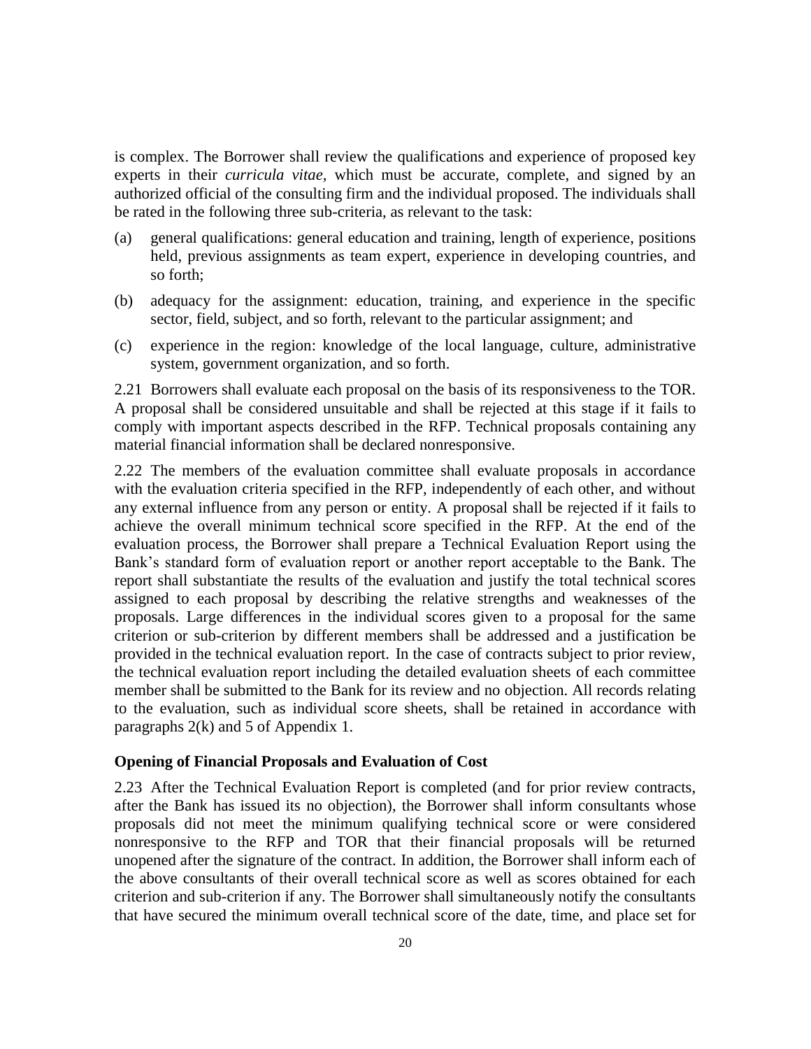is complex. The Borrower shall review the qualifications and experience of proposed key experts in their *curricula vitae*, which must be accurate, complete, and signed by an authorized official of the consulting firm and the individual proposed. The individuals shall be rated in the following three sub-criteria, as relevant to the task:

(a) general qualifications: general education and training, length of experience, positions held, previous assignments as team expert, experience in developing countries, and so forth;

(b) adequacy for the assignment: education, training, and experience in the specific sector, field, subject, and so forth, relevant to the particular assignment; and

(c) experience in the region: knowledge of the local language, culture, administrative system, government organization, and so forth.

2.21 Borrowers shall evaluate each proposal on the basis of its responsiveness to the TOR. A proposal shall be considered unsuitable and shall be rejected at this stage if it fails to comply with important aspects described in the RFP. Technical proposals containing any material financial information shall be declared nonresponsive.

2.22 The members of the evaluation committee shall evaluate proposals in accordance with the evaluation criteria specified in the RFP, independently of each other, and without any external influence from any person or entity. A proposal shall be rejected if it fails to achieve the overall minimum technical score specified in the RFP. At the end of the evaluation process, the Borrower shall prepare a Technical Evaluation Report using the Bank's standard form of evaluation report or another report acceptable to the Bank. The report shall substantiate the results of the evaluation and justify the total technical scores assigned to each proposal by describing the relative strengths and weaknesses of the proposals. Large differences in the individual scores given to a proposal for the same criterion or sub-criterion by different members shall be addressed and a justification be provided in the technical evaluation report. In the case of contracts subject to prior review, the technical evaluation report including the detailed evaluation sheets of each committee member shall be submitted to the Bank for its review and no objection. All records relating to the evaluation, such as individual score sheets, shall be retained in accordance with paragraphs 2(k) and 5 of Appendix 1.

### Opening of Financial Proposals and Evaluation of Cost

2.23 After the Technical Evaluation Report is completed (and for prior review contracts, after the Bank has issued its no objection), the Borrower shall inform consultants whose proposals did not meet the minimum qualifying technical score or were considered nonresponsive to the RFP and TOR that their financial proposals will be returned unopened after the signature of the contract. In addition, the Borrower shall inform each of the above consultants of their overall technical score as well as scores obtained for each criterion and sub-criterion if any. The Borrower shall simultaneously notify the consultants that have secured the minimum overall technical score of the date, time, and place set for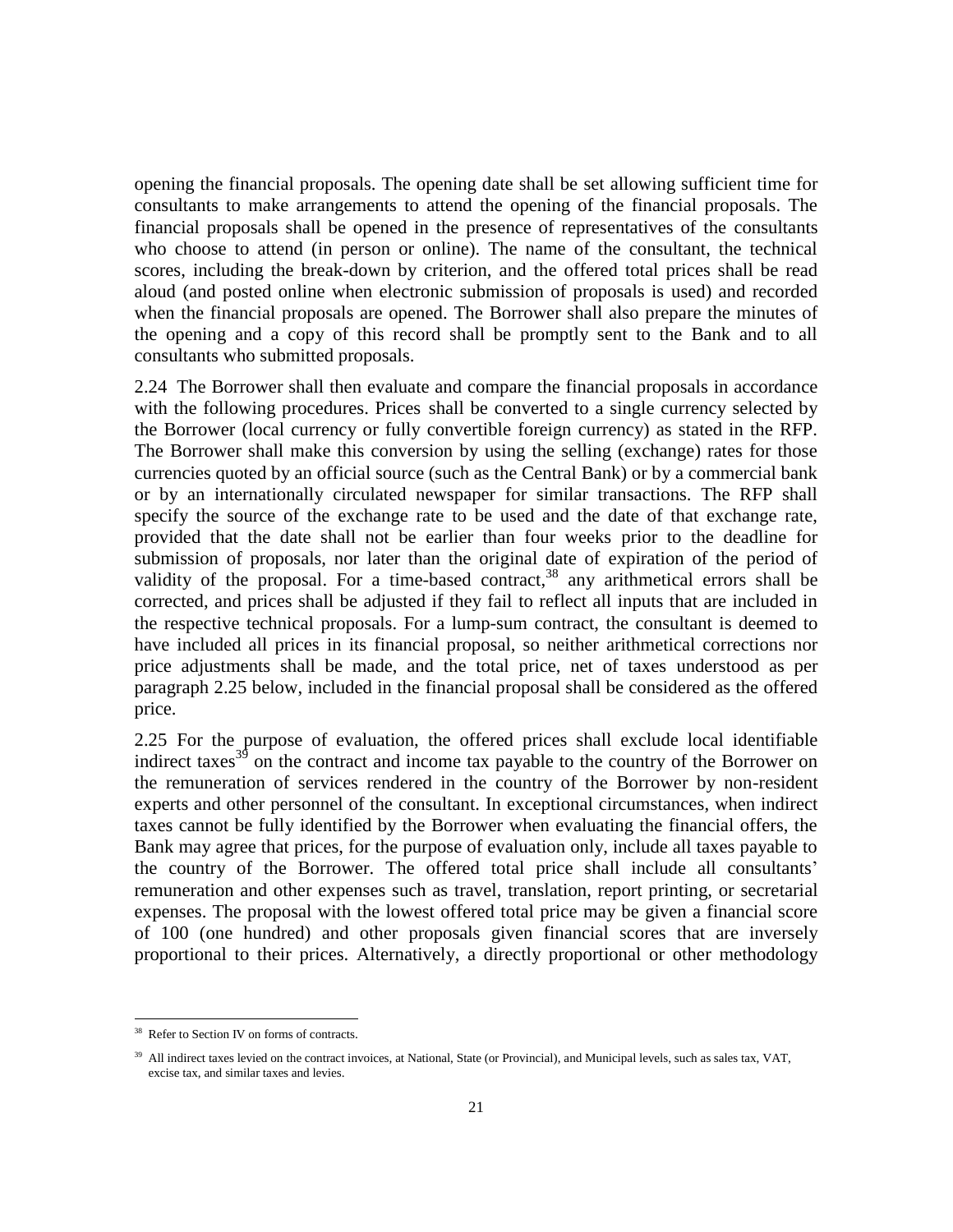opening the financial proposals. The opening date shall be set allowing sufficient time for consultants to make arrangements to attend the opening of the financial proposals. The financial proposals shall be opened in the presence of representatives of the consultants who choose to attend (in person or online). The name of the consultant, the technical scores, including the break-down by criterion, and the offered total prices shall be read aloud (and posted online when electronic submission of proposals is used) and recorded when the financial proposals are opened. The Borrower shall also prepare the minutes of the opening and a copy of this record shall be promptly sent to the Bank and to all consultants who submitted proposals.

2.24 The Borrower shall then evaluate and compare the financial proposals in accordance with the following procedures. Prices shall be converted to a single currency selected by the Borrower (local currency or fully convertible foreign currency) as stated in the RFP. The Borrower shall make this conversion by using the selling (exchange) rates for those currencies quoted by an official source (such as the Central Bank) or by a commercial bank or by an internationally circulated newspaper for similar transactions. The RFP shall specify the source of the exchange rate to be used and the date of that exchange rate, provided that the date shall not be earlier than four weeks prior to the deadline for submission of proposals, nor later than the original date of expiration of the period of validity of the proposal. For a time-based contract,[38] any arithmetical errors shall be corrected, and prices shall be adjusted if they fail to reflect all inputs that are included in the respective technical proposals. For a lump-sum contract, the consultant is deemed to have included all prices in its financial proposal, so neither arithmetical corrections nor price adjustments shall be made, and the total price, net of taxes understood as per paragraph 2.25 below, included in the financial proposal shall be considered as the offered price.

2.25 For the purpose of evaluation, the offered prices shall exclude local identifiable indirect taxes[39] on the contract and income tax payable to the country of the Borrower on the remuneration of services rendered in the country of the Borrower by non-resident experts and other personnel of the consultant. In exceptional circumstances, when indirect taxes cannot be fully identified by the Borrower when evaluating the financial offers, the Bank may agree that prices, for the purpose of evaluation only, include all taxes payable to the country of the Borrower. The offered total price shall include all consultants' remuneration and other expenses such as travel, translation, report printing, or secretarial expenses. The proposal with the lowest offered total price may be given a financial score of 100 (one hundred) and other proposals given financial scores that are inversely proportional to their prices. Alternatively, a directly proportional or other methodology

[38] Refer to Section IV on forms of contracts.

[39] All indirect taxes levied on the contract invoices, at National, State (or Provincial), and Municipal levels, such as sales tax, VAT, excise tax, and similar taxes and levies.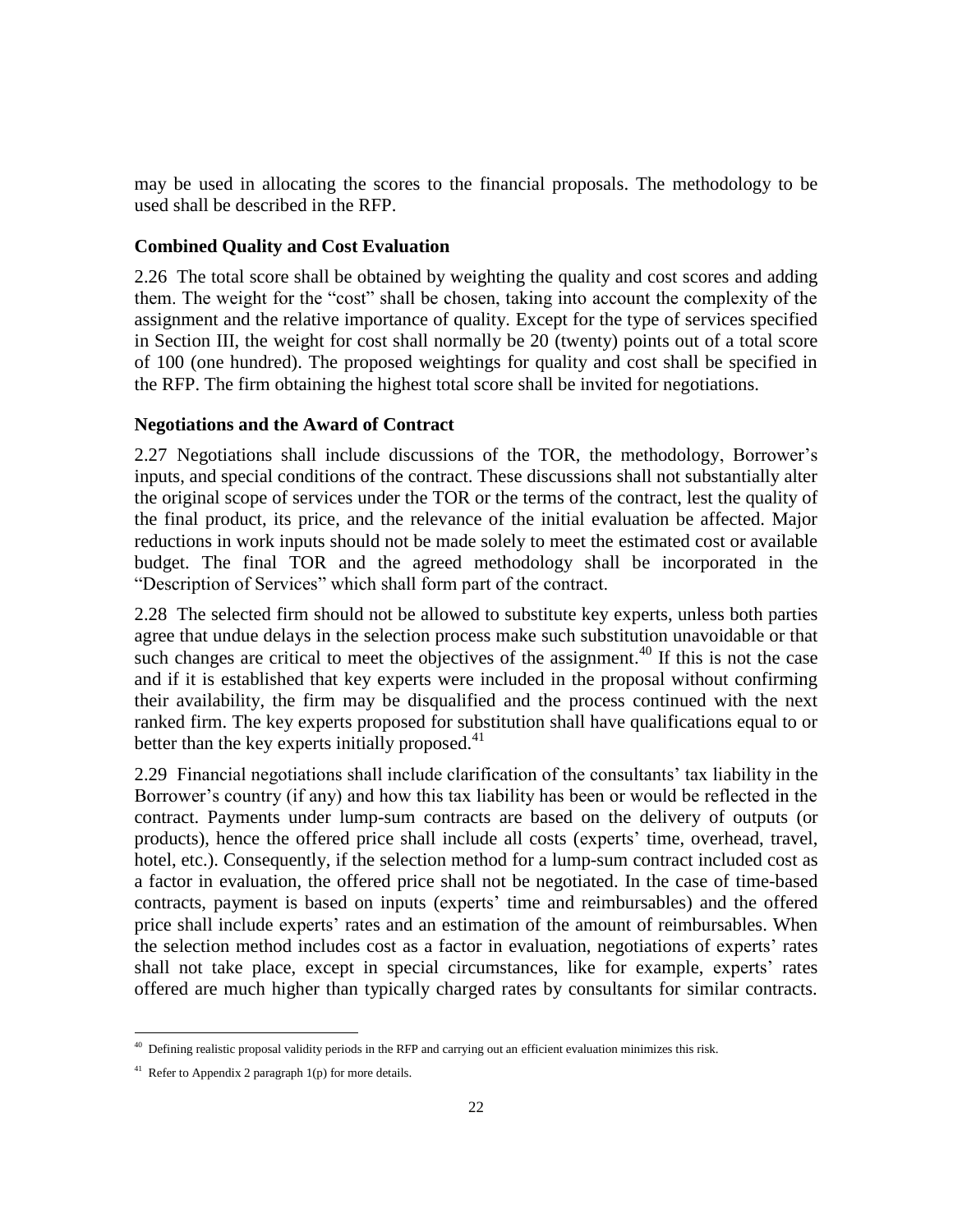may be used in allocating the scores to the financial proposals. The methodology to be used shall be described in the RFP.

### Combined Quality and Cost Evaluation

2.26 The total score shall be obtained by weighting the quality and cost scores and adding them. The weight for the "cost" shall be chosen, taking into account the complexity of the assignment and the relative importance of quality. Except for the type of services specified in Section III, the weight for cost shall normally be 20 (twenty) points out of a total score of 100 (one hundred). The proposed weightings for quality and cost shall be specified in the RFP. The firm obtaining the highest total score shall be invited for negotiations.

### Negotiations and the Award of Contract

2.27 Negotiations shall include discussions of the TOR, the methodology, Borrower's inputs, and special conditions of the contract. These discussions shall not substantially alter the original scope of services under the TOR or the terms of the contract, lest the quality of the final product, its price, and the relevance of the initial evaluation be affected. Major reductions in work inputs should not be made solely to meet the estimated cost or available budget. The final TOR and the agreed methodology shall be incorporated in the "Description of Services" which shall form part of the contract.

2.28 The selected firm should not be allowed to substitute key experts, unless both parties agree that undue delays in the selection process make such substitution unavoidable or that such changes are critical to meet the objectives of the assignment.[40] If this is not the case and if it is established that key experts were included in the proposal without confirming their availability, the firm may be disqualified and the process continued with the next ranked firm. The key experts proposed for substitution shall have qualifications equal to or better than the key experts initially proposed.[41]

2.29 Financial negotiations shall include clarification of the consultants' tax liability in the Borrower's country (if any) and how this tax liability has been or would be reflected in the contract. Payments under lump-sum contracts are based on the delivery of outputs (or products), hence the offered price shall include all costs (experts' time, overhead, travel, hotel, etc.). Consequently, if the selection method for a lump-sum contract included cost as a factor in evaluation, the offered price shall not be negotiated. In the case of time-based contracts, payment is based on inputs (experts' time and reimbursables) and the offered price shall include experts' rates and an estimation of the amount of reimbursables. When the selection method includes cost as a factor in evaluation, negotiations of experts' rates shall not take place, except in special circumstances, like for example, experts' rates offered are much higher than typically charged rates by consultants for similar contracts.

---

[40] Defining realistic proposal validity periods in the RFP and carrying out an efficient evaluation minimizes this risk.

[41] Refer to Appendix 2 paragraph 1(p) for more details.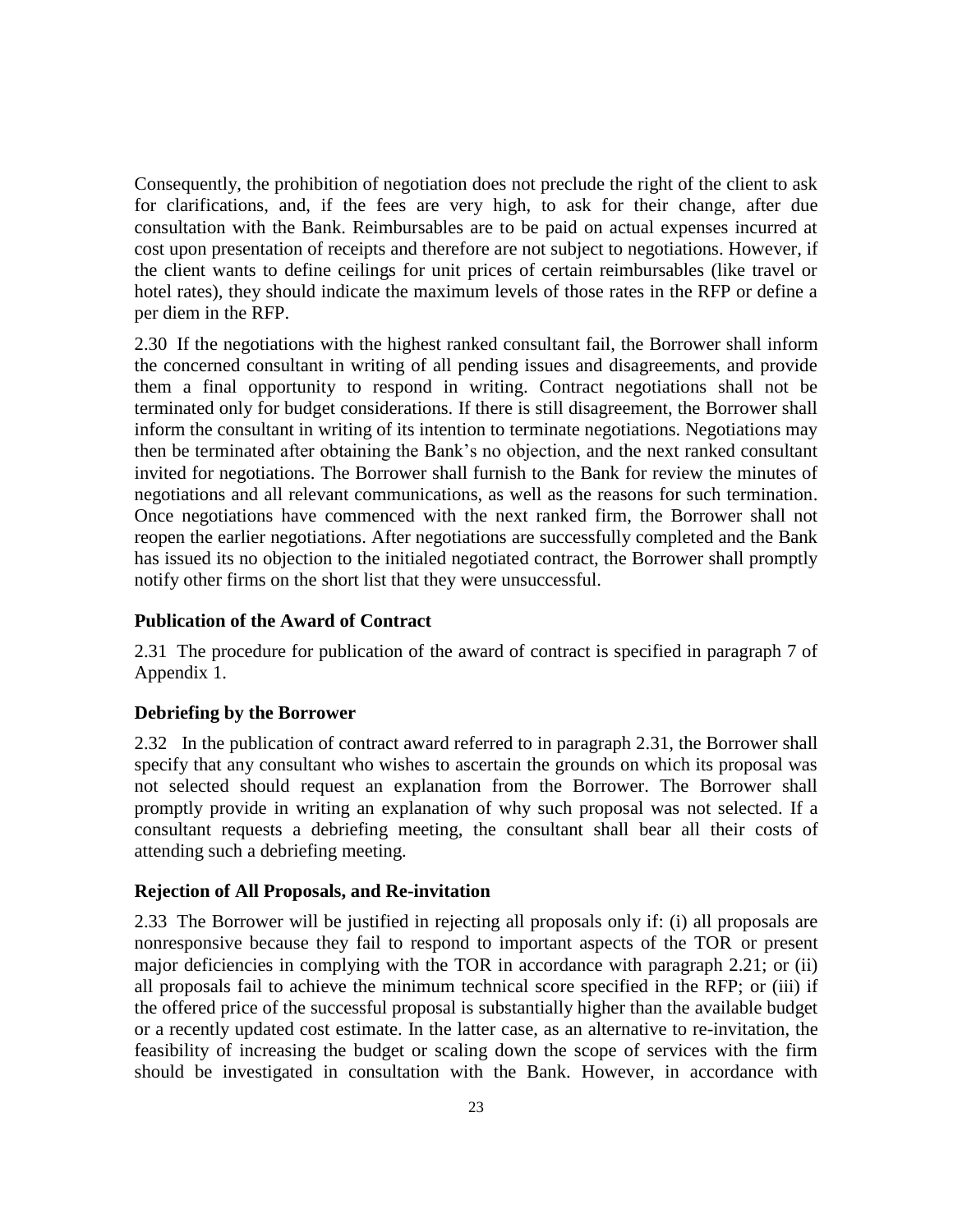Consequently, the prohibition of negotiation does not preclude the right of the client to ask for clarifications, and, if the fees are very high, to ask for their change, after due consultation with the Bank. Reimbursables are to be paid on actual expenses incurred at cost upon presentation of receipts and therefore are not subject to negotiations. However, if the client wants to define ceilings for unit prices of certain reimbursables (like travel or hotel rates), they should indicate the maximum levels of those rates in the RFP or define a per diem in the RFP.

2.30 If the negotiations with the highest ranked consultant fail, the Borrower shall inform the concerned consultant in writing of all pending issues and disagreements, and provide them a final opportunity to respond in writing. Contract negotiations shall not be terminated only for budget considerations. If there is still disagreement, the Borrower shall inform the consultant in writing of its intention to terminate negotiations. Negotiations may then be terminated after obtaining the Bank's no objection, and the next ranked consultant invited for negotiations. The Borrower shall furnish to the Bank for review the minutes of negotiations and all relevant communications, as well as the reasons for such termination. Once negotiations have commenced with the next ranked firm, the Borrower shall not reopen the earlier negotiations. After negotiations are successfully completed and the Bank has issued its no objection to the initialed negotiated contract, the Borrower shall promptly notify other firms on the short list that they were unsuccessful.

### Publication of the Award of Contract

2.31 The procedure for publication of the award of contract is specified in paragraph 7 of Appendix 1.

### Debriefing by the Borrower

2.32 In the publication of contract award referred to in paragraph 2.31, the Borrower shall specify that any consultant who wishes to ascertain the grounds on which its proposal was not selected should request an explanation from the Borrower. The Borrower shall promptly provide in writing an explanation of why such proposal was not selected. If a consultant requests a debriefing meeting, the consultant shall bear all their costs of attending such a debriefing meeting.

### Rejection of All Proposals, and Re-invitation

2.33 The Borrower will be justified in rejecting all proposals only if: (i) all proposals are nonresponsive because they fail to respond to important aspects of the TOR or present major deficiencies in complying with the TOR in accordance with paragraph 2.21; or (ii) all proposals fail to achieve the minimum technical score specified in the RFP; or (iii) if the offered price of the successful proposal is substantially higher than the available budget or a recently updated cost estimate. In the latter case, as an alternative to re-invitation, the feasibility of increasing the budget or scaling down the scope of services with the firm should be investigated in consultation with the Bank. However, in accordance with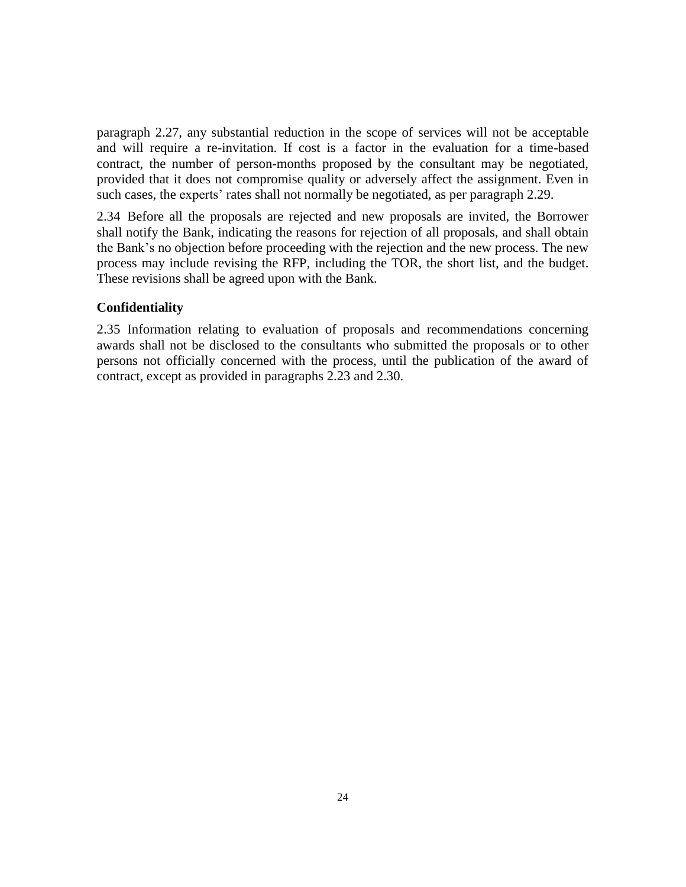paragraph 2.27, any substantial reduction in the scope of services will not be acceptable and will require a re-invitation. If cost is a factor in the evaluation for a time-based contract, the number of person-months proposed by the consultant may be negotiated, provided that it does not compromise quality or adversely affect the assignment. Even in such cases, the experts' rates shall not normally be negotiated, as per paragraph 2.29.

2.34 Before all the proposals are rejected and new proposals are invited, the Borrower shall notify the Bank, indicating the reasons for rejection of all proposals, and shall obtain the Bank's no objection before proceeding with the rejection and the new process. The new process may include revising the RFP, including the TOR, the short list, and the budget. These revisions shall be agreed upon with the Bank.

**Confidentiality**

2.35 Information relating to evaluation of proposals and recommendations concerning awards shall not be disclosed to the consultants who submitted the proposals or to other persons not officially concerned with the process, until the publication of the award of contract, except as provided in paragraphs 2.23 and 2.30.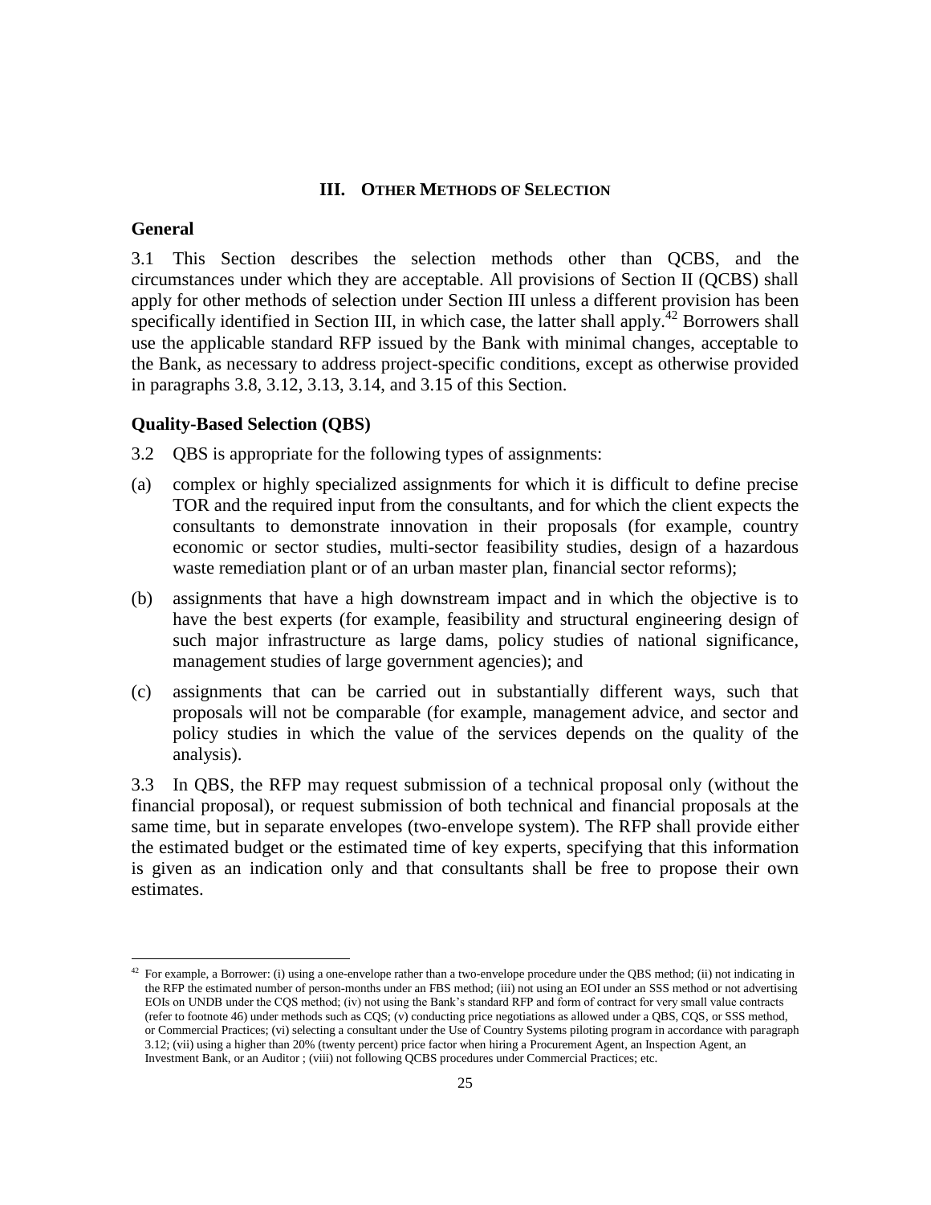## III. Other Methods of Selection

### General

3.1 This Section describes the selection methods other than QCBS, and the circumstances under which they are acceptable. All provisions of Section II (QCBS) shall apply for other methods of selection under Section III unless a different provision has been specifically identified in Section III, in which case, the latter shall apply.[42] Borrowers shall use the applicable standard RFP issued by the Bank with minimal changes, acceptable to the Bank, as necessary to address project-specific conditions, except as otherwise provided in paragraphs 3.8, 3.12, 3.13, 3.14, and 3.15 of this Section.

### Quality-Based Selection (QBS)

3.2 QBS is appropriate for the following types of assignments:

(a) complex or highly specialized assignments for which it is difficult to define precise TOR and the required input from the consultants, and for which the client expects the consultants to demonstrate innovation in their proposals (for example, country economic or sector studies, multi-sector feasibility studies, design of a hazardous waste remediation plant or of an urban master plan, financial sector reforms);

(b) assignments that have a high downstream impact and in which the objective is to have the best experts (for example, feasibility and structural engineering design of such major infrastructure as large dams, policy studies of national significance, management studies of large government agencies); and

(c) assignments that can be carried out in substantially different ways, such that proposals will not be comparable (for example, management advice, and sector and policy studies in which the value of the services depends on the quality of the analysis).

3.3 In QBS, the RFP may request submission of a technical proposal only (without the financial proposal), or request submission of both technical and financial proposals at the same time, but in separate envelopes (two-envelope system). The RFP shall provide either the estimated budget or the estimated time of key experts, specifying that this information is given as an indication only and that consultants shall be free to propose their own estimates.

---

[42] For example, a Borrower: (i) using a one-envelope rather than a two-envelope procedure under the QBS method; (ii) not indicating in the RFP the estimated number of person-months under an FBS method; (iii) not using an EOI under an SSS method or not advertising EOIs on UNDB under the CQS method; (iv) not using the Bank's standard RFP and form of contract for very small value contracts (refer to footnote 46) under methods such as CQS; (v) conducting price negotiations as allowed under a QBS, CQS, or SSS method, or Commercial Practices; (vi) selecting a consultant under the Use of Country Systems piloting program in accordance with paragraph 3.12; (vii) using a higher than 20% (twenty percent) price factor when hiring a Procurement Agent, an Inspection Agent, an Investment Bank, or an Auditor ; (viii) not following QCBS procedures under Commercial Practices; etc.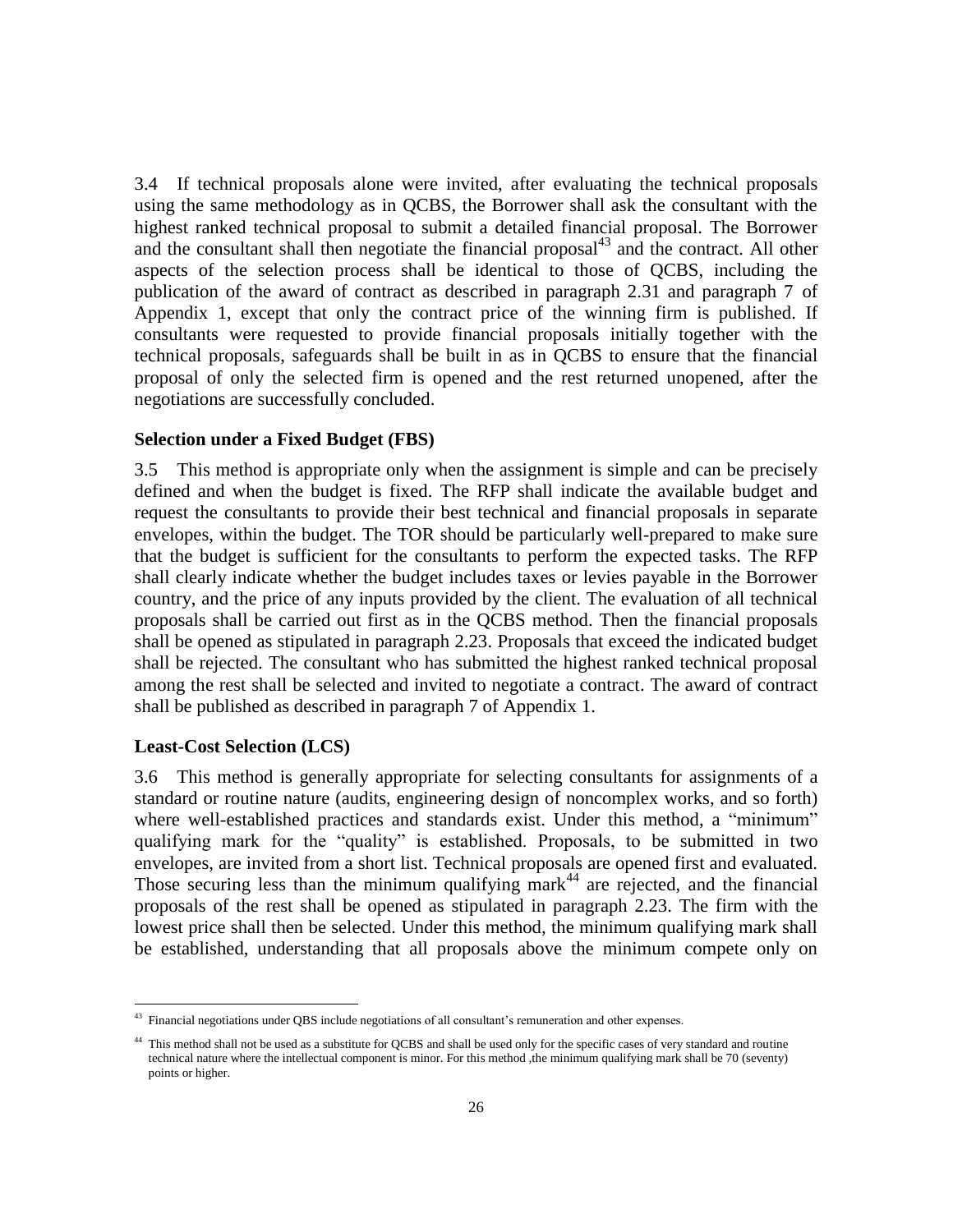3.4 If technical proposals alone were invited, after evaluating the technical proposals using the same methodology as in QCBS, the Borrower shall ask the consultant with the highest ranked technical proposal to submit a detailed financial proposal. The Borrower and the consultant shall then negotiate the financial proposal[43] and the contract. All other aspects of the selection process shall be identical to those of QCBS, including the publication of the award of contract as described in paragraph 2.31 and paragraph 7 of Appendix 1, except that only the contract price of the winning firm is published. If consultants were requested to provide financial proposals initially together with the technical proposals, safeguards shall be built in as in QCBS to ensure that the financial proposal of only the selected firm is opened and the rest returned unopened, after the negotiations are successfully concluded.

### Selection under a Fixed Budget (FBS)

3.5 This method is appropriate only when the assignment is simple and can be precisely defined and when the budget is fixed. The RFP shall indicate the available budget and request the consultants to provide their best technical and financial proposals in separate envelopes, within the budget. The TOR should be particularly well-prepared to make sure that the budget is sufficient for the consultants to perform the expected tasks. The RFP shall clearly indicate whether the budget includes taxes or levies payable in the Borrower country, and the price of any inputs provided by the client. The evaluation of all technical proposals shall be carried out first as in the QCBS method. Then the financial proposals shall be opened as stipulated in paragraph 2.23. Proposals that exceed the indicated budget shall be rejected. The consultant who has submitted the highest ranked technical proposal among the rest shall be selected and invited to negotiate a contract. The award of contract shall be published as described in paragraph 7 of Appendix 1.

### Least-Cost Selection (LCS)

3.6 This method is generally appropriate for selecting consultants for assignments of a standard or routine nature (audits, engineering design of noncomplex works, and so forth) where well-established practices and standards exist. Under this method, a "minimum" qualifying mark for the "quality" is established. Proposals, to be submitted in two envelopes, are invited from a short list. Technical proposals are opened first and evaluated. Those securing less than the minimum qualifying mark[44] are rejected, and the financial proposals of the rest shall be opened as stipulated in paragraph 2.23. The firm with the lowest price shall then be selected. Under this method, the minimum qualifying mark shall be established, understanding that all proposals above the minimum compete only on

---

[43] Financial negotiations under QBS include negotiations of all consultant's remuneration and other expenses.

[44] This method shall not be used as a substitute for QCBS and shall be used only for the specific cases of very standard and routine technical nature where the intellectual component is minor. For this method ,the minimum qualifying mark shall be 70 (seventy) points or higher.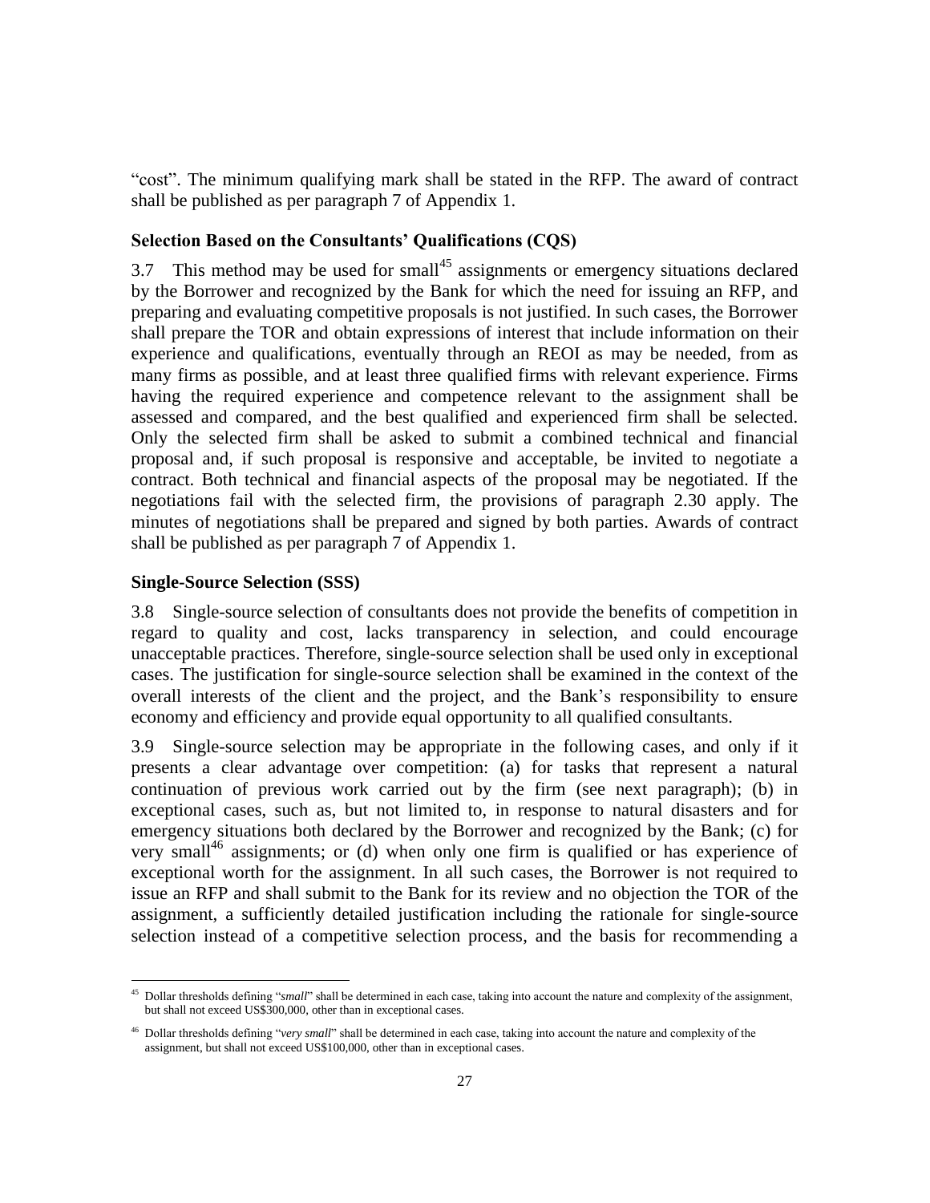"cost". The minimum qualifying mark shall be stated in the RFP. The award of contract shall be published as per paragraph 7 of Appendix 1.

### Selection Based on the Consultants' Qualifications (CQS)

3.7 This method may be used for small[45] assignments or emergency situations declared by the Borrower and recognized by the Bank for which the need for issuing an RFP, and preparing and evaluating competitive proposals is not justified. In such cases, the Borrower shall prepare the TOR and obtain expressions of interest that include information on their experience and qualifications, eventually through an REOI as may be needed, from as many firms as possible, and at least three qualified firms with relevant experience. Firms having the required experience and competence relevant to the assignment shall be assessed and compared, and the best qualified and experienced firm shall be selected. Only the selected firm shall be asked to submit a combined technical and financial proposal and, if such proposal is responsive and acceptable, be invited to negotiate a contract. Both technical and financial aspects of the proposal may be negotiated. If the negotiations fail with the selected firm, the provisions of paragraph 2.30 apply. The minutes of negotiations shall be prepared and signed by both parties. Awards of contract shall be published as per paragraph 7 of Appendix 1.

### Single-Source Selection (SSS)

3.8 Single-source selection of consultants does not provide the benefits of competition in regard to quality and cost, lacks transparency in selection, and could encourage unacceptable practices. Therefore, single-source selection shall be used only in exceptional cases. The justification for single-source selection shall be examined in the context of the overall interests of the client and the project, and the Bank's responsibility to ensure economy and efficiency and provide equal opportunity to all qualified consultants.

3.9 Single-source selection may be appropriate in the following cases, and only if it presents a clear advantage over competition: (a) for tasks that represent a natural continuation of previous work carried out by the firm (see next paragraph); (b) in exceptional cases, such as, but not limited to, in response to natural disasters and for emergency situations both declared by the Borrower and recognized by the Bank; (c) for very small[46] assignments; or (d) when only one firm is qualified or has experience of exceptional worth for the assignment. In all such cases, the Borrower is not required to issue an RFP and shall submit to the Bank for its review and no objection the TOR of the assignment, a sufficiently detailed justification including the rationale for single-source selection instead of a competitive selection process, and the basis for recommending a

---

[45] Dollar thresholds defining "*small*" shall be determined in each case, taking into account the nature and complexity of the assignment, but shall not exceed US$300,000, other than in exceptional cases.

[46] Dollar thresholds defining "*very small*" shall be determined in each case, taking into account the nature and complexity of the assignment, but shall not exceed US$100,000, other than in exceptional cases.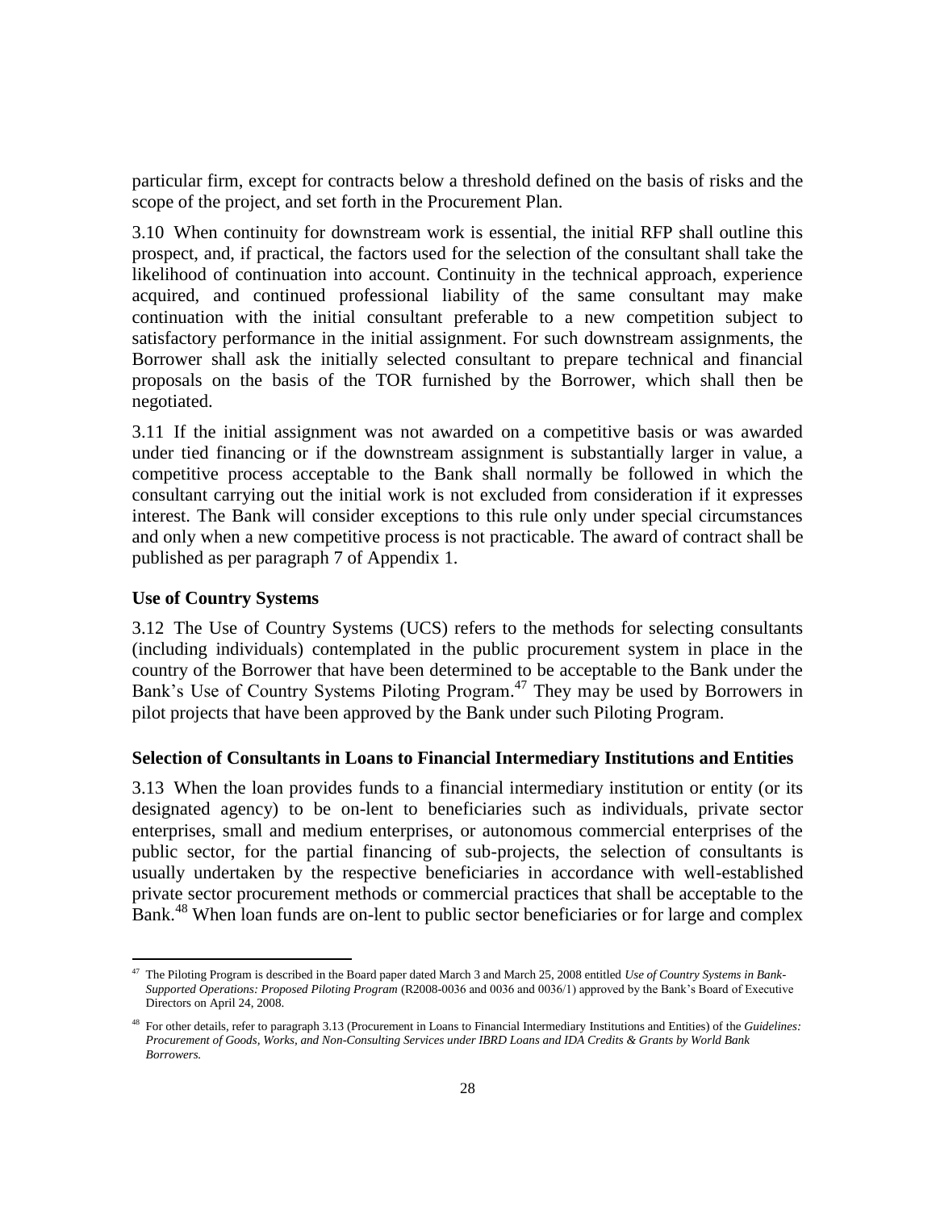particular firm, except for contracts below a threshold defined on the basis of risks and the scope of the project, and set forth in the Procurement Plan.

3.10 When continuity for downstream work is essential, the initial RFP shall outline this prospect, and, if practical, the factors used for the selection of the consultant shall take the likelihood of continuation into account. Continuity in the technical approach, experience acquired, and continued professional liability of the same consultant may make continuation with the initial consultant preferable to a new competition subject to satisfactory performance in the initial assignment. For such downstream assignments, the Borrower shall ask the initially selected consultant to prepare technical and financial proposals on the basis of the TOR furnished by the Borrower, which shall then be negotiated.

3.11 If the initial assignment was not awarded on a competitive basis or was awarded under tied financing or if the downstream assignment is substantially larger in value, a competitive process acceptable to the Bank shall normally be followed in which the consultant carrying out the initial work is not excluded from consideration if it expresses interest. The Bank will consider exceptions to this rule only under special circumstances and only when a new competitive process is not practicable. The award of contract shall be published as per paragraph 7 of Appendix 1.

**Use of Country Systems**

3.12 The Use of Country Systems (UCS) refers to the methods for selecting consultants (including individuals) contemplated in the public procurement system in place in the country of the Borrower that have been determined to be acceptable to the Bank under the Bank's Use of Country Systems Piloting Program.[47] They may be used by Borrowers in pilot projects that have been approved by the Bank under such Piloting Program.

**Selection of Consultants in Loans to Financial Intermediary Institutions and Entities**

3.13 When the loan provides funds to a financial intermediary institution or entity (or its designated agency) to be on-lent to beneficiaries such as individuals, private sector enterprises, small and medium enterprises, or autonomous commercial enterprises of the public sector, for the partial financing of sub-projects, the selection of consultants is usually undertaken by the respective beneficiaries in accordance with well-established private sector procurement methods or commercial practices that shall be acceptable to the Bank.[48] When loan funds are on-lent to public sector beneficiaries or for large and complex

---

[47] The Piloting Program is described in the Board paper dated March 3 and March 25, 2008 entitled *Use of Country Systems in Bank-Supported Operations: Proposed Piloting Program* (R2008-0036 and 0036 and 0036/1) approved by the Bank's Board of Executive Directors on April 24, 2008.

[48] For other details, refer to paragraph 3.13 (Procurement in Loans to Financial Intermediary Institutions and Entities) of the *Guidelines: Procurement of Goods, Works, and Non-Consulting Services under IBRD Loans and IDA Credits & Grants by World Bank Borrowers.*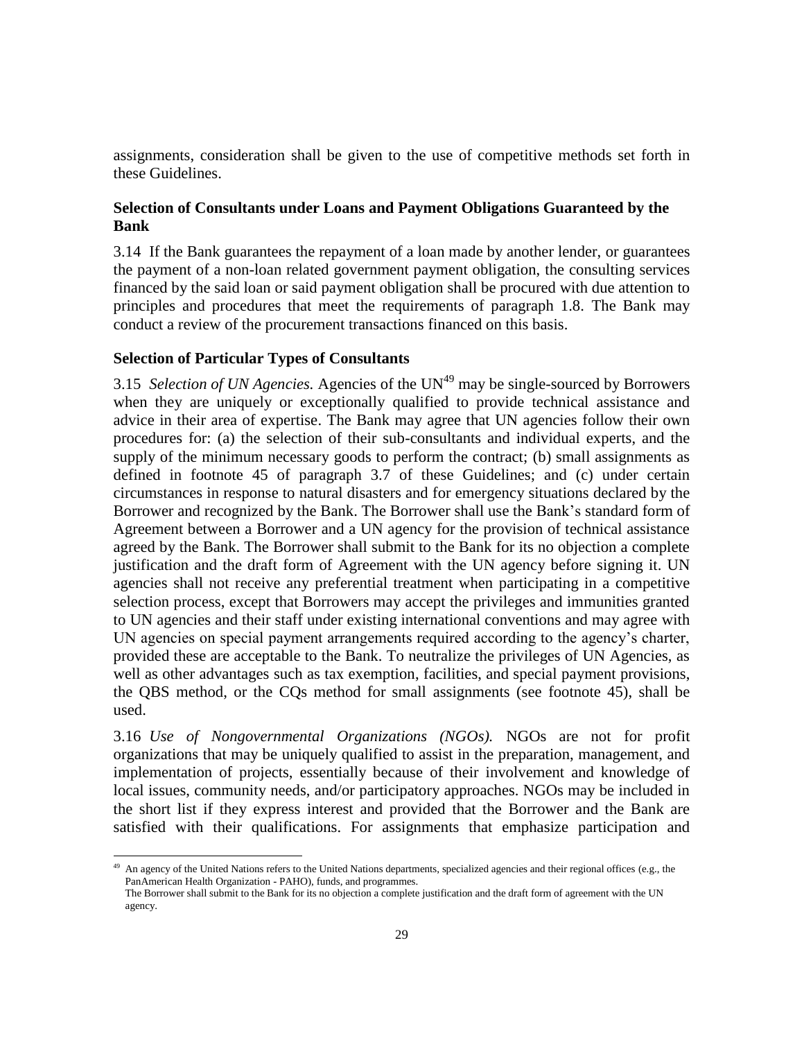assignments, consideration shall be given to the use of competitive methods set forth in these Guidelines.

### Selection of Consultants under Loans and Payment Obligations Guaranteed by the Bank

3.14 If the Bank guarantees the repayment of a loan made by another lender, or guarantees the payment of a non-loan related government payment obligation, the consulting services financed by the said loan or said payment obligation shall be procured with due attention to principles and procedures that meet the requirements of paragraph 1.8. The Bank may conduct a review of the procurement transactions financed on this basis.

### Selection of Particular Types of Consultants

3.15 *Selection of UN Agencies.* Agencies of the UN[49] may be single-sourced by Borrowers when they are uniquely or exceptionally qualified to provide technical assistance and advice in their area of expertise. The Bank may agree that UN agencies follow their own procedures for: (a) the selection of their sub-consultants and individual experts, and the supply of the minimum necessary goods to perform the contract; (b) small assignments as defined in footnote 45 of paragraph 3.7 of these Guidelines; and (c) under certain circumstances in response to natural disasters and for emergency situations declared by the Borrower and recognized by the Bank. The Borrower shall use the Bank's standard form of Agreement between a Borrower and a UN agency for the provision of technical assistance agreed by the Bank. The Borrower shall submit to the Bank for its no objection a complete justification and the draft form of Agreement with the UN agency before signing it. UN agencies shall not receive any preferential treatment when participating in a competitive selection process, except that Borrowers may accept the privileges and immunities granted to UN agencies and their staff under existing international conventions and may agree with UN agencies on special payment arrangements required according to the agency's charter, provided these are acceptable to the Bank. To neutralize the privileges of UN Agencies, as well as other advantages such as tax exemption, facilities, and special payment provisions, the QBS method, or the CQs method for small assignments (see footnote 45), shall be used.

3.16 *Use of Nongovernmental Organizations (NGOs).* NGOs are not for profit organizations that may be uniquely qualified to assist in the preparation, management, and implementation of projects, essentially because of their involvement and knowledge of local issues, community needs, and/or participatory approaches. NGOs may be included in the short list if they express interest and provided that the Borrower and the Bank are satisfied with their qualifications. For assignments that emphasize participation and

---

[49] An agency of the United Nations refers to the United Nations departments, specialized agencies and their regional offices (e.g., the PanAmerican Health Organization - PAHO), funds, and programmes.
The Borrower shall submit to the Bank for its no objection a complete justification and the draft form of agreement with the UN agency.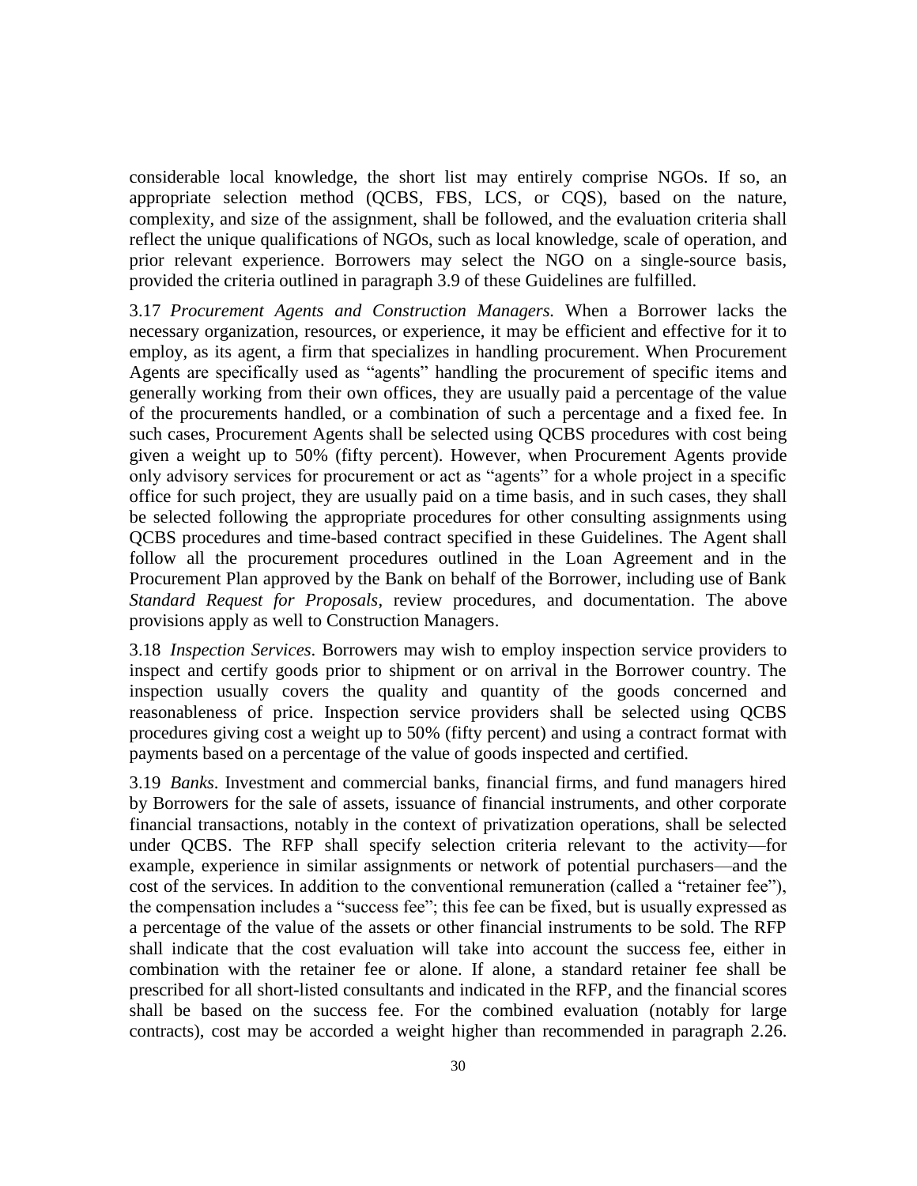considerable local knowledge, the short list may entirely comprise NGOs. If so, an appropriate selection method (QCBS, FBS, LCS, or CQS), based on the nature, complexity, and size of the assignment, shall be followed, and the evaluation criteria shall reflect the unique qualifications of NGOs, such as local knowledge, scale of operation, and prior relevant experience. Borrowers may select the NGO on a single-source basis, provided the criteria outlined in paragraph 3.9 of these Guidelines are fulfilled.

3.17 *Procurement Agents and Construction Managers.* When a Borrower lacks the necessary organization, resources, or experience, it may be efficient and effective for it to employ, as its agent, a firm that specializes in handling procurement. When Procurement Agents are specifically used as "agents" handling the procurement of specific items and generally working from their own offices, they are usually paid a percentage of the value of the procurements handled, or a combination of such a percentage and a fixed fee. In such cases, Procurement Agents shall be selected using QCBS procedures with cost being given a weight up to 50% (fifty percent). However, when Procurement Agents provide only advisory services for procurement or act as "agents" for a whole project in a specific office for such project, they are usually paid on a time basis, and in such cases, they shall be selected following the appropriate procedures for other consulting assignments using QCBS procedures and time-based contract specified in these Guidelines. The Agent shall follow all the procurement procedures outlined in the Loan Agreement and in the Procurement Plan approved by the Bank on behalf of the Borrower, including use of Bank *Standard Request for Proposals*, review procedures, and documentation. The above provisions apply as well to Construction Managers.

3.18 *Inspection Services*. Borrowers may wish to employ inspection service providers to inspect and certify goods prior to shipment or on arrival in the Borrower country. The inspection usually covers the quality and quantity of the goods concerned and reasonableness of price. Inspection service providers shall be selected using QCBS procedures giving cost a weight up to 50% (fifty percent) and using a contract format with payments based on a percentage of the value of goods inspected and certified.

3.19 *Banks*. Investment and commercial banks, financial firms, and fund managers hired by Borrowers for the sale of assets, issuance of financial instruments, and other corporate financial transactions, notably in the context of privatization operations, shall be selected under QCBS. The RFP shall specify selection criteria relevant to the activity—for example, experience in similar assignments or network of potential purchasers—and the cost of the services. In addition to the conventional remuneration (called a "retainer fee"), the compensation includes a "success fee"; this fee can be fixed, but is usually expressed as a percentage of the value of the assets or other financial instruments to be sold. The RFP shall indicate that the cost evaluation will take into account the success fee, either in combination with the retainer fee or alone. If alone, a standard retainer fee shall be prescribed for all short-listed consultants and indicated in the RFP, and the financial scores shall be based on the success fee. For the combined evaluation (notably for large contracts), cost may be accorded a weight higher than recommended in paragraph 2.26.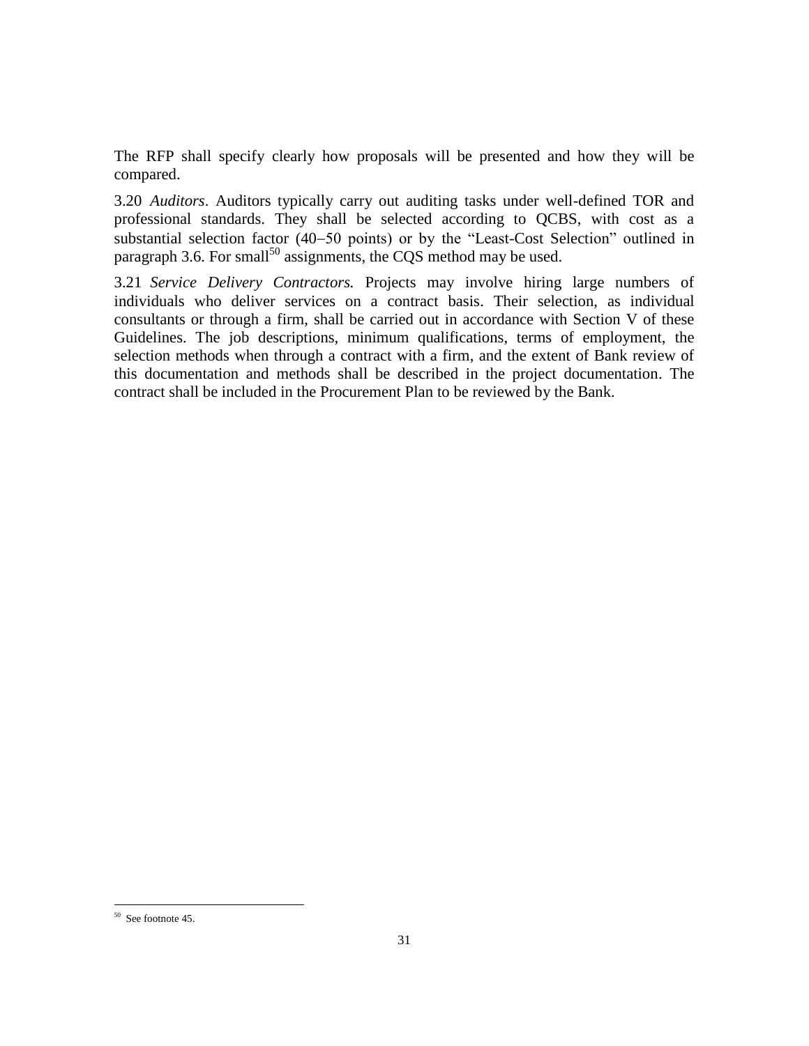The RFP shall specify clearly how proposals will be presented and how they will be compared.

3.20 *Auditors*. Auditors typically carry out auditing tasks under well-defined TOR and professional standards. They shall be selected according to QCBS, with cost as a substantial selection factor (40−50 points) or by the "Least-Cost Selection" outlined in paragraph 3.6. For small[50] assignments, the CQS method may be used.

3.21 *Service Delivery Contractors.* Projects may involve hiring large numbers of individuals who deliver services on a contract basis. Their selection, as individual consultants or through a firm, shall be carried out in accordance with Section V of these Guidelines. The job descriptions, minimum qualifications, terms of employment, the selection methods when through a contract with a firm, and the extent of Bank review of this documentation and methods shall be described in the project documentation. The contract shall be included in the Procurement Plan to be reviewed by the Bank.

---

[50] See footnote 45.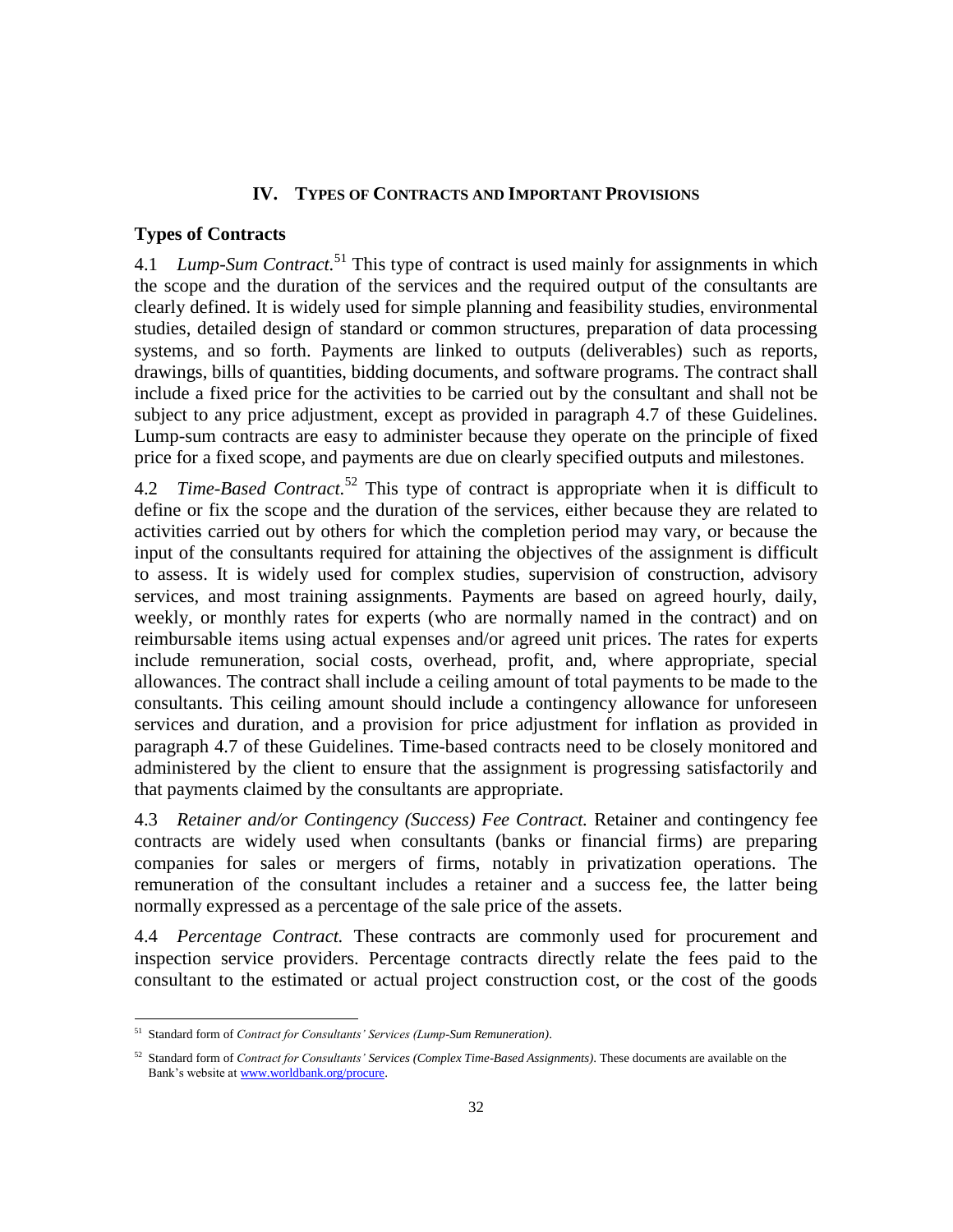## IV. TYPES OF CONTRACTS AND IMPORTANT PROVISIONS

### Types of Contracts

4.1 *Lump-Sum Contract.*[51] This type of contract is used mainly for assignments in which the scope and the duration of the services and the required output of the consultants are clearly defined. It is widely used for simple planning and feasibility studies, environmental studies, detailed design of standard or common structures, preparation of data processing systems, and so forth. Payments are linked to outputs (deliverables) such as reports, drawings, bills of quantities, bidding documents, and software programs. The contract shall include a fixed price for the activities to be carried out by the consultant and shall not be subject to any price adjustment, except as provided in paragraph 4.7 of these Guidelines. Lump-sum contracts are easy to administer because they operate on the principle of fixed price for a fixed scope, and payments are due on clearly specified outputs and milestones.

4.2 *Time-Based Contract.*[52] This type of contract is appropriate when it is difficult to define or fix the scope and the duration of the services, either because they are related to activities carried out by others for which the completion period may vary, or because the input of the consultants required for attaining the objectives of the assignment is difficult to assess. It is widely used for complex studies, supervision of construction, advisory services, and most training assignments. Payments are based on agreed hourly, daily, weekly, or monthly rates for experts (who are normally named in the contract) and on reimbursable items using actual expenses and/or agreed unit prices. The rates for experts include remuneration, social costs, overhead, profit, and, where appropriate, special allowances. The contract shall include a ceiling amount of total payments to be made to the consultants. This ceiling amount should include a contingency allowance for unforeseen services and duration, and a provision for price adjustment for inflation as provided in paragraph 4.7 of these Guidelines. Time-based contracts need to be closely monitored and administered by the client to ensure that the assignment is progressing satisfactorily and that payments claimed by the consultants are appropriate.

4.3 *Retainer and/or Contingency (Success) Fee Contract.* Retainer and contingency fee contracts are widely used when consultants (banks or financial firms) are preparing companies for sales or mergers of firms, notably in privatization operations. The remuneration of the consultant includes a retainer and a success fee, the latter being normally expressed as a percentage of the sale price of the assets.

4.4 *Percentage Contract.* These contracts are commonly used for procurement and inspection service providers. Percentage contracts directly relate the fees paid to the consultant to the estimated or actual project construction cost, or the cost of the goods

---

[51] Standard form of *Contract for Consultants' Services (Lump-Sum Remuneration)*.

[52] Standard form of *Contract for Consultants' Services (Complex Time-Based Assignments)*. These documents are available on the Bank's website at www.worldbank.org/procure.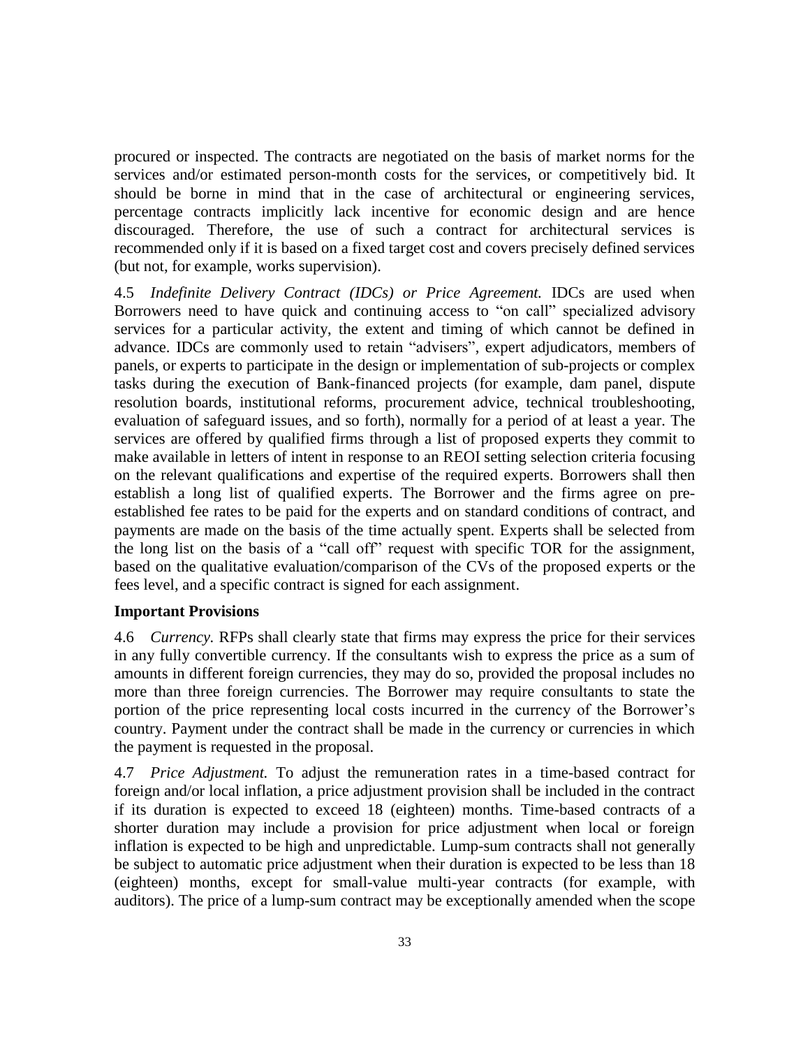procured or inspected. The contracts are negotiated on the basis of market norms for the services and/or estimated person-month costs for the services, or competitively bid. It should be borne in mind that in the case of architectural or engineering services, percentage contracts implicitly lack incentive for economic design and are hence discouraged. Therefore, the use of such a contract for architectural services is recommended only if it is based on a fixed target cost and covers precisely defined services (but not, for example, works supervision).

4.5 *Indefinite Delivery Contract (IDCs) or Price Agreement.* IDCs are used when Borrowers need to have quick and continuing access to "on call" specialized advisory services for a particular activity, the extent and timing of which cannot be defined in advance. IDCs are commonly used to retain "advisers", expert adjudicators, members of panels, or experts to participate in the design or implementation of sub-projects or complex tasks during the execution of Bank-financed projects (for example, dam panel, dispute resolution boards, institutional reforms, procurement advice, technical troubleshooting, evaluation of safeguard issues, and so forth), normally for a period of at least a year. The services are offered by qualified firms through a list of proposed experts they commit to make available in letters of intent in response to an REOI setting selection criteria focusing on the relevant qualifications and expertise of the required experts. Borrowers shall then establish a long list of qualified experts. The Borrower and the firms agree on pre-established fee rates to be paid for the experts and on standard conditions of contract, and payments are made on the basis of the time actually spent. Experts shall be selected from the long list on the basis of a "call off" request with specific TOR for the assignment, based on the qualitative evaluation/comparison of the CVs of the proposed experts or the fees level, and a specific contract is signed for each assignment.

### Important Provisions

4.6 *Currency.* RFPs shall clearly state that firms may express the price for their services in any fully convertible currency. If the consultants wish to express the price as a sum of amounts in different foreign currencies, they may do so, provided the proposal includes no more than three foreign currencies. The Borrower may require consultants to state the portion of the price representing local costs incurred in the currency of the Borrower's country. Payment under the contract shall be made in the currency or currencies in which the payment is requested in the proposal.

4.7 *Price Adjustment.* To adjust the remuneration rates in a time-based contract for foreign and/or local inflation, a price adjustment provision shall be included in the contract if its duration is expected to exceed 18 (eighteen) months. Time-based contracts of a shorter duration may include a provision for price adjustment when local or foreign inflation is expected to be high and unpredictable. Lump-sum contracts shall not generally be subject to automatic price adjustment when their duration is expected to be less than 18 (eighteen) months, except for small-value multi-year contracts (for example, with auditors). The price of a lump-sum contract may be exceptionally amended when the scope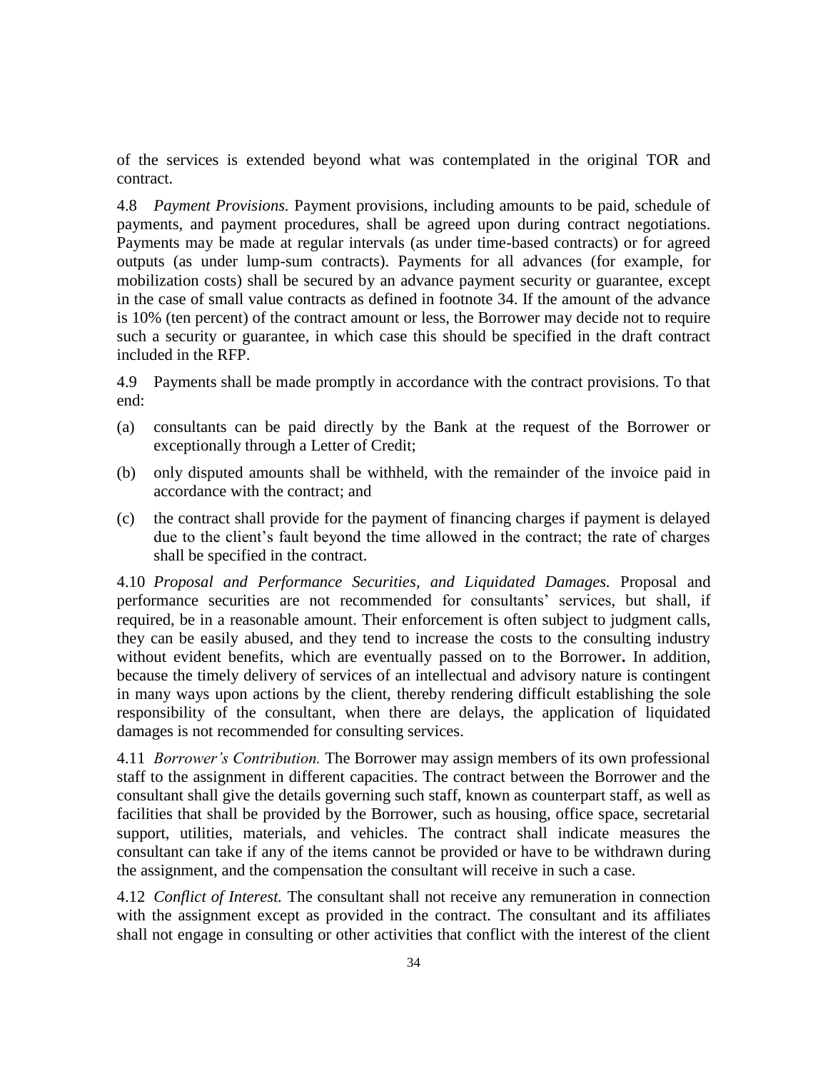of the services is extended beyond what was contemplated in the original TOR and contract.

4.8 *Payment Provisions.* Payment provisions, including amounts to be paid, schedule of payments, and payment procedures, shall be agreed upon during contract negotiations. Payments may be made at regular intervals (as under time-based contracts) or for agreed outputs (as under lump-sum contracts). Payments for all advances (for example, for mobilization costs) shall be secured by an advance payment security or guarantee, except in the case of small value contracts as defined in footnote 34. If the amount of the advance is 10% (ten percent) of the contract amount or less, the Borrower may decide not to require such a security or guarantee, in which case this should be specified in the draft contract included in the RFP.

4.9 Payments shall be made promptly in accordance with the contract provisions. To that end:

(a) consultants can be paid directly by the Bank at the request of the Borrower or exceptionally through a Letter of Credit;

(b) only disputed amounts shall be withheld, with the remainder of the invoice paid in accordance with the contract; and

(c) the contract shall provide for the payment of financing charges if payment is delayed due to the client's fault beyond the time allowed in the contract; the rate of charges shall be specified in the contract.

4.10 *Proposal and Performance Securities, and Liquidated Damages.* Proposal and performance securities are not recommended for consultants' services, but shall, if required, be in a reasonable amount. Their enforcement is often subject to judgment calls, they can be easily abused, and they tend to increase the costs to the consulting industry without evident benefits, which are eventually passed on to the Borrower**.** In addition, because the timely delivery of services of an intellectual and advisory nature is contingent in many ways upon actions by the client, thereby rendering difficult establishing the sole responsibility of the consultant, when there are delays, the application of liquidated damages is not recommended for consulting services.

4.11 *Borrower's Contribution.* The Borrower may assign members of its own professional staff to the assignment in different capacities. The contract between the Borrower and the consultant shall give the details governing such staff, known as counterpart staff, as well as facilities that shall be provided by the Borrower, such as housing, office space, secretarial support, utilities, materials, and vehicles. The contract shall indicate measures the consultant can take if any of the items cannot be provided or have to be withdrawn during the assignment, and the compensation the consultant will receive in such a case.

4.12 *Conflict of Interest.* The consultant shall not receive any remuneration in connection with the assignment except as provided in the contract. The consultant and its affiliates shall not engage in consulting or other activities that conflict with the interest of the client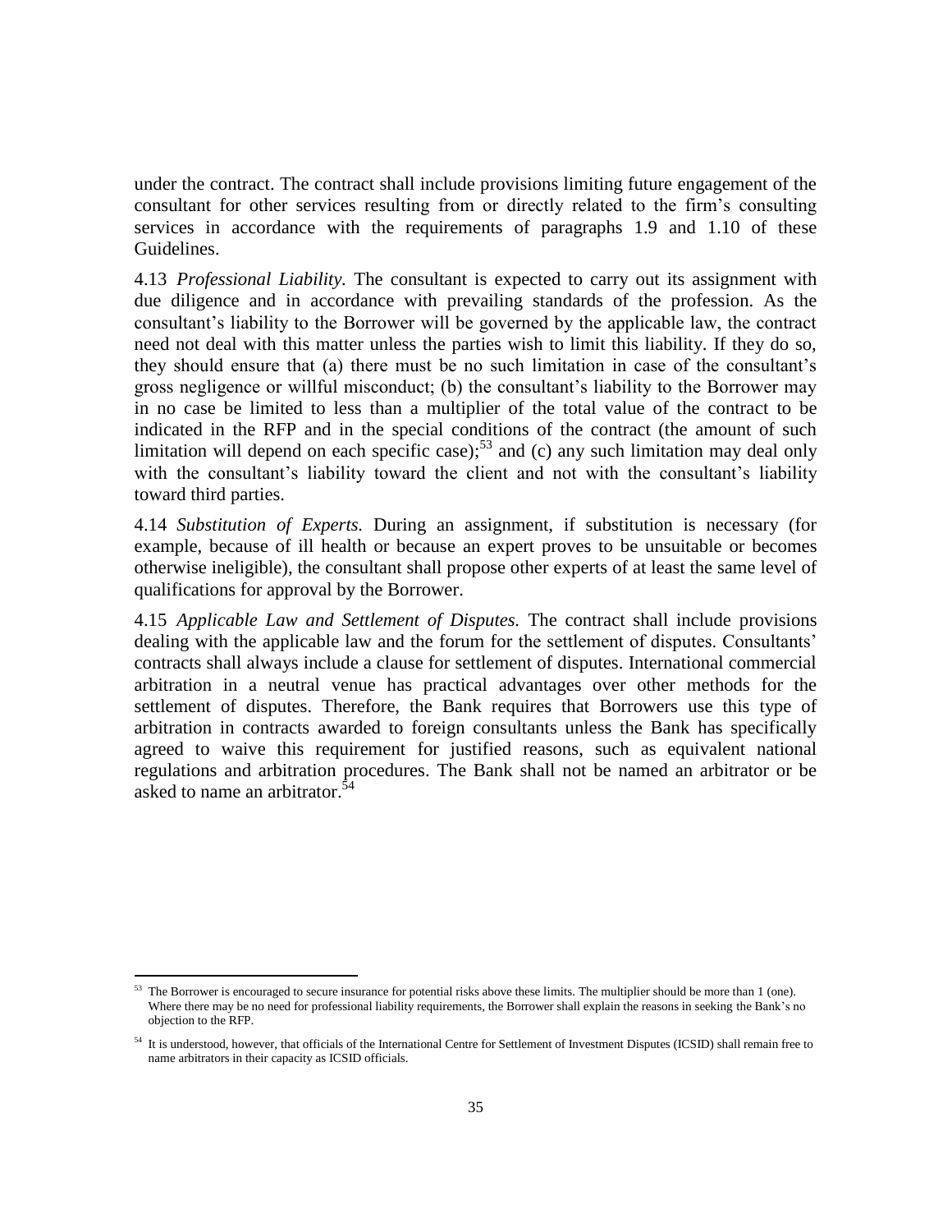under the contract. The contract shall include provisions limiting future engagement of the consultant for other services resulting from or directly related to the firm's consulting services in accordance with the requirements of paragraphs 1.9 and 1.10 of these Guidelines.

4.13 *Professional Liability.* The consultant is expected to carry out its assignment with due diligence and in accordance with prevailing standards of the profession. As the consultant's liability to the Borrower will be governed by the applicable law, the contract need not deal with this matter unless the parties wish to limit this liability. If they do so, they should ensure that (a) there must be no such limitation in case of the consultant's gross negligence or willful misconduct; (b) the consultant's liability to the Borrower may in no case be limited to less than a multiplier of the total value of the contract to be indicated in the RFP and in the special conditions of the contract (the amount of such limitation will depend on each specific case);[53] and (c) any such limitation may deal only with the consultant's liability toward the client and not with the consultant's liability toward third parties.

4.14 *Substitution of Experts.* During an assignment, if substitution is necessary (for example, because of ill health or because an expert proves to be unsuitable or becomes otherwise ineligible), the consultant shall propose other experts of at least the same level of qualifications for approval by the Borrower.

4.15 *Applicable Law and Settlement of Disputes.* The contract shall include provisions dealing with the applicable law and the forum for the settlement of disputes. Consultants' contracts shall always include a clause for settlement of disputes. International commercial arbitration in a neutral venue has practical advantages over other methods for the settlement of disputes. Therefore, the Bank requires that Borrowers use this type of arbitration in contracts awarded to foreign consultants unless the Bank has specifically agreed to waive this requirement for justified reasons, such as equivalent national regulations and arbitration procedures. The Bank shall not be named an arbitrator or be asked to name an arbitrator.[54]

---

[53] The Borrower is encouraged to secure insurance for potential risks above these limits. The multiplier should be more than 1 (one). Where there may be no need for professional liability requirements, the Borrower shall explain the reasons in seeking the Bank's no objection to the RFP.

[54] It is understood, however, that officials of the International Centre for Settlement of Investment Disputes (ICSID) shall remain free to name arbitrators in their capacity as ICSID officials.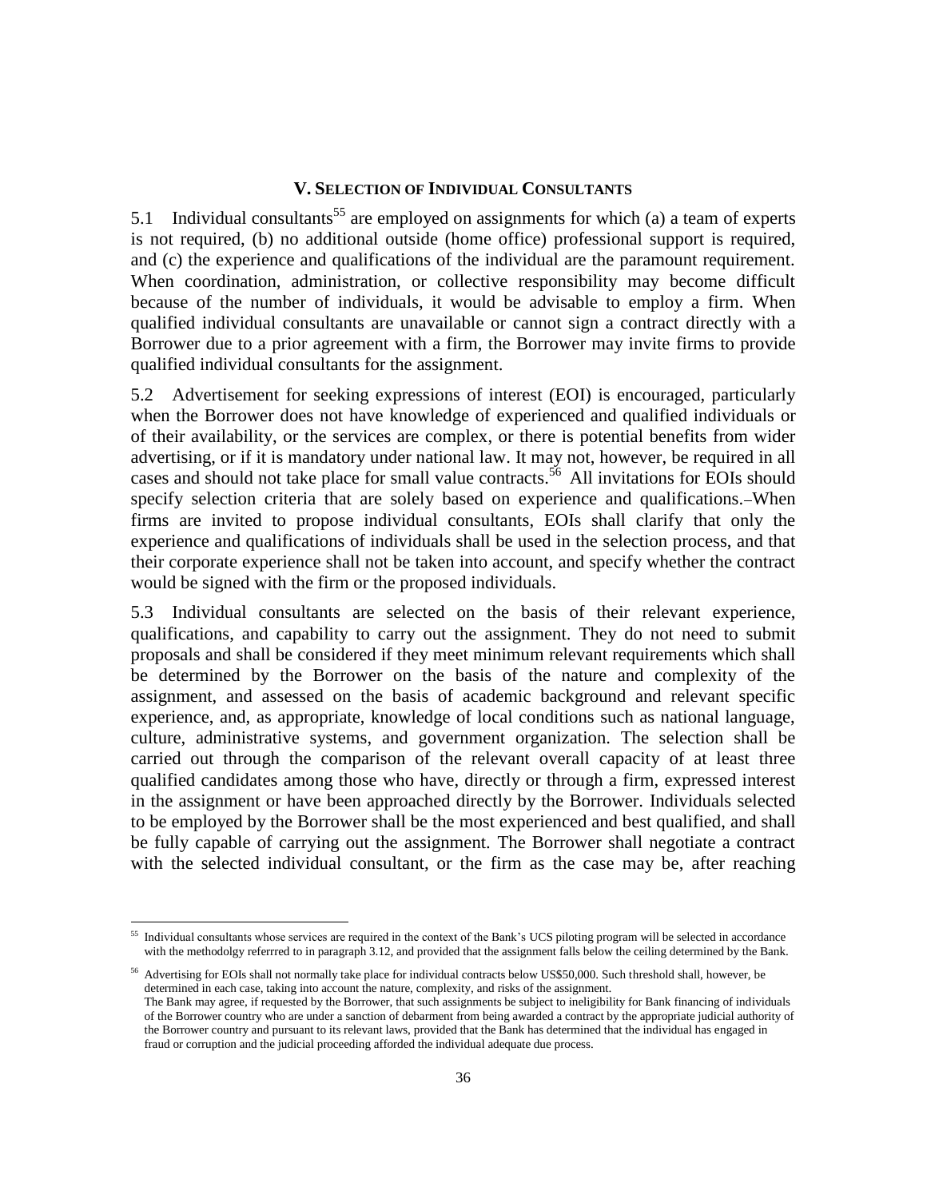## V. SELECTION OF INDIVIDUAL CONSULTANTS

5.1 Individual consultants[55] are employed on assignments for which (a) a team of experts is not required, (b) no additional outside (home office) professional support is required, and (c) the experience and qualifications of the individual are the paramount requirement. When coordination, administration, or collective responsibility may become difficult because of the number of individuals, it would be advisable to employ a firm. When qualified individual consultants are unavailable or cannot sign a contract directly with a Borrower due to a prior agreement with a firm, the Borrower may invite firms to provide qualified individual consultants for the assignment.

5.2 Advertisement for seeking expressions of interest (EOI) is encouraged, particularly when the Borrower does not have knowledge of experienced and qualified individuals or of their availability, or the services are complex, or there is potential benefits from wider advertising, or if it is mandatory under national law. It may not, however, be required in all cases and should not take place for small value contracts.[56] All invitations for EOIs should specify selection criteria that are solely based on experience and qualifications. When firms are invited to propose individual consultants, EOIs shall clarify that only the experience and qualifications of individuals shall be used in the selection process, and that their corporate experience shall not be taken into account, and specify whether the contract would be signed with the firm or the proposed individuals.

5.3 Individual consultants are selected on the basis of their relevant experience, qualifications, and capability to carry out the assignment. They do not need to submit proposals and shall be considered if they meet minimum relevant requirements which shall be determined by the Borrower on the basis of the nature and complexity of the assignment, and assessed on the basis of academic background and relevant specific experience, and, as appropriate, knowledge of local conditions such as national language, culture, administrative systems, and government organization. The selection shall be carried out through the comparison of the relevant overall capacity of at least three qualified candidates among those who have, directly or through a firm, expressed interest in the assignment or have been approached directly by the Borrower. Individuals selected to be employed by the Borrower shall be the most experienced and best qualified, and shall be fully capable of carrying out the assignment. The Borrower shall negotiate a contract with the selected individual consultant, or the firm as the case may be, after reaching

---

[55] Individual consultants whose services are required in the context of the Bank's UCS piloting program will be selected in accordance with the methodolgy referrred to in paragraph 3.12, and provided that the assignment falls below the ceiling determined by the Bank.

[56] Advertising for EOIs shall not normally take place for individual contracts below US$50,000. Such threshold shall, however, be determined in each case, taking into account the nature, complexity, and risks of the assignment.
The Bank may agree, if requested by the Borrower, that such assignments be subject to ineligibility for Bank financing of individuals of the Borrower country who are under a sanction of debarment from being awarded a contract by the appropriate judicial authority of the Borrower country and pursuant to its relevant laws, provided that the Bank has determined that the individual has engaged in fraud or corruption and the judicial proceeding afforded the individual adequate due process.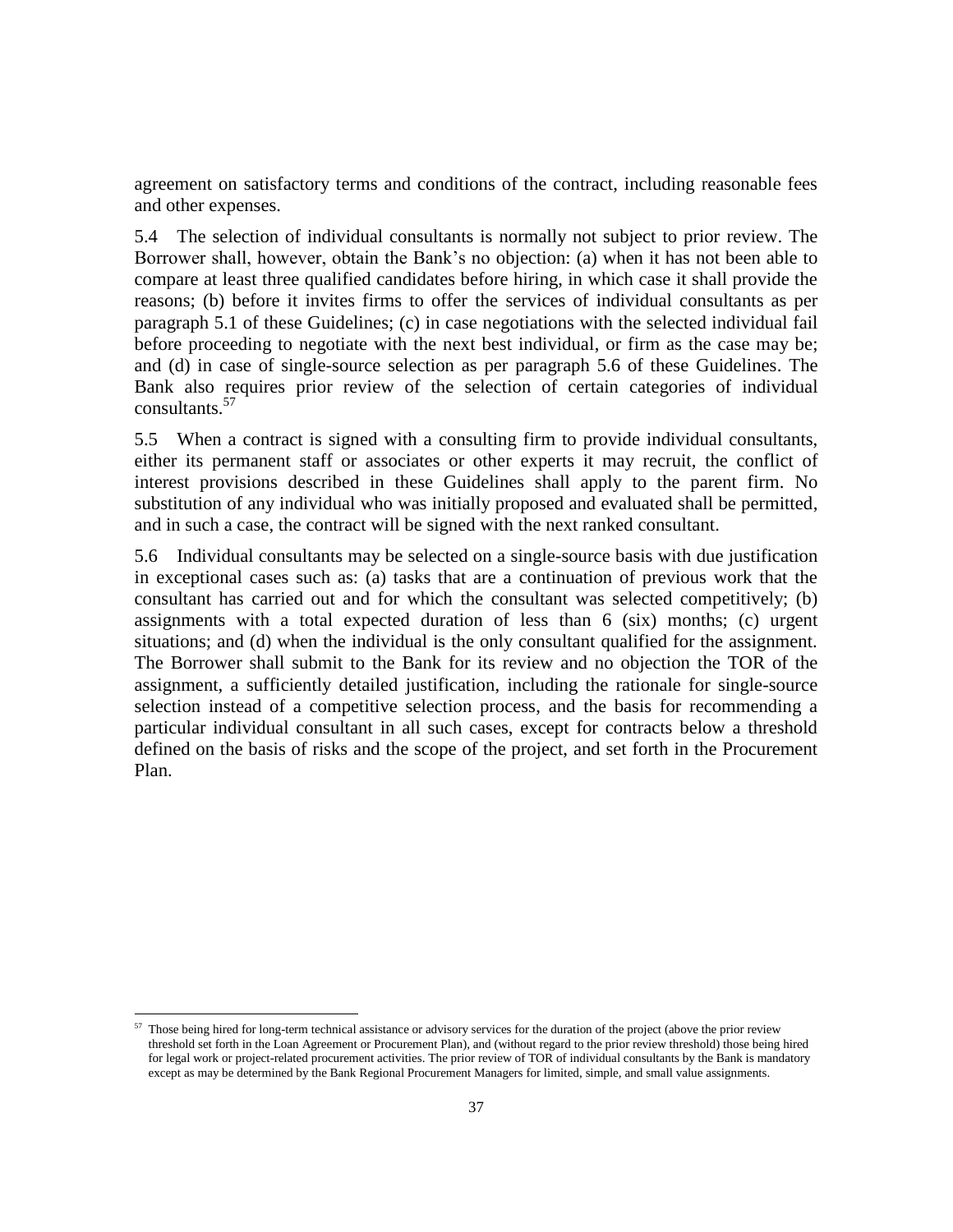agreement on satisfactory terms and conditions of the contract, including reasonable fees and other expenses.

5.4 The selection of individual consultants is normally not subject to prior review. The Borrower shall, however, obtain the Bank's no objection: (a) when it has not been able to compare at least three qualified candidates before hiring, in which case it shall provide the reasons; (b) before it invites firms to offer the services of individual consultants as per paragraph 5.1 of these Guidelines; (c) in case negotiations with the selected individual fail before proceeding to negotiate with the next best individual, or firm as the case may be; and (d) in case of single-source selection as per paragraph 5.6 of these Guidelines. The Bank also requires prior review of the selection of certain categories of individual consultants.[57]

5.5 When a contract is signed with a consulting firm to provide individual consultants, either its permanent staff or associates or other experts it may recruit, the conflict of interest provisions described in these Guidelines shall apply to the parent firm. No substitution of any individual who was initially proposed and evaluated shall be permitted, and in such a case, the contract will be signed with the next ranked consultant.

5.6 Individual consultants may be selected on a single-source basis with due justification in exceptional cases such as: (a) tasks that are a continuation of previous work that the consultant has carried out and for which the consultant was selected competitively; (b) assignments with a total expected duration of less than 6 (six) months; (c) urgent situations; and (d) when the individual is the only consultant qualified for the assignment. The Borrower shall submit to the Bank for its review and no objection the TOR of the assignment, a sufficiently detailed justification, including the rationale for single-source selection instead of a competitive selection process, and the basis for recommending a particular individual consultant in all such cases, except for contracts below a threshold defined on the basis of risks and the scope of the project, and set forth in the Procurement Plan.

---

[57] Those being hired for long-term technical assistance or advisory services for the duration of the project (above the prior review threshold set forth in the Loan Agreement or Procurement Plan), and (without regard to the prior review threshold) those being hired for legal work or project-related procurement activities. The prior review of TOR of individual consultants by the Bank is mandatory except as may be determined by the Bank Regional Procurement Managers for limited, simple, and small value assignments.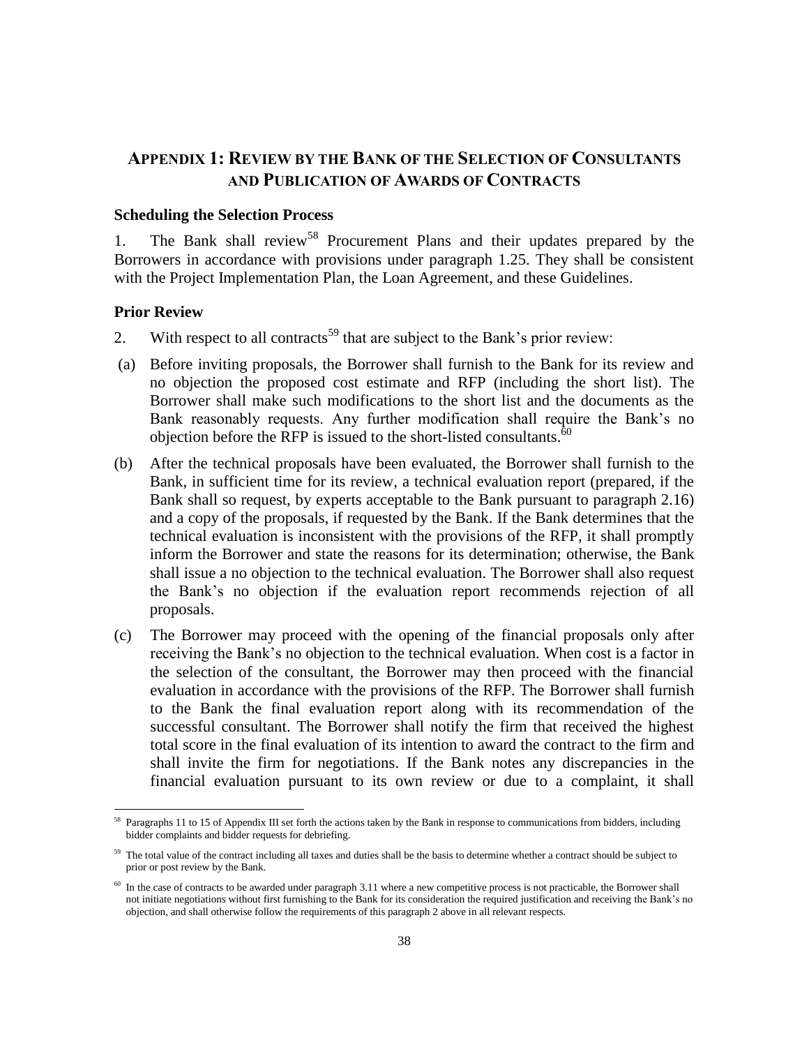## APPENDIX 1: REVIEW BY THE BANK OF THE SELECTION OF CONSULTANTS AND PUBLICATION OF AWARDS OF CONTRACTS

### Scheduling the Selection Process

1. The Bank shall review[58] Procurement Plans and their updates prepared by the Borrowers in accordance with provisions under paragraph 1.25. They shall be consistent with the Project Implementation Plan, the Loan Agreement, and these Guidelines.

### Prior Review

2. With respect to all contracts[59] that are subject to the Bank's prior review:

(a) Before inviting proposals, the Borrower shall furnish to the Bank for its review and no objection the proposed cost estimate and RFP (including the short list). The Borrower shall make such modifications to the short list and the documents as the Bank reasonably requests. Any further modification shall require the Bank's no objection before the RFP is issued to the short-listed consultants.[60]

(b) After the technical proposals have been evaluated, the Borrower shall furnish to the Bank, in sufficient time for its review, a technical evaluation report (prepared, if the Bank shall so request, by experts acceptable to the Bank pursuant to paragraph 2.16) and a copy of the proposals, if requested by the Bank. If the Bank determines that the technical evaluation is inconsistent with the provisions of the RFP, it shall promptly inform the Borrower and state the reasons for its determination; otherwise, the Bank shall issue a no objection to the technical evaluation. The Borrower shall also request the Bank's no objection if the evaluation report recommends rejection of all proposals.

(c) The Borrower may proceed with the opening of the financial proposals only after receiving the Bank's no objection to the technical evaluation. When cost is a factor in the selection of the consultant, the Borrower may then proceed with the financial evaluation in accordance with the provisions of the RFP. The Borrower shall furnish to the Bank the final evaluation report along with its recommendation of the successful consultant. The Borrower shall notify the firm that received the highest total score in the final evaluation of its intention to award the contract to the firm and shall invite the firm for negotiations. If the Bank notes any discrepancies in the financial evaluation pursuant to its own review or due to a complaint, it shall

---

[58] Paragraphs 11 to 15 of Appendix III set forth the actions taken by the Bank in response to communications from bidders, including bidder complaints and bidder requests for debriefing.

[59] The total value of the contract including all taxes and duties shall be the basis to determine whether a contract should be subject to prior or post review by the Bank.

[60] In the case of contracts to be awarded under paragraph 3.11 where a new competitive process is not practicable, the Borrower shall not initiate negotiations without first furnishing to the Bank for its consideration the required justification and receiving the Bank's no objection, and shall otherwise follow the requirements of this paragraph 2 above in all relevant respects.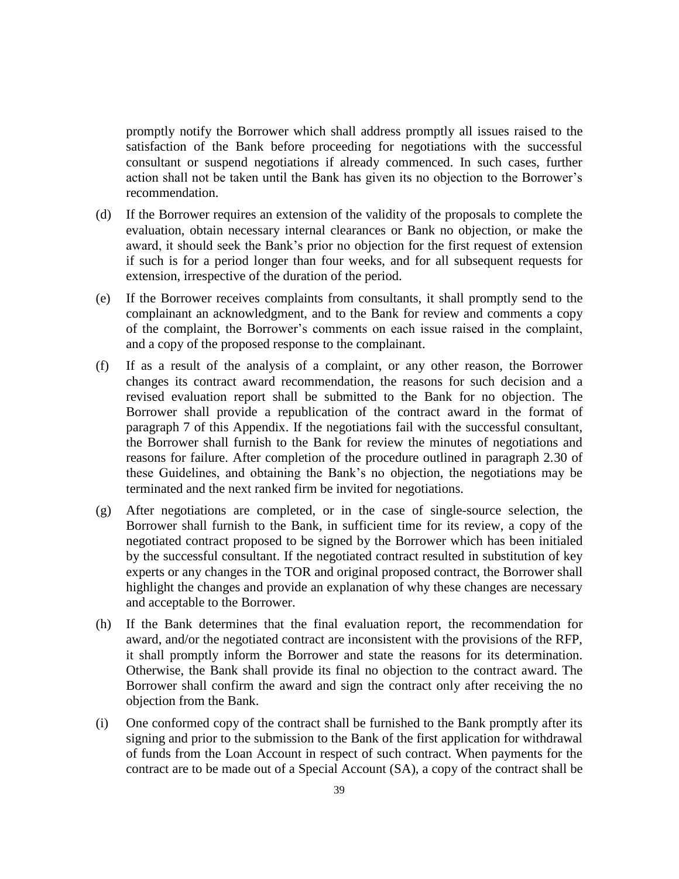promptly notify the Borrower which shall address promptly all issues raised to the satisfaction of the Bank before proceeding for negotiations with the successful consultant or suspend negotiations if already commenced. In such cases, further action shall not be taken until the Bank has given its no objection to the Borrower's recommendation.

(d) If the Borrower requires an extension of the validity of the proposals to complete the evaluation, obtain necessary internal clearances or Bank no objection, or make the award, it should seek the Bank's prior no objection for the first request of extension if such is for a period longer than four weeks, and for all subsequent requests for extension, irrespective of the duration of the period.

(e) If the Borrower receives complaints from consultants, it shall promptly send to the complainant an acknowledgment, and to the Bank for review and comments a copy of the complaint, the Borrower's comments on each issue raised in the complaint, and a copy of the proposed response to the complainant.

(f) If as a result of the analysis of a complaint, or any other reason, the Borrower changes its contract award recommendation, the reasons for such decision and a revised evaluation report shall be submitted to the Bank for no objection. The Borrower shall provide a republication of the contract award in the format of paragraph 7 of this Appendix. If the negotiations fail with the successful consultant, the Borrower shall furnish to the Bank for review the minutes of negotiations and reasons for failure. After completion of the procedure outlined in paragraph 2.30 of these Guidelines, and obtaining the Bank's no objection, the negotiations may be terminated and the next ranked firm be invited for negotiations.

(g) After negotiations are completed, or in the case of single-source selection, the Borrower shall furnish to the Bank, in sufficient time for its review, a copy of the negotiated contract proposed to be signed by the Borrower which has been initialed by the successful consultant. If the negotiated contract resulted in substitution of key experts or any changes in the TOR and original proposed contract, the Borrower shall highlight the changes and provide an explanation of why these changes are necessary and acceptable to the Borrower.

(h) If the Bank determines that the final evaluation report, the recommendation for award, and/or the negotiated contract are inconsistent with the provisions of the RFP, it shall promptly inform the Borrower and state the reasons for its determination. Otherwise, the Bank shall provide its final no objection to the contract award. The Borrower shall confirm the award and sign the contract only after receiving the no objection from the Bank.

(i) One conformed copy of the contract shall be furnished to the Bank promptly after its signing and prior to the submission to the Bank of the first application for withdrawal of funds from the Loan Account in respect of such contract. When payments for the contract are to be made out of a Special Account (SA), a copy of the contract shall be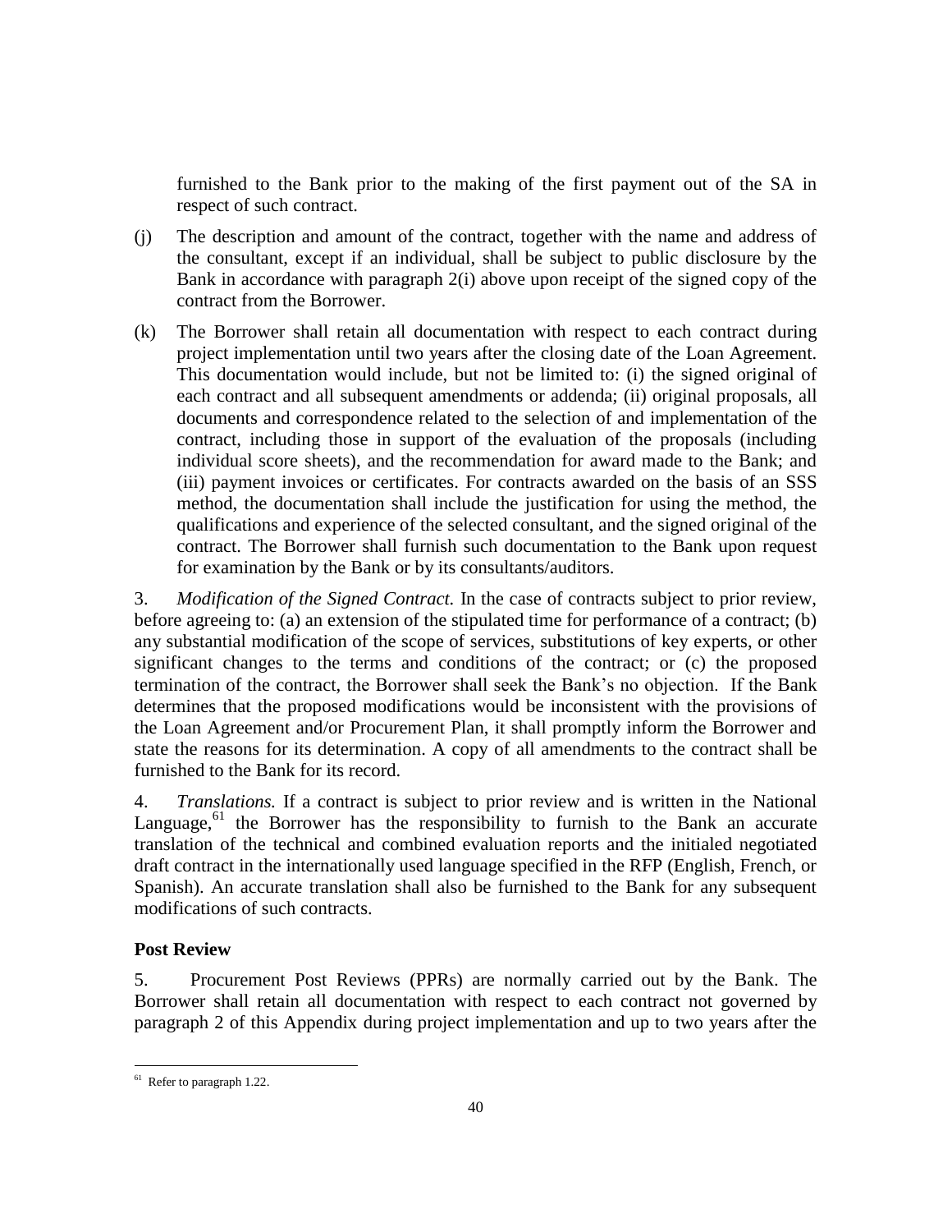furnished to the Bank prior to the making of the first payment out of the SA in respect of such contract.

(j) The description and amount of the contract, together with the name and address of the consultant, except if an individual, shall be subject to public disclosure by the Bank in accordance with paragraph 2(i) above upon receipt of the signed copy of the contract from the Borrower.

(k) The Borrower shall retain all documentation with respect to each contract during project implementation until two years after the closing date of the Loan Agreement. This documentation would include, but not be limited to: (i) the signed original of each contract and all subsequent amendments or addenda; (ii) original proposals, all documents and correspondence related to the selection of and implementation of the contract, including those in support of the evaluation of the proposals (including individual score sheets), and the recommendation for award made to the Bank; and (iii) payment invoices or certificates. For contracts awarded on the basis of an SSS method, the documentation shall include the justification for using the method, the qualifications and experience of the selected consultant, and the signed original of the contract. The Borrower shall furnish such documentation to the Bank upon request for examination by the Bank or by its consultants/auditors.

3. *Modification of the Signed Contract.* In the case of contracts subject to prior review, before agreeing to: (a) an extension of the stipulated time for performance of a contract; (b) any substantial modification of the scope of services, substitutions of key experts, or other significant changes to the terms and conditions of the contract; or (c) the proposed termination of the contract, the Borrower shall seek the Bank's no objection. If the Bank determines that the proposed modifications would be inconsistent with the provisions of the Loan Agreement and/or Procurement Plan, it shall promptly inform the Borrower and state the reasons for its determination. A copy of all amendments to the contract shall be furnished to the Bank for its record.

4. *Translations.* If a contract is subject to prior review and is written in the National Language,[61] the Borrower has the responsibility to furnish to the Bank an accurate translation of the technical and combined evaluation reports and the initialed negotiated draft contract in the internationally used language specified in the RFP (English, French, or Spanish). An accurate translation shall also be furnished to the Bank for any subsequent modifications of such contracts.

**Post Review**

5. Procurement Post Reviews (PPRs) are normally carried out by the Bank. The Borrower shall retain all documentation with respect to each contract not governed by paragraph 2 of this Appendix during project implementation and up to two years after the

[61] Refer to paragraph 1.22.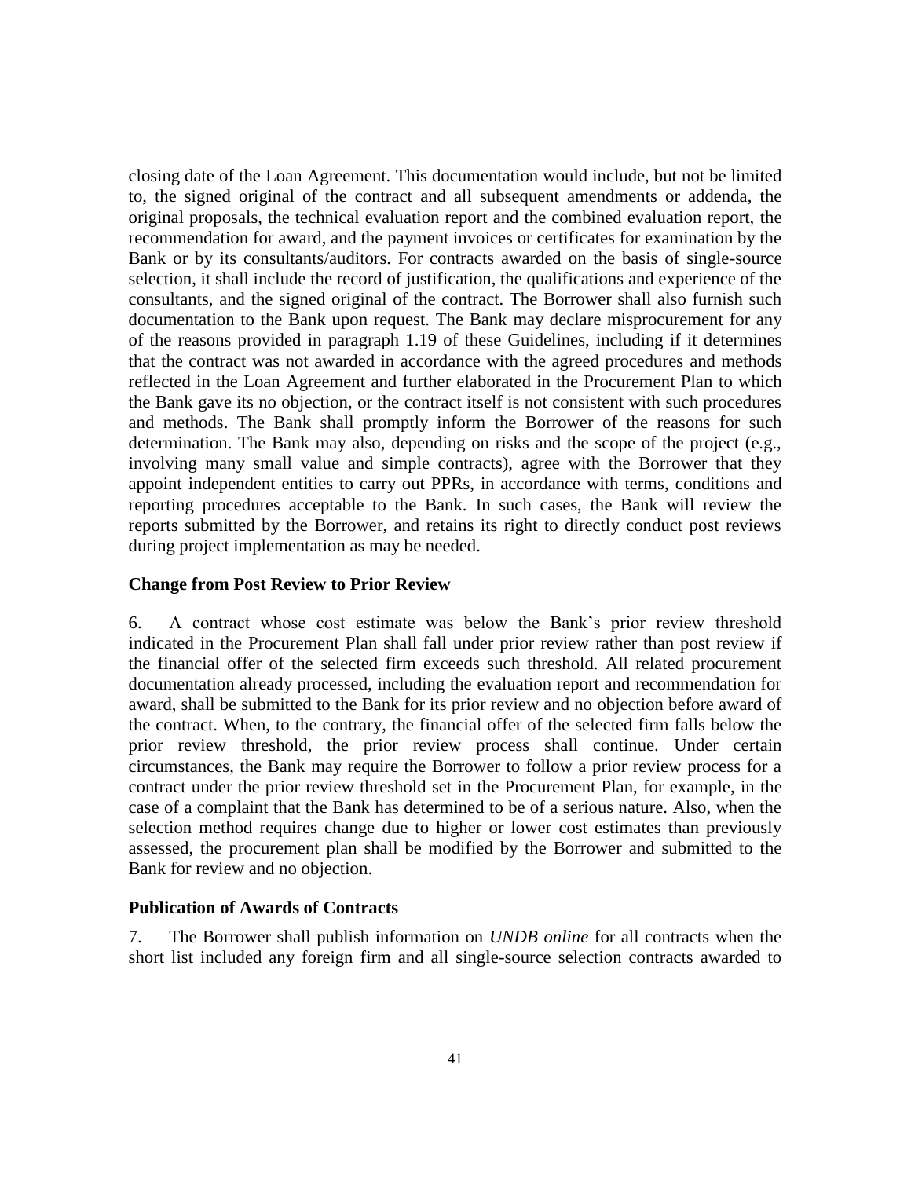closing date of the Loan Agreement. This documentation would include, but not be limited to, the signed original of the contract and all subsequent amendments or addenda, the original proposals, the technical evaluation report and the combined evaluation report, the recommendation for award, and the payment invoices or certificates for examination by the Bank or by its consultants/auditors. For contracts awarded on the basis of single-source selection, it shall include the record of justification, the qualifications and experience of the consultants, and the signed original of the contract. The Borrower shall also furnish such documentation to the Bank upon request. The Bank may declare misprocurement for any of the reasons provided in paragraph 1.19 of these Guidelines, including if it determines that the contract was not awarded in accordance with the agreed procedures and methods reflected in the Loan Agreement and further elaborated in the Procurement Plan to which the Bank gave its no objection, or the contract itself is not consistent with such procedures and methods. The Bank shall promptly inform the Borrower of the reasons for such determination. The Bank may also, depending on risks and the scope of the project (e.g., involving many small value and simple contracts), agree with the Borrower that they appoint independent entities to carry out PPRs, in accordance with terms, conditions and reporting procedures acceptable to the Bank. In such cases, the Bank will review the reports submitted by the Borrower, and retains its right to directly conduct post reviews during project implementation as may be needed.

**Change from Post Review to Prior Review**

6. A contract whose cost estimate was below the Bank's prior review threshold indicated in the Procurement Plan shall fall under prior review rather than post review if the financial offer of the selected firm exceeds such threshold. All related procurement documentation already processed, including the evaluation report and recommendation for award, shall be submitted to the Bank for its prior review and no objection before award of the contract. When, to the contrary, the financial offer of the selected firm falls below the prior review threshold, the prior review process shall continue. Under certain circumstances, the Bank may require the Borrower to follow a prior review process for a contract under the prior review threshold set in the Procurement Plan, for example, in the case of a complaint that the Bank has determined to be of a serious nature. Also, when the selection method requires change due to higher or lower cost estimates than previously assessed, the procurement plan shall be modified by the Borrower and submitted to the Bank for review and no objection.

**Publication of Awards of Contracts**

7. The Borrower shall publish information on *UNDB online* for all contracts when the short list included any foreign firm and all single-source selection contracts awarded to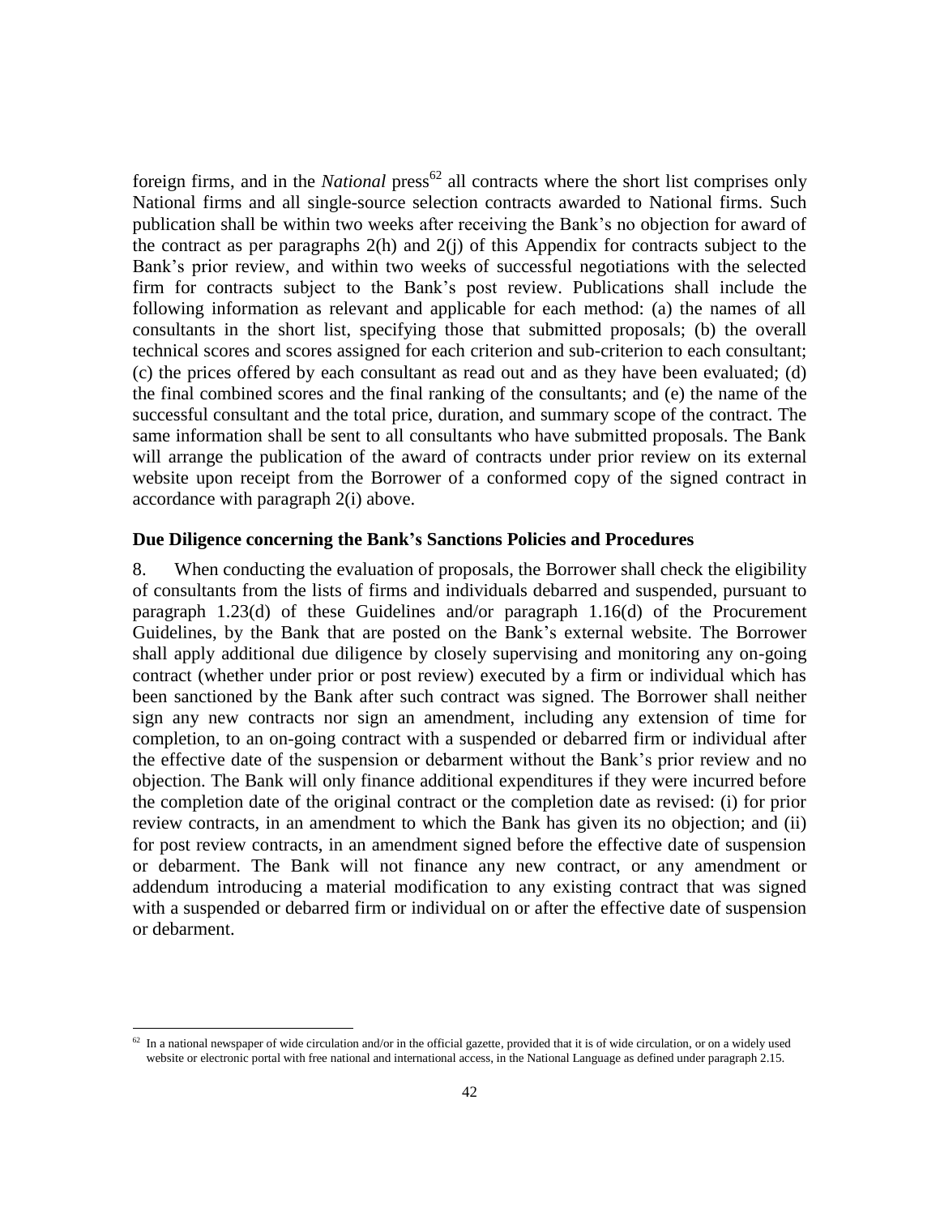foreign firms, and in the *National* press[62] all contracts where the short list comprises only National firms and all single-source selection contracts awarded to National firms. Such publication shall be within two weeks after receiving the Bank's no objection for award of the contract as per paragraphs 2(h) and 2(j) of this Appendix for contracts subject to the Bank's prior review, and within two weeks of successful negotiations with the selected firm for contracts subject to the Bank's post review. Publications shall include the following information as relevant and applicable for each method: (a) the names of all consultants in the short list, specifying those that submitted proposals; (b) the overall technical scores and scores assigned for each criterion and sub-criterion to each consultant; (c) the prices offered by each consultant as read out and as they have been evaluated; (d) the final combined scores and the final ranking of the consultants; and (e) the name of the successful consultant and the total price, duration, and summary scope of the contract. The same information shall be sent to all consultants who have submitted proposals. The Bank will arrange the publication of the award of contracts under prior review on its external website upon receipt from the Borrower of a conformed copy of the signed contract in accordance with paragraph 2(i) above.

**Due Diligence concerning the Bank's Sanctions Policies and Procedures**

8. When conducting the evaluation of proposals, the Borrower shall check the eligibility of consultants from the lists of firms and individuals debarred and suspended, pursuant to paragraph 1.23(d) of these Guidelines and/or paragraph 1.16(d) of the Procurement Guidelines, by the Bank that are posted on the Bank's external website. The Borrower shall apply additional due diligence by closely supervising and monitoring any on-going contract (whether under prior or post review) executed by a firm or individual which has been sanctioned by the Bank after such contract was signed. The Borrower shall neither sign any new contracts nor sign an amendment, including any extension of time for completion, to an on-going contract with a suspended or debarred firm or individual after the effective date of the suspension or debarment without the Bank's prior review and no objection. The Bank will only finance additional expenditures if they were incurred before the completion date of the original contract or the completion date as revised: (i) for prior review contracts, in an amendment to which the Bank has given its no objection; and (ii) for post review contracts, in an amendment signed before the effective date of suspension or debarment. The Bank will not finance any new contract, or any amendment or addendum introducing a material modification to any existing contract that was signed with a suspended or debarred firm or individual on or after the effective date of suspension or debarment.

[62] In a national newspaper of wide circulation and/or in the official gazette, provided that it is of wide circulation, or on a widely used website or electronic portal with free national and international access, in the National Language as defined under paragraph 2.15.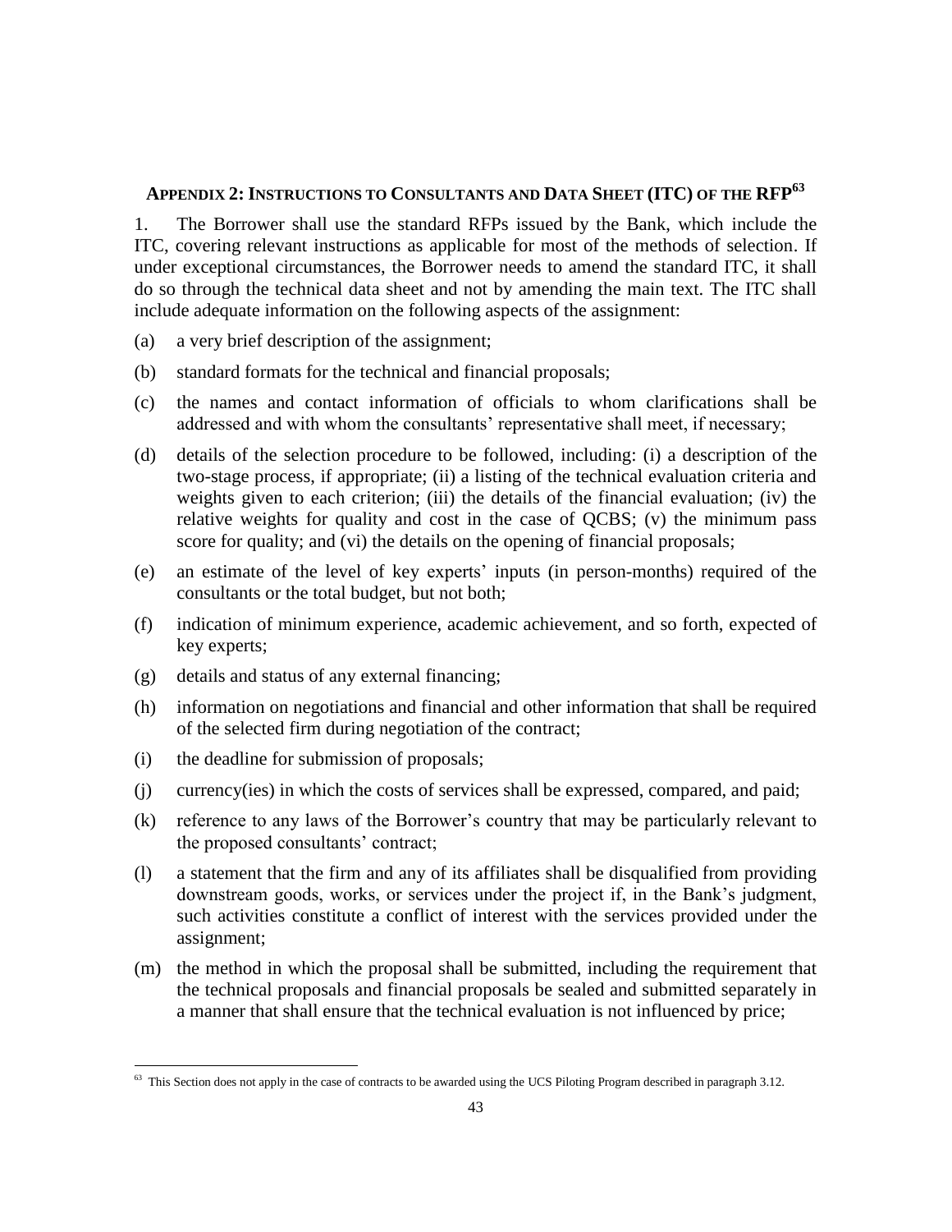## APPENDIX 2: INSTRUCTIONS TO CONSULTANTS AND DATA SHEET (ITC) OF THE RFP[63]

1. The Borrower shall use the standard RFPs issued by the Bank, which include the ITC, covering relevant instructions as applicable for most of the methods of selection. If under exceptional circumstances, the Borrower needs to amend the standard ITC, it shall do so through the technical data sheet and not by amending the main text. The ITC shall include adequate information on the following aspects of the assignment:

(a) a very brief description of the assignment;

(b) standard formats for the technical and financial proposals;

(c) the names and contact information of officials to whom clarifications shall be addressed and with whom the consultants' representative shall meet, if necessary;

(d) details of the selection procedure to be followed, including: (i) a description of the two-stage process, if appropriate; (ii) a listing of the technical evaluation criteria and weights given to each criterion; (iii) the details of the financial evaluation; (iv) the relative weights for quality and cost in the case of QCBS; (v) the minimum pass score for quality; and (vi) the details on the opening of financial proposals;

(e) an estimate of the level of key experts' inputs (in person-months) required of the consultants or the total budget, but not both;

(f) indication of minimum experience, academic achievement, and so forth, expected of key experts;

(g) details and status of any external financing;

(h) information on negotiations and financial and other information that shall be required of the selected firm during negotiation of the contract;

(i) the deadline for submission of proposals;

(j) currency(ies) in which the costs of services shall be expressed, compared, and paid;

(k) reference to any laws of the Borrower's country that may be particularly relevant to the proposed consultants' contract;

(l) a statement that the firm and any of its affiliates shall be disqualified from providing downstream goods, works, or services under the project if, in the Bank's judgment, such activities constitute a conflict of interest with the services provided under the assignment;

(m) the method in which the proposal shall be submitted, including the requirement that the technical proposals and financial proposals be sealed and submitted separately in a manner that shall ensure that the technical evaluation is not influenced by price;

---

[63] This Section does not apply in the case of contracts to be awarded using the UCS Piloting Program described in paragraph 3.12.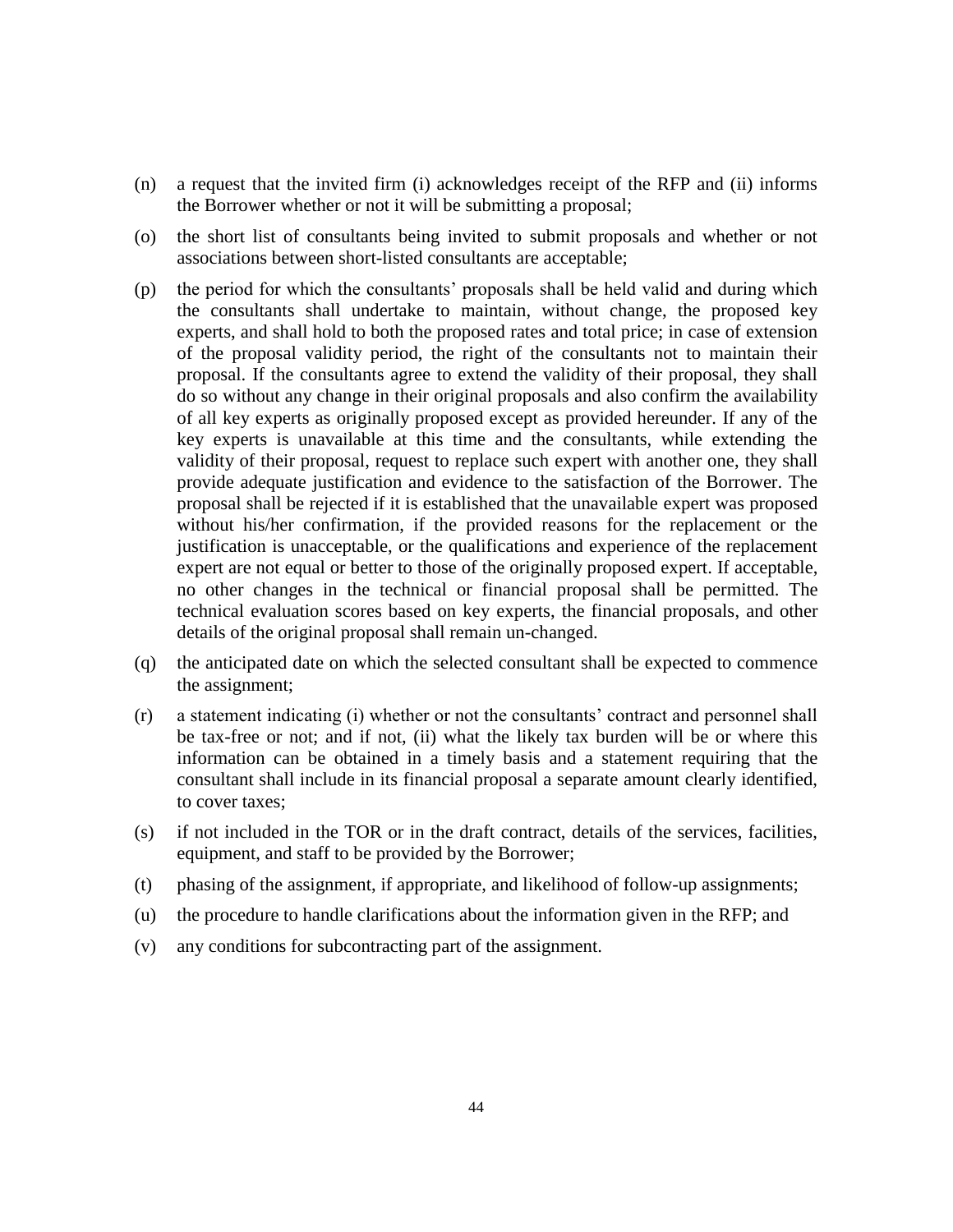(n) a request that the invited firm (i) acknowledges receipt of the RFP and (ii) informs the Borrower whether or not it will be submitting a proposal;

(o) the short list of consultants being invited to submit proposals and whether or not associations between short-listed consultants are acceptable;

(p) the period for which the consultants' proposals shall be held valid and during which the consultants shall undertake to maintain, without change, the proposed key experts, and shall hold to both the proposed rates and total price; in case of extension of the proposal validity period, the right of the consultants not to maintain their proposal. If the consultants agree to extend the validity of their proposal, they shall do so without any change in their original proposals and also confirm the availability of all key experts as originally proposed except as provided hereunder. If any of the key experts is unavailable at this time and the consultants, while extending the validity of their proposal, request to replace such expert with another one, they shall provide adequate justification and evidence to the satisfaction of the Borrower. The proposal shall be rejected if it is established that the unavailable expert was proposed without his/her confirmation, if the provided reasons for the replacement or the justification is unacceptable, or the qualifications and experience of the replacement expert are not equal or better to those of the originally proposed expert. If acceptable, no other changes in the technical or financial proposal shall be permitted. The technical evaluation scores based on key experts, the financial proposals, and other details of the original proposal shall remain un-changed.

(q) the anticipated date on which the selected consultant shall be expected to commence the assignment;

(r) a statement indicating (i) whether or not the consultants' contract and personnel shall be tax-free or not; and if not, (ii) what the likely tax burden will be or where this information can be obtained in a timely basis and a statement requiring that the consultant shall include in its financial proposal a separate amount clearly identified, to cover taxes;

(s) if not included in the TOR or in the draft contract, details of the services, facilities, equipment, and staff to be provided by the Borrower;

(t) phasing of the assignment, if appropriate, and likelihood of follow-up assignments;

(u) the procedure to handle clarifications about the information given in the RFP; and

(v) any conditions for subcontracting part of the assignment.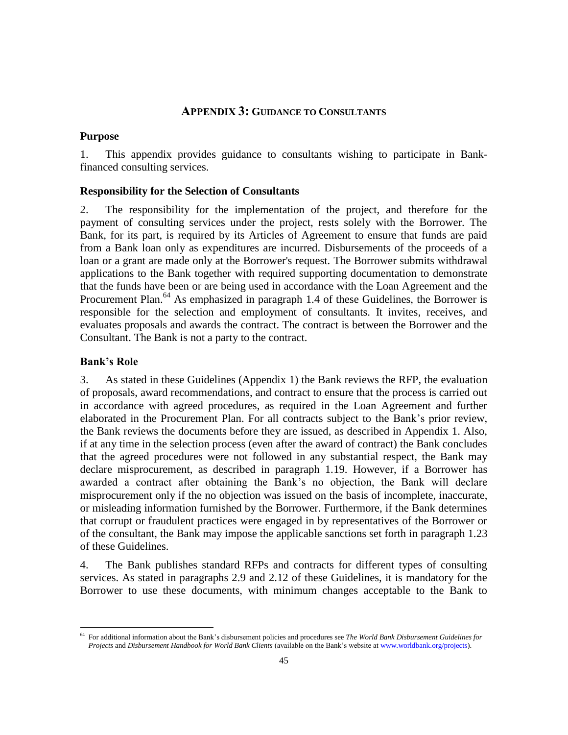## APPENDIX 3: GUIDANCE TO CONSULTANTS

### Purpose

1. This appendix provides guidance to consultants wishing to participate in Bank-financed consulting services.

### Responsibility for the Selection of Consultants

2. The responsibility for the implementation of the project, and therefore for the payment of consulting services under the project, rests solely with the Borrower. The Bank, for its part, is required by its Articles of Agreement to ensure that funds are paid from a Bank loan only as expenditures are incurred. Disbursements of the proceeds of a loan or a grant are made only at the Borrower's request. The Borrower submits withdrawal applications to the Bank together with required supporting documentation to demonstrate that the funds have been or are being used in accordance with the Loan Agreement and the Procurement Plan.[64] As emphasized in paragraph 1.4 of these Guidelines, the Borrower is responsible for the selection and employment of consultants. It invites, receives, and evaluates proposals and awards the contract. The contract is between the Borrower and the Consultant. The Bank is not a party to the contract.

### Bank's Role

3. As stated in these Guidelines (Appendix 1) the Bank reviews the RFP, the evaluation of proposals, award recommendations, and contract to ensure that the process is carried out in accordance with agreed procedures, as required in the Loan Agreement and further elaborated in the Procurement Plan. For all contracts subject to the Bank's prior review, the Bank reviews the documents before they are issued, as described in Appendix 1. Also, if at any time in the selection process (even after the award of contract) the Bank concludes that the agreed procedures were not followed in any substantial respect, the Bank may declare misprocurement, as described in paragraph 1.19. However, if a Borrower has awarded a contract after obtaining the Bank's no objection, the Bank will declare misprocurement only if the no objection was issued on the basis of incomplete, inaccurate, or misleading information furnished by the Borrower. Furthermore, if the Bank determines that corrupt or fraudulent practices were engaged in by representatives of the Borrower or of the consultant, the Bank may impose the applicable sanctions set forth in paragraph 1.23 of these Guidelines.

4. The Bank publishes standard RFPs and contracts for different types of consulting services. As stated in paragraphs 2.9 and 2.12 of these Guidelines, it is mandatory for the Borrower to use these documents, with minimum changes acceptable to the Bank to

---

[64] For additional information about the Bank's disbursement policies and procedures see *The World Bank Disbursement Guidelines for Projects* and *Disbursement Handbook for World Bank Clients* (available on the Bank's website at www.worldbank.org/projects).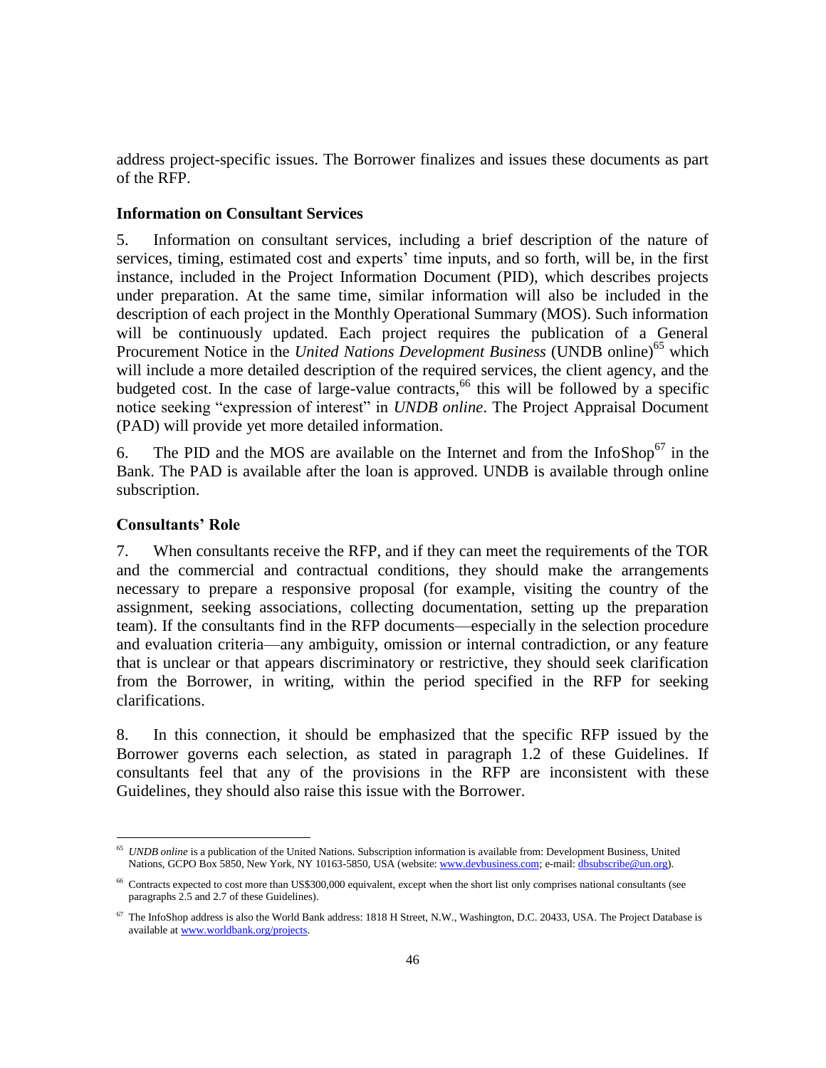address project-specific issues. The Borrower finalizes and issues these documents as part of the RFP.

### Information on Consultant Services

5. Information on consultant services, including a brief description of the nature of services, timing, estimated cost and experts' time inputs, and so forth, will be, in the first instance, included in the Project Information Document (PID), which describes projects under preparation. At the same time, similar information will also be included in the description of each project in the Monthly Operational Summary (MOS). Such information will be continuously updated. Each project requires the publication of a General Procurement Notice in the *United Nations Development Business* (UNDB online)[65] which will include a more detailed description of the required services, the client agency, and the budgeted cost. In the case of large-value contracts,[66] this will be followed by a specific notice seeking "expression of interest" in *UNDB online*. The Project Appraisal Document (PAD) will provide yet more detailed information.

6. The PID and the MOS are available on the Internet and from the InfoShop[67] in the Bank. The PAD is available after the loan is approved. UNDB is available through online subscription.

### Consultants' Role

7. When consultants receive the RFP, and if they can meet the requirements of the TOR and the commercial and contractual conditions, they should make the arrangements necessary to prepare a responsive proposal (for example, visiting the country of the assignment, seeking associations, collecting documentation, setting up the preparation team). If the consultants find in the RFP documents—especially in the selection procedure and evaluation criteria—any ambiguity, omission or internal contradiction, or any feature that is unclear or that appears discriminatory or restrictive, they should seek clarification from the Borrower, in writing, within the period specified in the RFP for seeking clarifications.

8. In this connection, it should be emphasized that the specific RFP issued by the Borrower governs each selection, as stated in paragraph 1.2 of these Guidelines. If consultants feel that any of the provisions in the RFP are inconsistent with these Guidelines, they should also raise this issue with the Borrower.

---

[65] *UNDB online* is a publication of the United Nations. Subscription information is available from: Development Business, United Nations, GCPO Box 5850, New York, NY 10163-5850, USA (website: www.devbusiness.com; e-mail: dbsubscribe@un.org).

[66] Contracts expected to cost more than US$300,000 equivalent, except when the short list only comprises national consultants (see paragraphs 2.5 and 2.7 of these Guidelines).

[67] The InfoShop address is also the World Bank address: 1818 H Street, N.W., Washington, D.C. 20433, USA. The Project Database is available at www.worldbank.org/projects.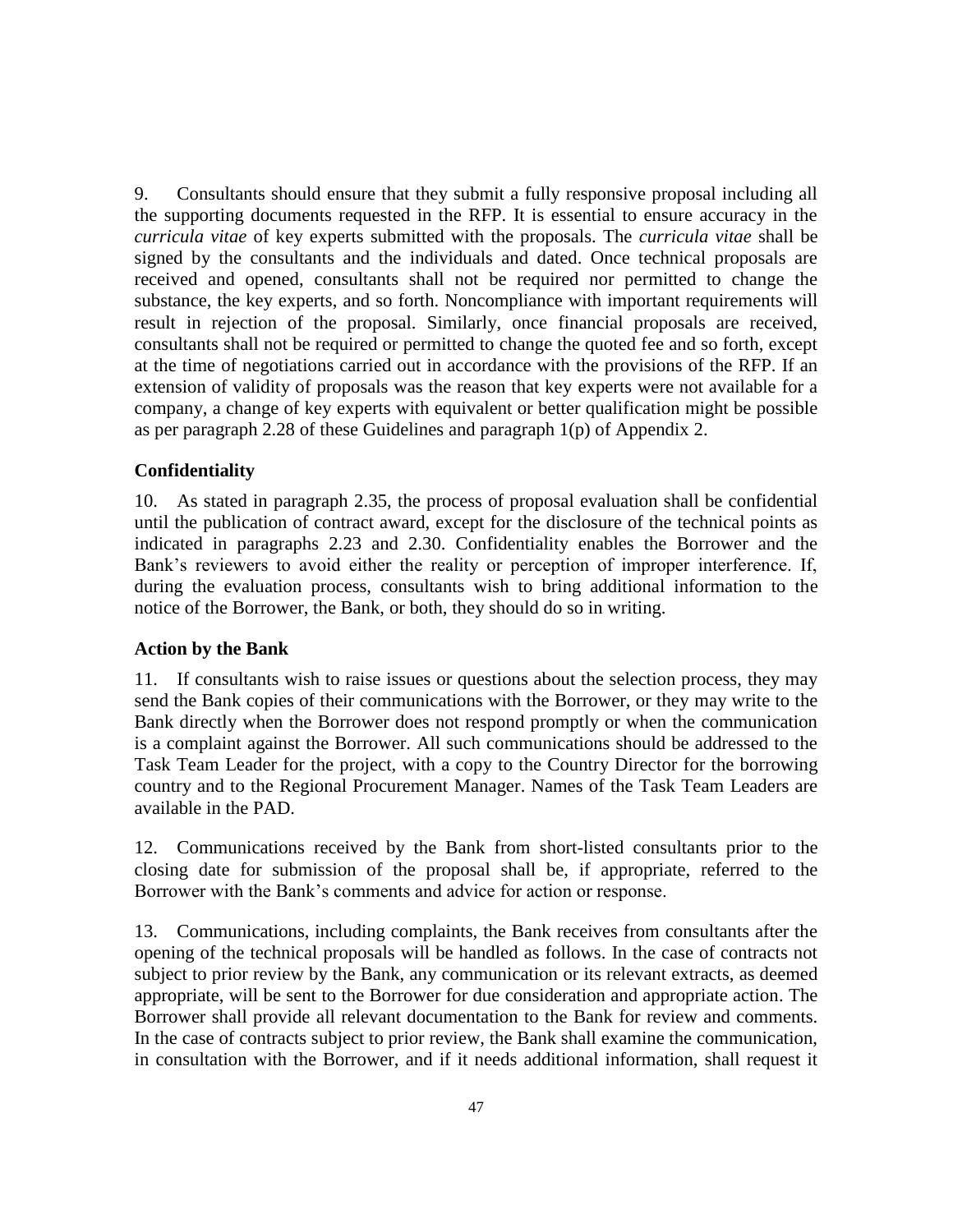9. Consultants should ensure that they submit a fully responsive proposal including all the supporting documents requested in the RFP. It is essential to ensure accuracy in the *curricula vitae* of key experts submitted with the proposals. The *curricula vitae* shall be signed by the consultants and the individuals and dated. Once technical proposals are received and opened, consultants shall not be required nor permitted to change the substance, the key experts, and so forth. Noncompliance with important requirements will result in rejection of the proposal. Similarly, once financial proposals are received, consultants shall not be required or permitted to change the quoted fee and so forth, except at the time of negotiations carried out in accordance with the provisions of the RFP. If an extension of validity of proposals was the reason that key experts were not available for a company, a change of key experts with equivalent or better qualification might be possible as per paragraph 2.28 of these Guidelines and paragraph 1(p) of Appendix 2.

### Confidentiality

10. As stated in paragraph 2.35, the process of proposal evaluation shall be confidential until the publication of contract award, except for the disclosure of the technical points as indicated in paragraphs 2.23 and 2.30. Confidentiality enables the Borrower and the Bank's reviewers to avoid either the reality or perception of improper interference. If, during the evaluation process, consultants wish to bring additional information to the notice of the Borrower, the Bank, or both, they should do so in writing.

### Action by the Bank

11. If consultants wish to raise issues or questions about the selection process, they may send the Bank copies of their communications with the Borrower, or they may write to the Bank directly when the Borrower does not respond promptly or when the communication is a complaint against the Borrower. All such communications should be addressed to the Task Team Leader for the project, with a copy to the Country Director for the borrowing country and to the Regional Procurement Manager. Names of the Task Team Leaders are available in the PAD.

12. Communications received by the Bank from short-listed consultants prior to the closing date for submission of the proposal shall be, if appropriate, referred to the Borrower with the Bank's comments and advice for action or response.

13. Communications, including complaints, the Bank receives from consultants after the opening of the technical proposals will be handled as follows. In the case of contracts not subject to prior review by the Bank, any communication or its relevant extracts, as deemed appropriate, will be sent to the Borrower for due consideration and appropriate action. The Borrower shall provide all relevant documentation to the Bank for review and comments. In the case of contracts subject to prior review, the Bank shall examine the communication, in consultation with the Borrower, and if it needs additional information, shall request it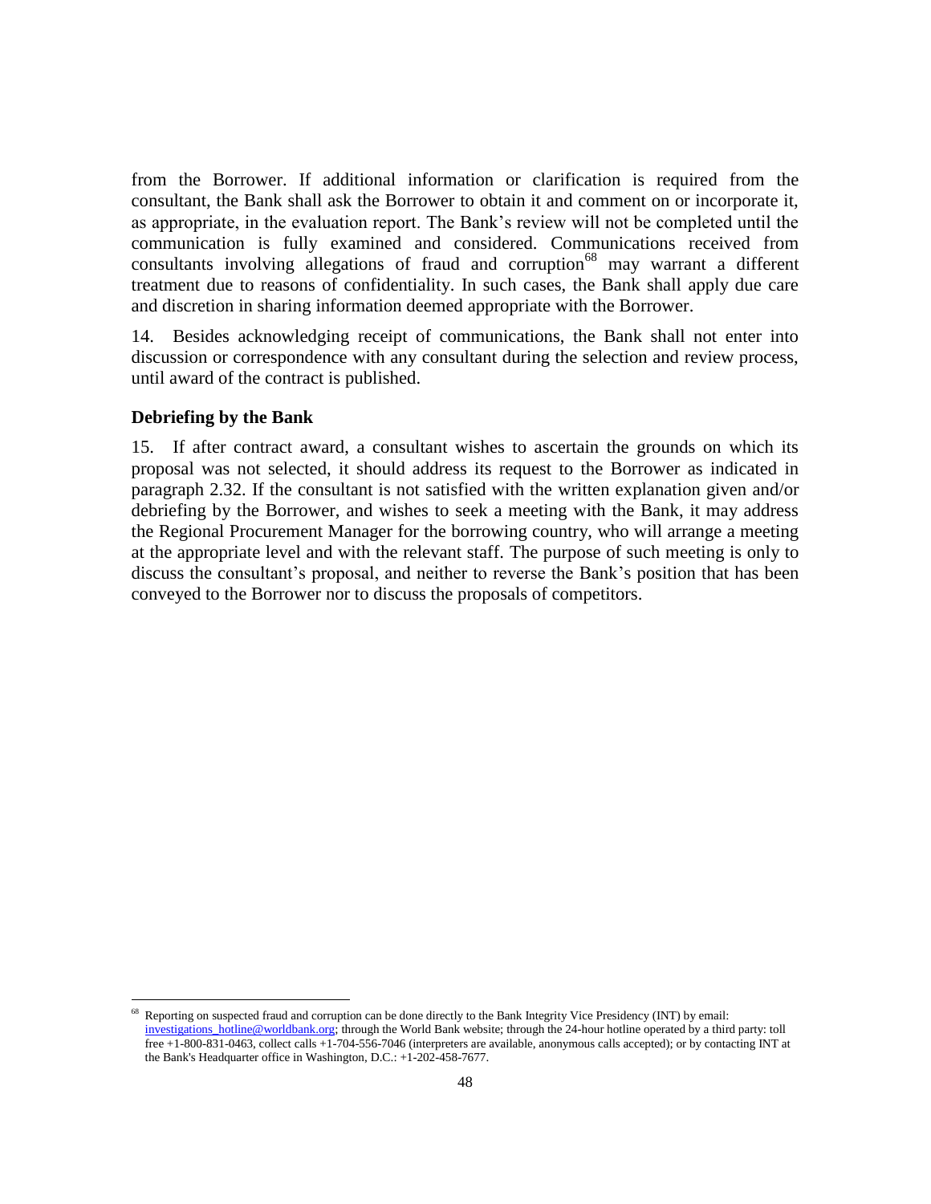from the Borrower. If additional information or clarification is required from the consultant, the Bank shall ask the Borrower to obtain it and comment on or incorporate it, as appropriate, in the evaluation report. The Bank's review will not be completed until the communication is fully examined and considered. Communications received from consultants involving allegations of fraud and corruption[68] may warrant a different treatment due to reasons of confidentiality. In such cases, the Bank shall apply due care and discretion in sharing information deemed appropriate with the Borrower.

14. Besides acknowledging receipt of communications, the Bank shall not enter into discussion or correspondence with any consultant during the selection and review process, until award of the contract is published.

**Debriefing by the Bank**

15. If after contract award, a consultant wishes to ascertain the grounds on which its proposal was not selected, it should address its request to the Borrower as indicated in paragraph 2.32. If the consultant is not satisfied with the written explanation given and/or debriefing by the Borrower, and wishes to seek a meeting with the Bank, it may address the Regional Procurement Manager for the borrowing country, who will arrange a meeting at the appropriate level and with the relevant staff. The purpose of such meeting is only to discuss the consultant's proposal, and neither to reverse the Bank's position that has been conveyed to the Borrower nor to discuss the proposals of competitors.

---

[68] Reporting on suspected fraud and corruption can be done directly to the Bank Integrity Vice Presidency (INT) by email: investigations_hotline@worldbank.org; through the World Bank website; through the 24-hour hotline operated by a third party: toll free +1-800-831-0463, collect calls +1-704-556-7046 (interpreters are available, anonymous calls accepted); or by contacting INT at the Bank's Headquarter office in Washington, D.C.: +1-202-458-7677.